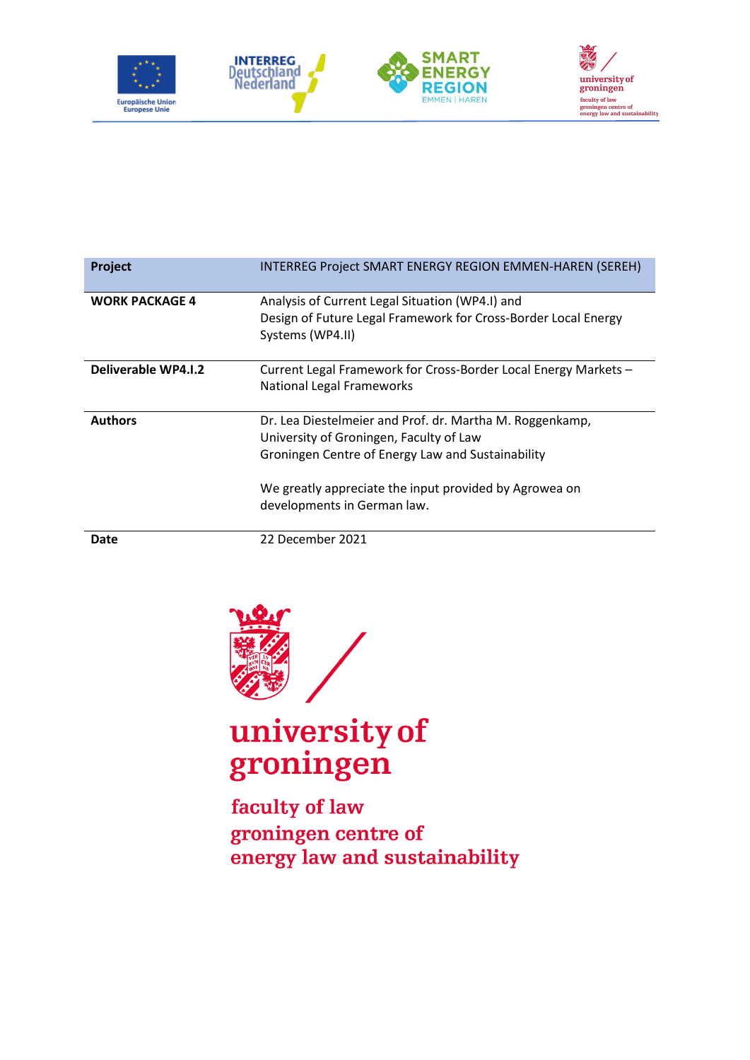| **Project** | INTERREG Project SMART ENERGY REGION EMMEN-HAREN (SEREH) |
| --- | --- |
| **WORK PACKAGE 4** | Analysis of Current Legal Situation (WP4.I) and<br>Design of Future Legal Framework for Cross-Border Local Energy Systems (WP4.II) |
| **Deliverable WP4.I.2** | Current Legal Framework for Cross-Border Local Energy Markets – National Legal Frameworks |
| **Authors** | Dr. Lea Diestelmeier and Prof. dr. Martha M. Roggenkamp,<br>University of Groningen, Faculty of Law<br>Groningen Centre of Energy Law and Sustainability<br><br>We greatly appreciate the input provided by Agrowea on developments in German law. |
| **Date** | 22 December 2021 |

university of groningen

faculty of law

groningen centre of energy law and sustainability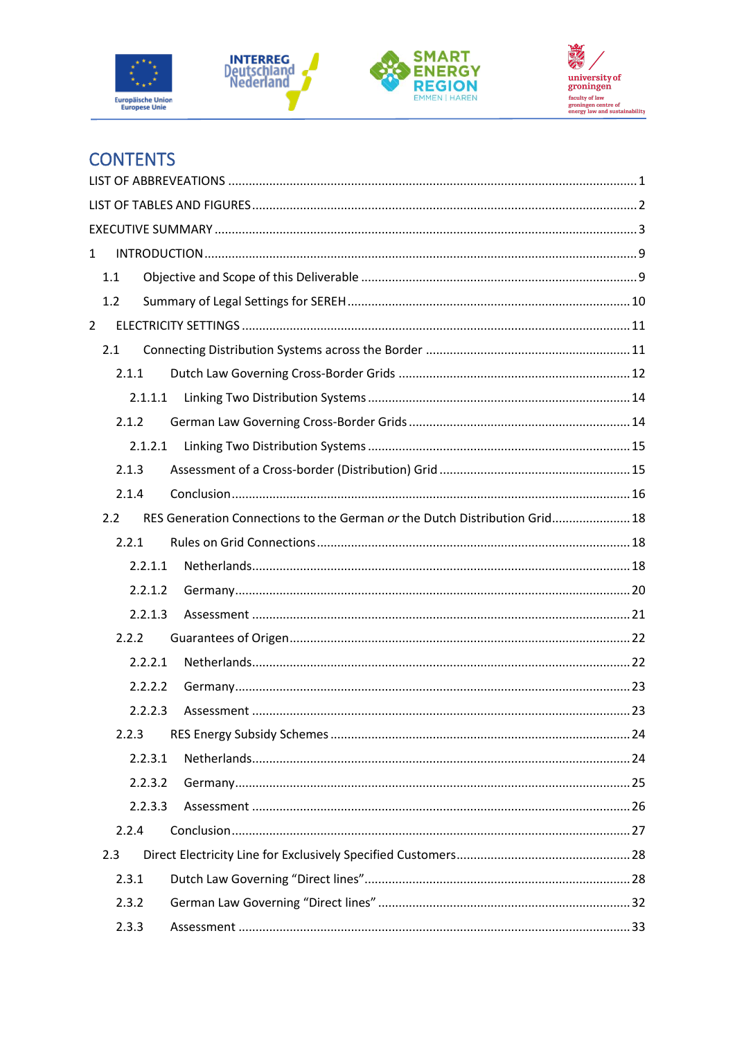# CONTENTS

LIST OF ABBREVEATIONS ..... 1

LIST OF TABLES AND FIGURES ..... 2

EXECUTIVE SUMMARY ..... 3

1 INTRODUCTION ..... 9

- 1.1 Objective and Scope of this Deliverable ..... 9
- 1.2 Summary of Legal Settings for SEREH ..... 10

2 ELECTRICITY SETTINGS ..... 11

- 2.1 Connecting Distribution Systems across the Border ..... 11
  - 2.1.1 Dutch Law Governing Cross-Border Grids ..... 12
    - 2.1.1.1 Linking Two Distribution Systems ..... 14
  - 2.1.2 German Law Governing Cross-Border Grids ..... 14
    - 2.1.2.1 Linking Two Distribution Systems ..... 15
  - 2.1.3 Assessment of a Cross-border (Distribution) Grid ..... 15
  - 2.1.4 Conclusion ..... 16
- 2.2 RES Generation Connections to the German *or* the Dutch Distribution Grid ..... 18
  - 2.2.1 Rules on Grid Connections ..... 18
    - 2.2.1.1 Netherlands ..... 18
    - 2.2.1.2 Germany ..... 20
    - 2.2.1.3 Assessment ..... 21
  - 2.2.2 Guarantees of Origen ..... 22
    - 2.2.2.1 Netherlands ..... 22
    - 2.2.2.2 Germany ..... 23
    - 2.2.2.3 Assessment ..... 23
  - 2.2.3 RES Energy Subsidy Schemes ..... 24
    - 2.2.3.1 Netherlands ..... 24
    - 2.2.3.2 Germany ..... 25
    - 2.2.3.3 Assessment ..... 26
  - 2.2.4 Conclusion ..... 27
- 2.3 Direct Electricity Line for Exclusively Specified Customers ..... 28
  - 2.3.1 Dutch Law Governing "Direct lines" ..... 28
  - 2.3.2 German Law Governing "Direct lines" ..... 32
  - 2.3.3 Assessment ..... 33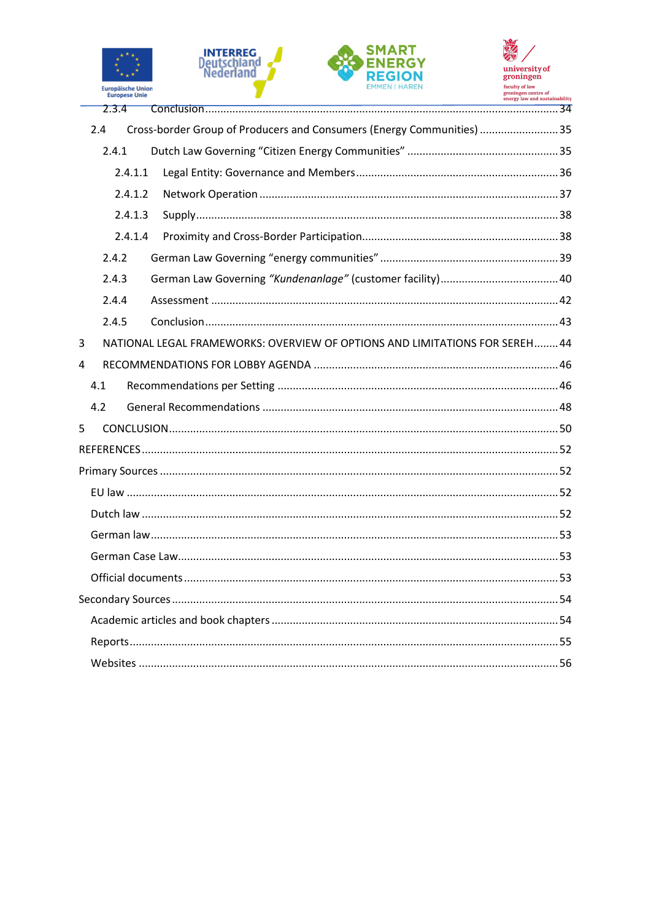2.3.4 Conclusion ........ 34

2.4 Cross-border Group of Producers and Consumers (Energy Communities) ........ 35

2.4.1 Dutch Law Governing “Citizen Energy Communities” ........ 35

2.4.1.1 Legal Entity: Governance and Members ........ 36

2.4.1.2 Network Operation ........ 37

2.4.1.3 Supply ........ 38

2.4.1.4 Proximity and Cross-Border Participation ........ 38

2.4.2 German Law Governing “energy communities” ........ 39

2.4.3 German Law Governing *“Kundenanlage”* (customer facility) ........ 40

2.4.4 Assessment ........ 42

2.4.5 Conclusion ........ 43

3 NATIONAL LEGAL FRAMEWORKS: OVERVIEW OF OPTIONS AND LIMITATIONS FOR SEREH ........ 44

4 RECOMMENDATIONS FOR LOBBY AGENDA ........ 46

4.1 Recommendations per Setting ........ 46

4.2 General Recommendations ........ 48

5 CONCLUSION ........ 50

REFERENCES ........ 52

Primary Sources ........ 52

EU law ........ 52

Dutch law ........ 52

German law ........ 53

German Case Law ........ 53

Official documents ........ 53

Secondary Sources ........ 54

Academic articles and book chapters ........ 54

Reports ........ 55

Websites ........ 56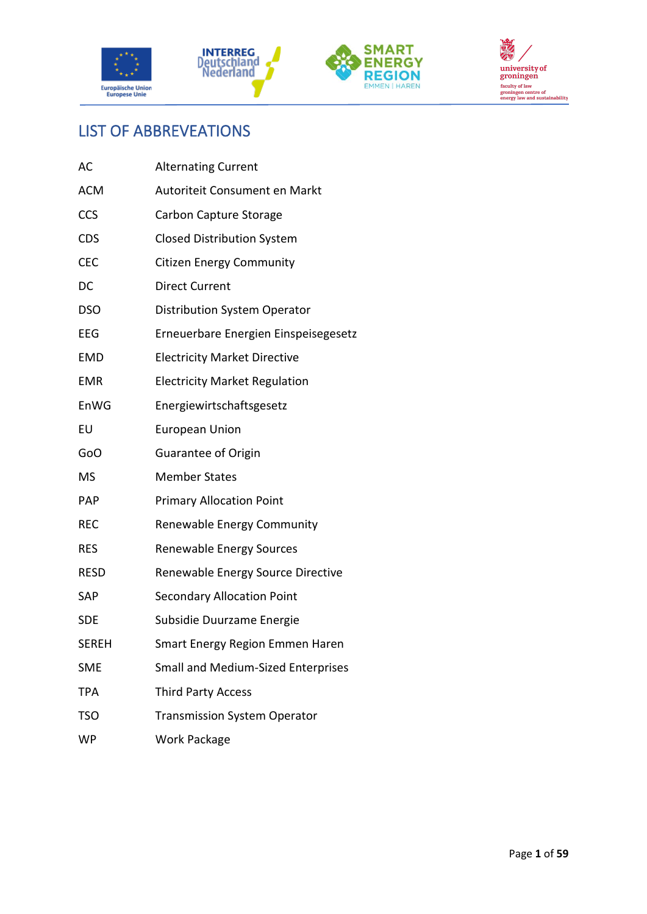# LIST OF ABBREVEATIONS

| | |
|---|---|
| AC | Alternating Current |
| ACM | Autoriteit Consument en Markt |
| CCS | Carbon Capture Storage |
| CDS | Closed Distribution System |
| CEC | Citizen Energy Community |
| DC | Direct Current |
| DSO | Distribution System Operator |
| EEG | Erneuerbare Energien Einspeisegesetz |
| EMD | Electricity Market Directive |
| EMR | Electricity Market Regulation |
| EnWG | Energiewirtschaftsgesetz |
| EU | European Union |
| GoO | Guarantee of Origin |
| MS | Member States |
| PAP | Primary Allocation Point |
| REC | Renewable Energy Community |
| RES | Renewable Energy Sources |
| RESD | Renewable Energy Source Directive |
| SAP | Secondary Allocation Point |
| SDE | Subsidie Duurzame Energie |
| SEREH | Smart Energy Region Emmen Haren |
| SME | Small and Medium-Sized Enterprises |
| TPA | Third Party Access |
| TSO | Transmission System Operator |
| WP | Work Package |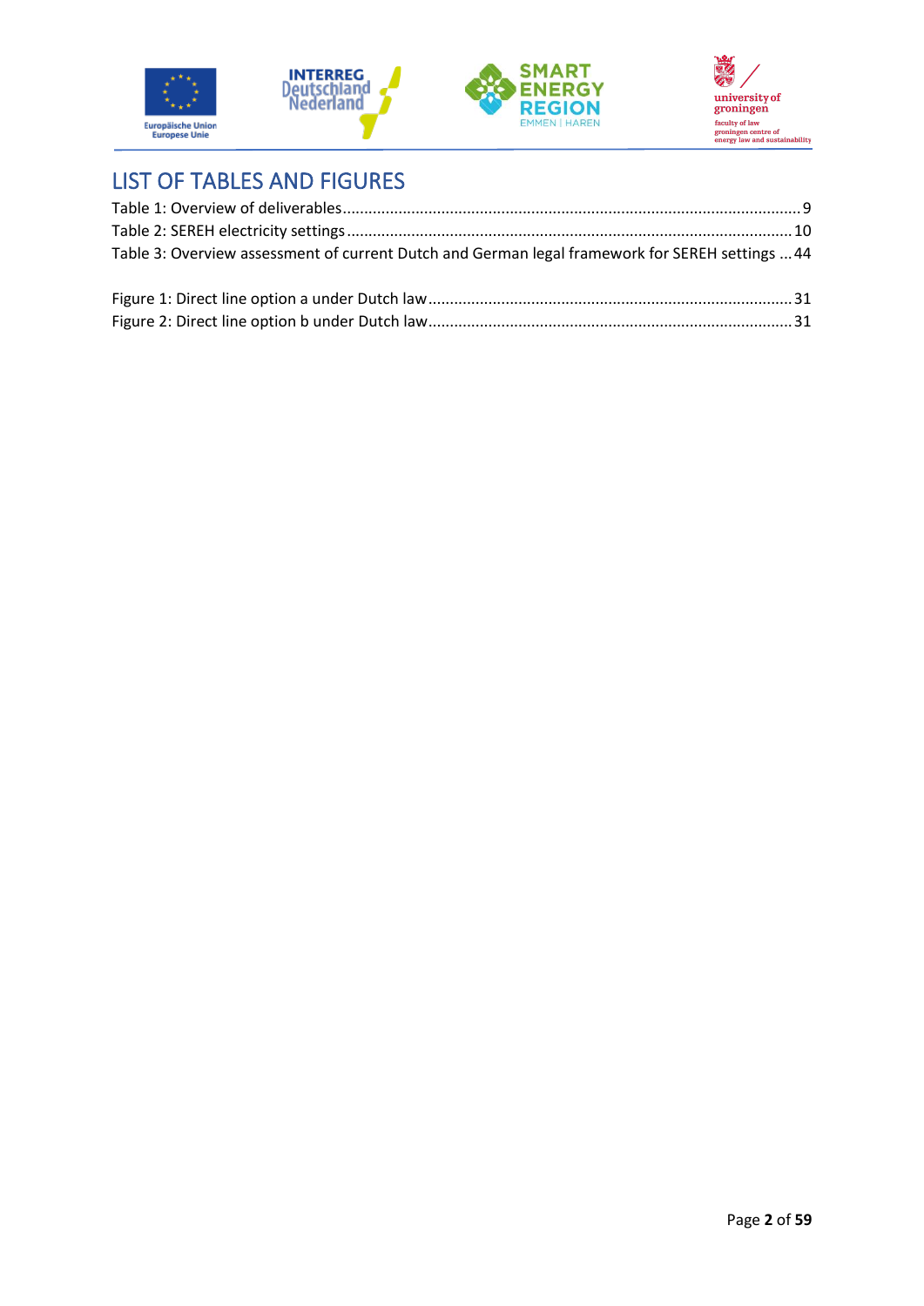# LIST OF TABLES AND FIGURES

Table 1: Overview of deliverables ........................................................................................................ 9
Table 2: SEREH electricity settings ...................................................................................................... 10
Table 3: Overview assessment of current Dutch and German legal framework for SEREH settings ... 44

Figure 1: Direct line option a under Dutch law ..................................................................................... 31
Figure 2: Direct line option b under Dutch law ..................................................................................... 31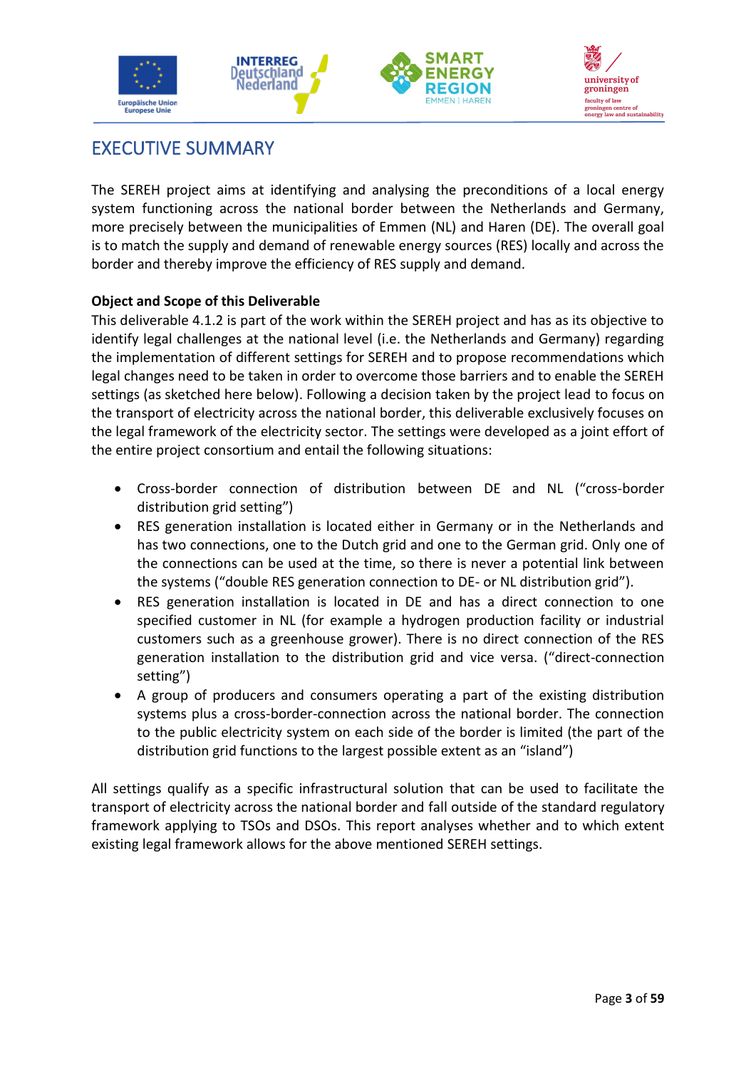# EXECUTIVE SUMMARY

The SEREH project aims at identifying and analysing the preconditions of a local energy system functioning across the national border between the Netherlands and Germany, more precisely between the municipalities of Emmen (NL) and Haren (DE). The overall goal is to match the supply and demand of renewable energy sources (RES) locally and across the border and thereby improve the efficiency of RES supply and demand.

**Object and Scope of this Deliverable**

This deliverable 4.1.2 is part of the work within the SEREH project and has as its objective to identify legal challenges at the national level (i.e. the Netherlands and Germany) regarding the implementation of different settings for SEREH and to propose recommendations which legal changes need to be taken in order to overcome those barriers and to enable the SEREH settings (as sketched here below). Following a decision taken by the project lead to focus on the transport of electricity across the national border, this deliverable exclusively focuses on the legal framework of the electricity sector. The settings were developed as a joint effort of the entire project consortium and entail the following situations:

- Cross-border connection of distribution between DE and NL ("cross-border distribution grid setting")
- RES generation installation is located either in Germany or in the Netherlands and has two connections, one to the Dutch grid and one to the German grid. Only one of the connections can be used at the time, so there is never a potential link between the systems ("double RES generation connection to DE- or NL distribution grid").
- RES generation installation is located in DE and has a direct connection to one specified customer in NL (for example a hydrogen production facility or industrial customers such as a greenhouse grower). There is no direct connection of the RES generation installation to the distribution grid and vice versa. ("direct-connection setting")
- A group of producers and consumers operating a part of the existing distribution systems plus a cross-border-connection across the national border. The connection to the public electricity system on each side of the border is limited (the part of the distribution grid functions to the largest possible extent as an "island")

All settings qualify as a specific infrastructural solution that can be used to facilitate the transport of electricity across the national border and fall outside of the standard regulatory framework applying to TSOs and DSOs. This report analyses whether and to which extent existing legal framework allows for the above mentioned SEREH settings.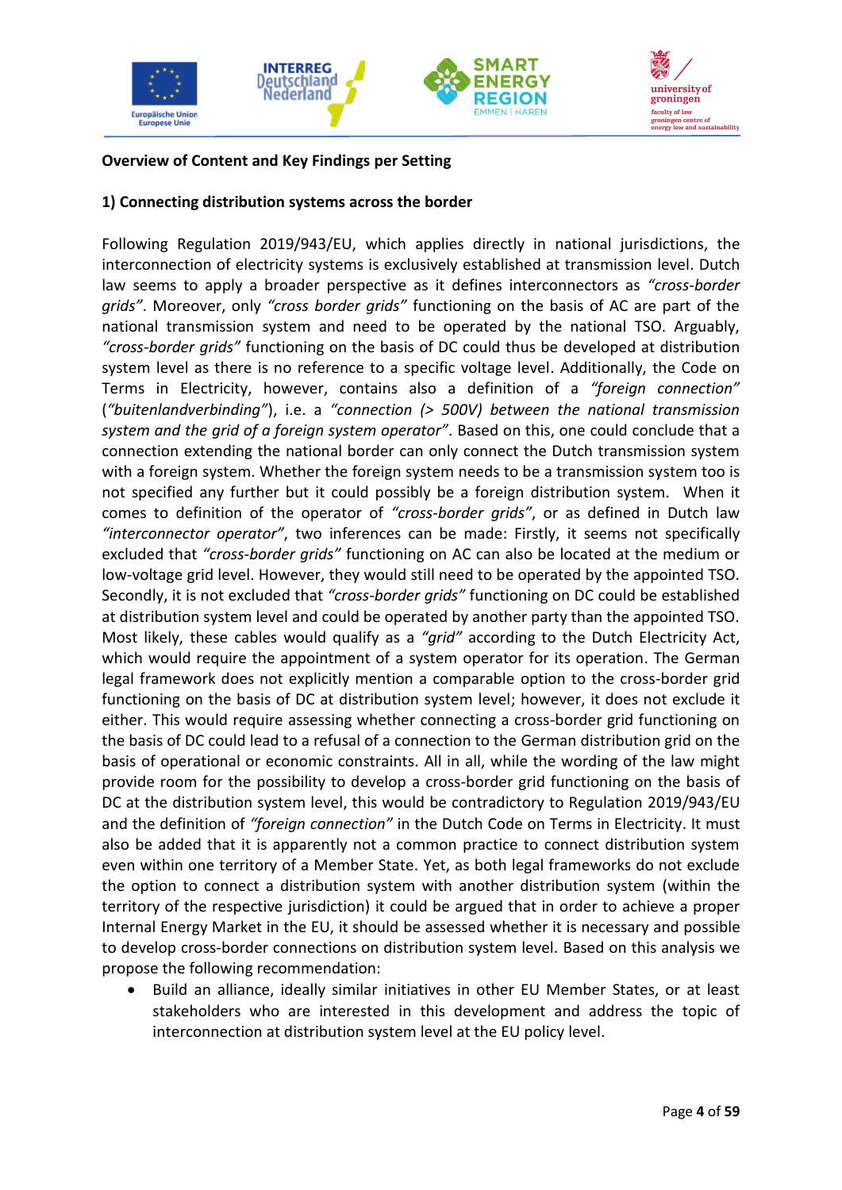**Overview of Content and Key Findings per Setting**

**1) Connecting distribution systems across the border**

Following Regulation 2019/943/EU, which applies directly in national jurisdictions, the interconnection of electricity systems is exclusively established at transmission level. Dutch law seems to apply a broader perspective as it defines interconnectors as *"cross-border grids"*. Moreover, only *"cross border grids"* functioning on the basis of AC are part of the national transmission system and need to be operated by the national TSO. Arguably, *"cross-border grids"* functioning on the basis of DC could thus be developed at distribution system level as there is no reference to a specific voltage level. Additionally, the Code on Terms in Electricity, however, contains also a definition of a *"foreign connection"* (*"buitenlandverbinding"*), i.e. a *"connection (> 500V) between the national transmission system and the grid of a foreign system operator"*. Based on this, one could conclude that a connection extending the national border can only connect the Dutch transmission system with a foreign system. Whether the foreign system needs to be a transmission system too is not specified any further but it could possibly be a foreign distribution system. When it comes to definition of the operator of *"cross-border grids"*, or as defined in Dutch law *"interconnector operator"*, two inferences can be made: Firstly, it seems not specifically excluded that *"cross-border grids"* functioning on AC can also be located at the medium or low-voltage grid level. However, they would still need to be operated by the appointed TSO. Secondly, it is not excluded that *"cross-border grids"* functioning on DC could be established at distribution system level and could be operated by another party than the appointed TSO. Most likely, these cables would qualify as a *"grid"* according to the Dutch Electricity Act, which would require the appointment of a system operator for its operation. The German legal framework does not explicitly mention a comparable option to the cross-border grid functioning on the basis of DC at distribution system level; however, it does not exclude it either. This would require assessing whether connecting a cross-border grid functioning on the basis of DC could lead to a refusal of a connection to the German distribution grid on the basis of operational or economic constraints. All in all, while the wording of the law might provide room for the possibility to develop a cross-border grid functioning on the basis of DC at the distribution system level, this would be contradictory to Regulation 2019/943/EU and the definition of *"foreign connection"* in the Dutch Code on Terms in Electricity. It must also be added that it is apparently not a common practice to connect distribution system even within one territory of a Member State. Yet, as both legal frameworks do not exclude the option to connect a distribution system with another distribution system (within the territory of the respective jurisdiction) it could be argued that in order to achieve a proper Internal Energy Market in the EU, it should be assessed whether it is necessary and possible to develop cross-border connections on distribution system level. Based on this analysis we propose the following recommendation:

- Build an alliance, ideally similar initiatives in other EU Member States, or at least stakeholders who are interested in this development and address the topic of interconnection at distribution system level at the EU policy level.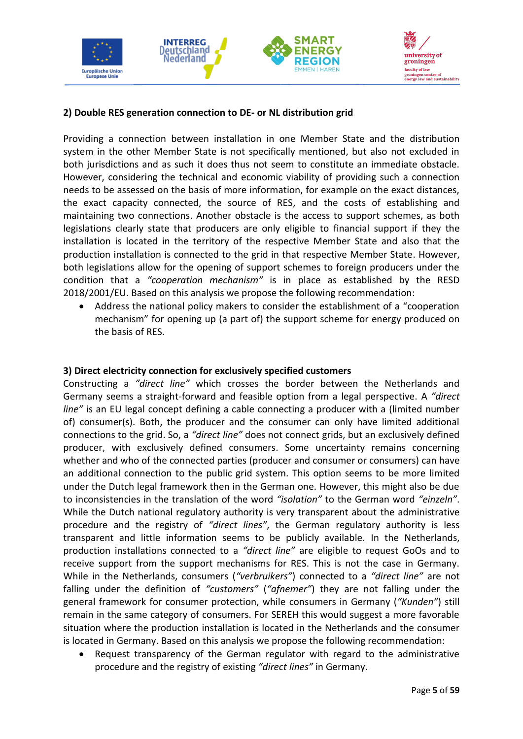**2) Double RES generation connection to DE- or NL distribution grid**

Providing a connection between installation in one Member State and the distribution system in the other Member State is not specifically mentioned, but also not excluded in both jurisdictions and as such it does thus not seem to constitute an immediate obstacle. However, considering the technical and economic viability of providing such a connection needs to be assessed on the basis of more information, for example on the exact distances, the exact capacity connected, the source of RES, and the costs of establishing and maintaining two connections. Another obstacle is the access to support schemes, as both legislations clearly state that producers are only eligible to financial support if they the installation is located in the territory of the respective Member State and also that the production installation is connected to the grid in that respective Member State. However, both legislations allow for the opening of support schemes to foreign producers under the condition that a *"cooperation mechanism"* is in place as established by the RESD 2018/2001/EU. Based on this analysis we propose the following recommendation:

- Address the national policy makers to consider the establishment of a "cooperation mechanism" for opening up (a part of) the support scheme for energy produced on the basis of RES.

**3) Direct electricity connection for exclusively specified customers**

Constructing a *"direct line"* which crosses the border between the Netherlands and Germany seems a straight-forward and feasible option from a legal perspective. A *"direct line"* is an EU legal concept defining a cable connecting a producer with a (limited number of) consumer(s). Both, the producer and the consumer can only have limited additional connections to the grid. So, a *"direct line"* does not connect grids, but an exclusively defined producer, with exclusively defined consumers. Some uncertainty remains concerning whether and who of the connected parties (producer and consumer or consumers) can have an additional connection to the public grid system. This option seems to be more limited under the Dutch legal framework then in the German one. However, this might also be due to inconsistencies in the translation of the word *"isolation"* to the German word *"einzeln"*. While the Dutch national regulatory authority is very transparent about the administrative procedure and the registry of *"direct lines"*, the German regulatory authority is less transparent and little information seems to be publicly available. In the Netherlands, production installations connected to a *"direct line"* are eligible to request GoOs and to receive support from the support mechanisms for RES. This is not the case in Germany. While in the Netherlands, consumers (*"verbruikers"*) connected to a *"direct line"* are not falling under the definition of *"customers"* (*"afnemer"*) they are not falling under the general framework for consumer protection, while consumers in Germany (*"Kunden"*) still remain in the same category of consumers. For SEREH this would suggest a more favorable situation where the production installation is located in the Netherlands and the consumer is located in Germany. Based on this analysis we propose the following recommendation:

- Request transparency of the German regulator with regard to the administrative procedure and the registry of existing *"direct lines"* in Germany.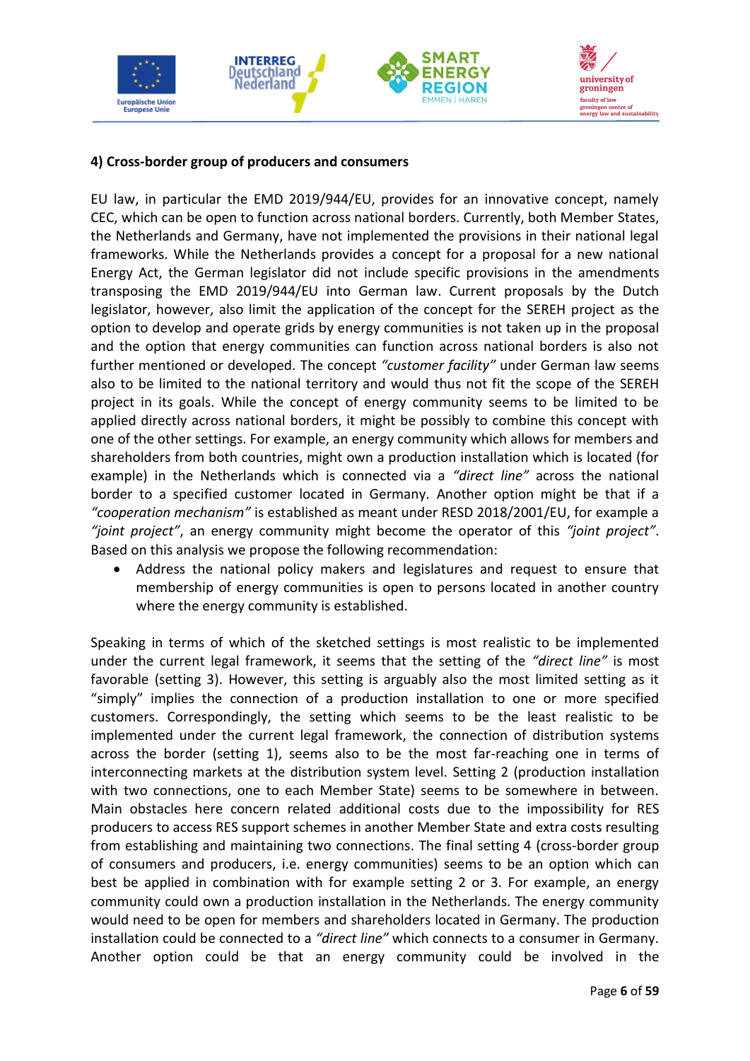**4) Cross-border group of producers and consumers**

EU law, in particular the EMD 2019/944/EU, provides for an innovative concept, namely CEC, which can be open to function across national borders. Currently, both Member States, the Netherlands and Germany, have not implemented the provisions in their national legal frameworks. While the Netherlands provides a concept for a proposal for a new national Energy Act, the German legislator did not include specific provisions in the amendments transposing the EMD 2019/944/EU into German law. Current proposals by the Dutch legislator, however, also limit the application of the concept for the SEREH project as the option to develop and operate grids by energy communities is not taken up in the proposal and the option that energy communities can function across national borders is also not further mentioned or developed. The concept *"customer facility"* under German law seems also to be limited to the national territory and would thus not fit the scope of the SEREH project in its goals. While the concept of energy community seems to be limited to be applied directly across national borders, it might be possibly to combine this concept with one of the other settings. For example, an energy community which allows for members and shareholders from both countries, might own a production installation which is located (for example) in the Netherlands which is connected via a *"direct line"* across the national border to a specified customer located in Germany. Another option might be that if a *"cooperation mechanism"* is established as meant under RESD 2018/2001/EU, for example a *"joint project"*, an energy community might become the operator of this *"joint project"*. Based on this analysis we propose the following recommendation:

- Address the national policy makers and legislatures and request to ensure that membership of energy communities is open to persons located in another country where the energy community is established.

Speaking in terms of which of the sketched settings is most realistic to be implemented under the current legal framework, it seems that the setting of the *"direct line"* is most favorable (setting 3). However, this setting is arguably also the most limited setting as it "simply" implies the connection of a production installation to one or more specified customers. Correspondingly, the setting which seems to be the least realistic to be implemented under the current legal framework, the connection of distribution systems across the border (setting 1), seems also to be the most far-reaching one in terms of interconnecting markets at the distribution system level. Setting 2 (production installation with two connections, one to each Member State) seems to be somewhere in between. Main obstacles here concern related additional costs due to the impossibility for RES producers to access RES support schemes in another Member State and extra costs resulting from establishing and maintaining two connections. The final setting 4 (cross-border group of consumers and producers, i.e. energy communities) seems to be an option which can best be applied in combination with for example setting 2 or 3. For example, an energy community could own a production installation in the Netherlands. The energy community would need to be open for members and shareholders located in Germany. The production installation could be connected to a *"direct line"* which connects to a consumer in Germany. Another option could be that an energy community could be involved in the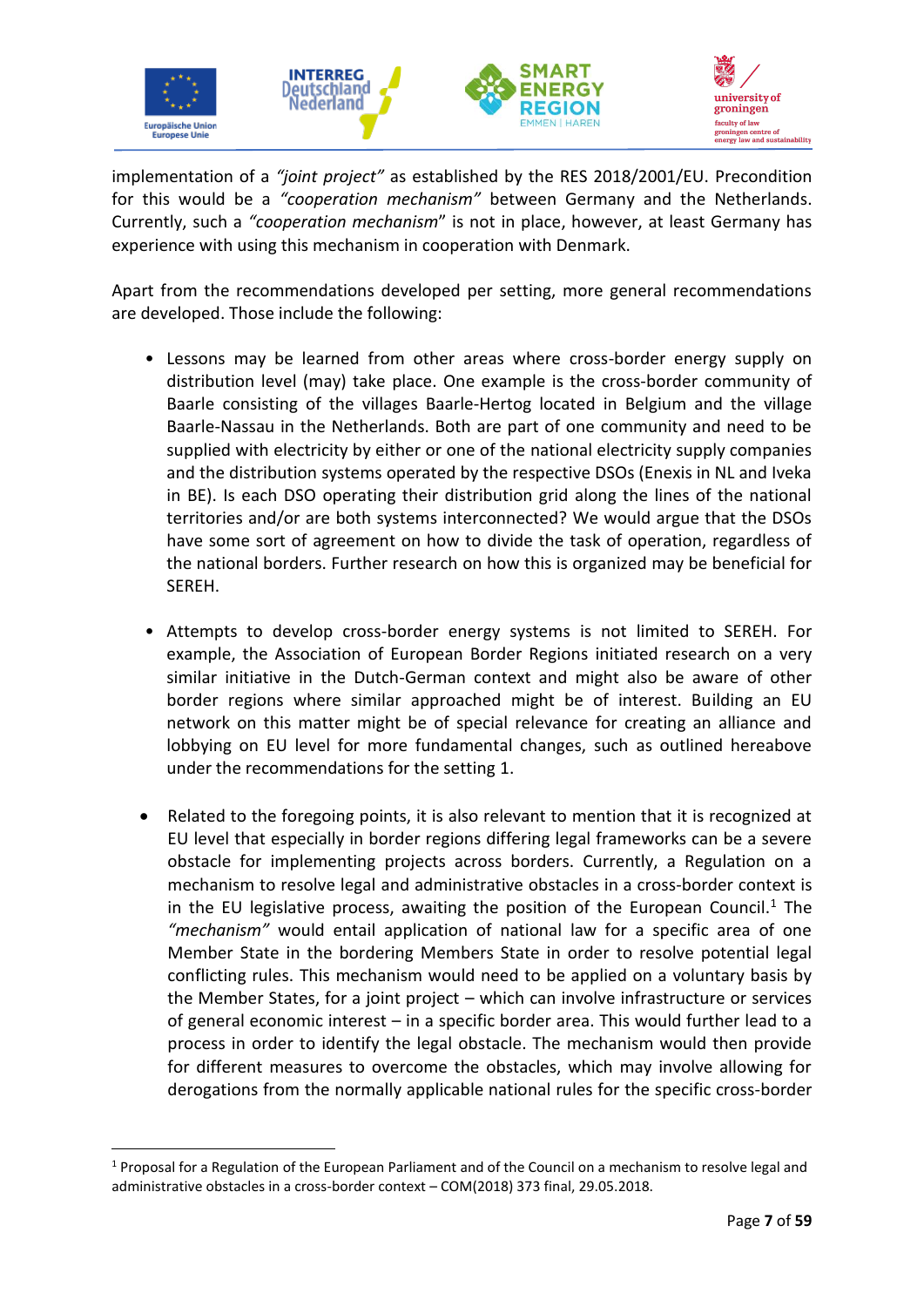implementation of a *"joint project"* as established by the RES 2018/2001/EU. Precondition for this would be a *"cooperation mechanism"* between Germany and the Netherlands. Currently, such a *"cooperation mechanism"* is not in place, however, at least Germany has experience with using this mechanism in cooperation with Denmark.

Apart from the recommendations developed per setting, more general recommendations are developed. Those include the following:

- Lessons may be learned from other areas where cross-border energy supply on distribution level (may) take place. One example is the cross-border community of Baarle consisting of the villages Baarle-Hertog located in Belgium and the village Baarle-Nassau in the Netherlands. Both are part of one community and need to be supplied with electricity by either or one of the national electricity supply companies and the distribution systems operated by the respective DSOs (Enexis in NL and Iveka in BE). Is each DSO operating their distribution grid along the lines of the national territories and/or are both systems interconnected? We would argue that the DSOs have some sort of agreement on how to divide the task of operation, regardless of the national borders. Further research on how this is organized may be beneficial for SEREH.

- Attempts to develop cross-border energy systems is not limited to SEREH. For example, the Association of European Border Regions initiated research on a very similar initiative in the Dutch-German context and might also be aware of other border regions where similar approached might be of interest. Building an EU network on this matter might be of special relevance for creating an alliance and lobbying on EU level for more fundamental changes, such as outlined hereabove under the recommendations for the setting 1.

- Related to the foregoing points, it is also relevant to mention that it is recognized at EU level that especially in border regions differing legal frameworks can be a severe obstacle for implementing projects across borders. Currently, a Regulation on a mechanism to resolve legal and administrative obstacles in a cross-border context is in the EU legislative process, awaiting the position of the European Council.[1] The *"mechanism"* would entail application of national law for a specific area of one Member State in the bordering Members State in order to resolve potential legal conflicting rules. This mechanism would need to be applied on a voluntary basis by the Member States, for a joint project – which can involve infrastructure or services of general economic interest – in a specific border area. This would further lead to a process in order to identify the legal obstacle. The mechanism would then provide for different measures to overcome the obstacles, which may involve allowing for derogations from the normally applicable national rules for the specific cross-border

[1] Proposal for a Regulation of the European Parliament and of the Council on a mechanism to resolve legal and administrative obstacles in a cross-border context – COM(2018) 373 final, 29.05.2018.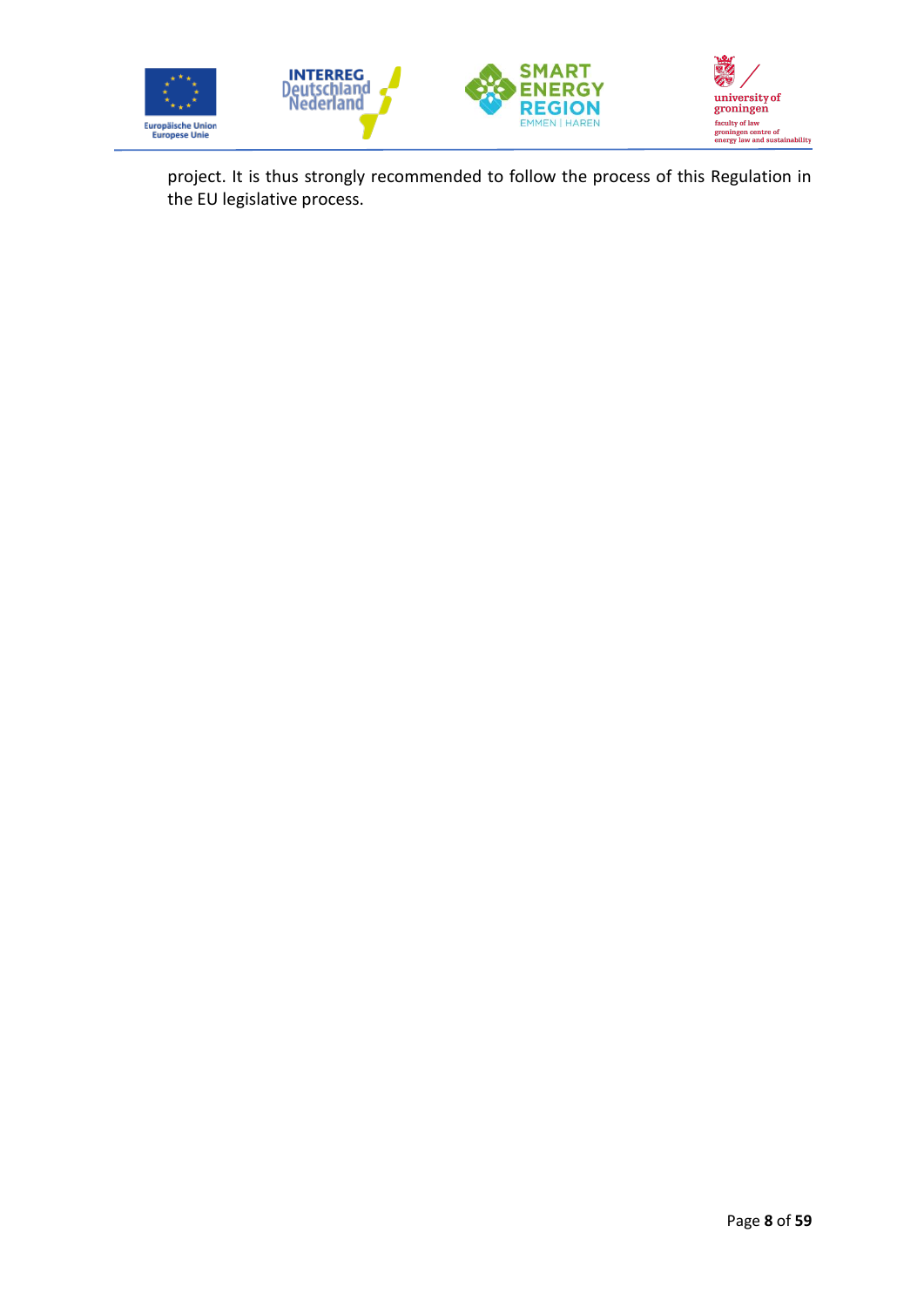project. It is thus strongly recommended to follow the process of this Regulation in the EU legislative process.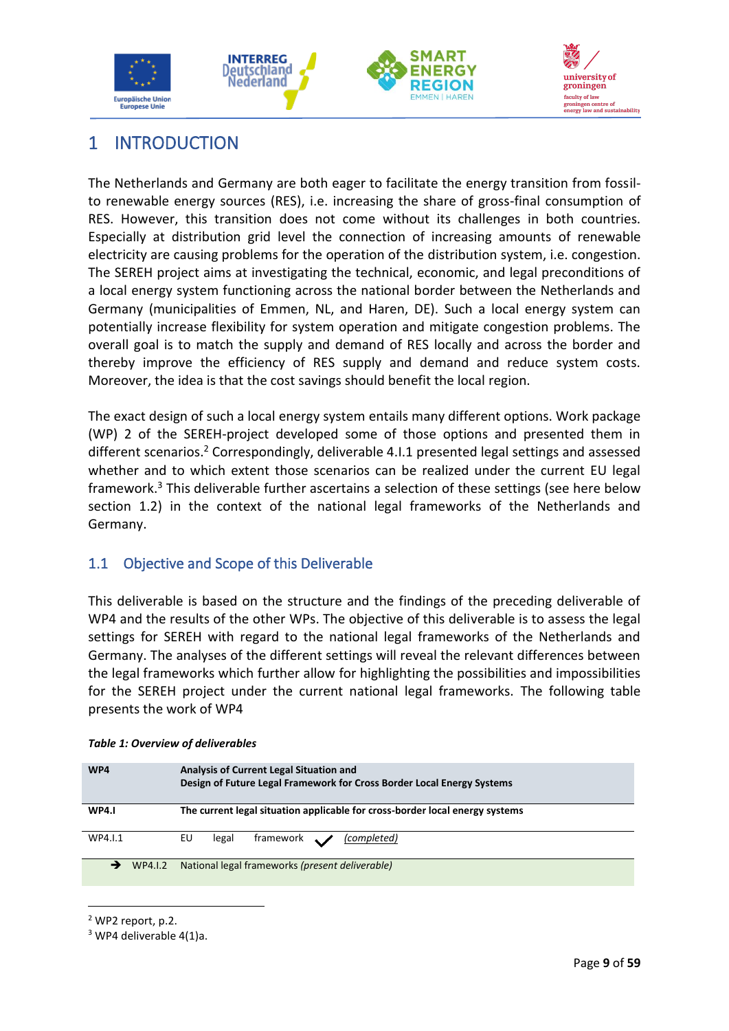# 1 INTRODUCTION

The Netherlands and Germany are both eager to facilitate the energy transition from fossil- to renewable energy sources (RES), i.e. increasing the share of gross-final consumption of RES. However, this transition does not come without its challenges in both countries. Especially at distribution grid level the connection of increasing amounts of renewable electricity are causing problems for the operation of the distribution system, i.e. congestion. The SEREH project aims at investigating the technical, economic, and legal preconditions of a local energy system functioning across the national border between the Netherlands and Germany (municipalities of Emmen, NL, and Haren, DE). Such a local energy system can potentially increase flexibility for system operation and mitigate congestion problems. The overall goal is to match the supply and demand of RES locally and across the border and thereby improve the efficiency of RES supply and demand and reduce system costs. Moreover, the idea is that the cost savings should benefit the local region.

The exact design of such a local energy system entails many different options. Work package (WP) 2 of the SEREH-project developed some of those options and presented them in different scenarios.[2] Correspondingly, deliverable 4.I.1 presented legal settings and assessed whether and to which extent those scenarios can be realized under the current EU legal framework.[3] This deliverable further ascertains a selection of these settings (see here below section 1.2) in the context of the national legal frameworks of the Netherlands and Germany.

## 1.1 Objective and Scope of this Deliverable

This deliverable is based on the structure and the findings of the preceding deliverable of WP4 and the results of the other WPs. The objective of this deliverable is to assess the legal settings for SEREH with regard to the national legal frameworks of the Netherlands and Germany. The analyses of the different settings will reveal the relevant differences between the legal frameworks which further allow for highlighting the possibilities and impossibilities for the SEREH project under the current national legal frameworks. The following table presents the work of WP4

***Table 1: Overview of deliverables***

| **WP4** | **Analysis of Current Legal Situation and Design of Future Legal Framework for Cross Border Local Energy Systems** |
|---|---|
| **WP4.I** | **The current legal situation applicable for cross-border local energy systems** |
| WP4.I.1 | EU legal framework ✓ *(completed)* |
| ➔ WP4.I.2 | National legal frameworks *(present deliverable)* |

[2] WP2 report, p.2.

[3] WP4 deliverable 4(1)a.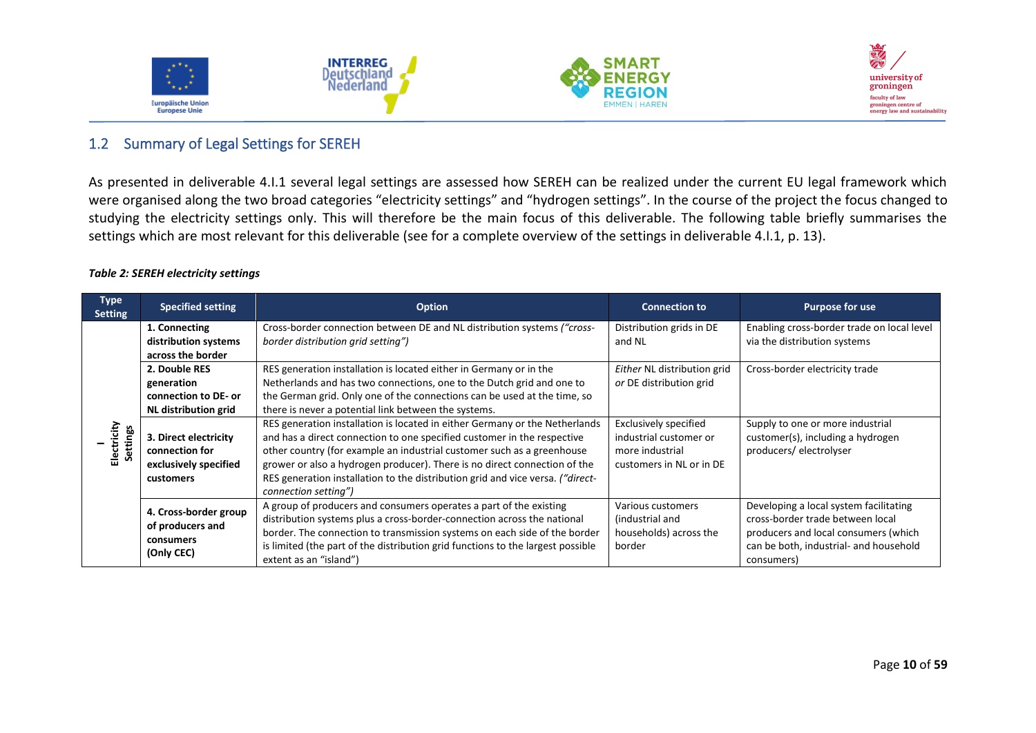## 1.2 Summary of Legal Settings for SEREH

As presented in deliverable 4.I.1 several legal settings are assessed how SEREH can be realized under the current EU legal framework which were organised along the two broad categories “electricity settings” and “hydrogen settings”. In the course of the project the focus changed to studying the electricity settings only. This will therefore be the main focus of this deliverable. The following table briefly summarises the settings which are most relevant for this deliverable (see for a complete overview of the settings in deliverable 4.I.1, p. 13).

***Table 2: SEREH electricity settings***

| Type Setting | Specified setting | Option | Connection to | Purpose for use |
|---|---|---|---|---|
| I Electricity Settings | **1. Connecting distribution systems across the border** | Cross-border connection between DE and NL distribution systems *(“cross-border distribution grid setting”)* | Distribution grids in DE and NL | Enabling cross-border trade on local level via the distribution systems |
| | **2. Double RES generation connection to DE- or NL distribution grid** | RES generation installation is located either in Germany or in the Netherlands and has two connections, one to the Dutch grid and one to the German grid. Only one of the connections can be used at the time, so there is never a potential link between the systems. | *Either* NL distribution grid *or* DE distribution grid | Cross-border electricity trade |
| | **3. Direct electricity connection for exclusively specified customers** | RES generation installation is located in either Germany or the Netherlands and has a direct connection to one specified customer in the respective other country (for example an industrial customer such as a greenhouse grower or also a hydrogen producer). There is no direct connection of the RES generation installation to the distribution grid and vice versa. *(“direct-connection setting”)* | Exclusively specified industrial customer or more industrial customers in NL or in DE | Supply to one or more industrial customer(s), including a hydrogen producers/ electrolyser |
| | **4. Cross-border group of producers and consumers (Only CEC)** | A group of producers and consumers operates a part of the existing distribution systems plus a cross-border-connection across the national border. The connection to transmission systems on each side of the border is limited (the part of the distribution grid functions to the largest possible extent as an “island”) | Various customers (industrial and households) across the border | Developing a local system facilitating cross-border trade between local producers and local consumers (which can be both, industrial- and household consumers) |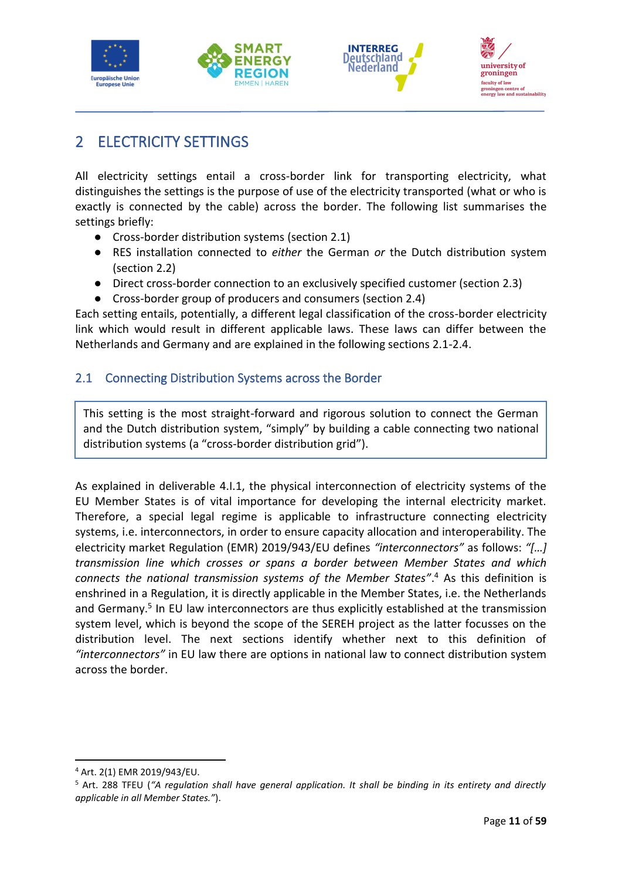# 2 ELECTRICITY SETTINGS

All electricity settings entail a cross-border link for transporting electricity, what distinguishes the settings is the purpose of use of the electricity transported (what or who is exactly is connected by the cable) across the border. The following list summarises the settings briefly:

- Cross-border distribution systems (section 2.1)
- RES installation connected to *either* the German *or* the Dutch distribution system (section 2.2)
- Direct cross-border connection to an exclusively specified customer (section 2.3)
- Cross-border group of producers and consumers (section 2.4)

Each setting entails, potentially, a different legal classification of the cross-border electricity link which would result in different applicable laws. These laws can differ between the Netherlands and Germany and are explained in the following sections 2.1-2.4.

## 2.1 Connecting Distribution Systems across the Border

> This setting is the most straight-forward and rigorous solution to connect the German and the Dutch distribution system, "simply" by building a cable connecting two national distribution systems (a "cross-border distribution grid").

As explained in deliverable 4.I.1, the physical interconnection of electricity systems of the EU Member States is of vital importance for developing the internal electricity market. Therefore, a special legal regime is applicable to infrastructure connecting electricity systems, i.e. interconnectors, in order to ensure capacity allocation and interoperability. The electricity market Regulation (EMR) 2019/943/EU defines *"interconnectors"* as follows: *"[…] transmission line which crosses or spans a border between Member States and which connects the national transmission systems of the Member States"*.[4] As this definition is enshrined in a Regulation, it is directly applicable in the Member States, i.e. the Netherlands and Germany.[5] In EU law interconnectors are thus explicitly established at the transmission system level, which is beyond the scope of the SEREH project as the latter focusses on the distribution level. The next sections identify whether next to this definition of *"interconnectors"* in EU law there are options in national law to connect distribution system across the border.

---

[4] Art. 2(1) EMR 2019/943/EU.

[5] Art. 288 TFEU (*"A regulation shall have general application. It shall be binding in its entirety and directly applicable in all Member States."*).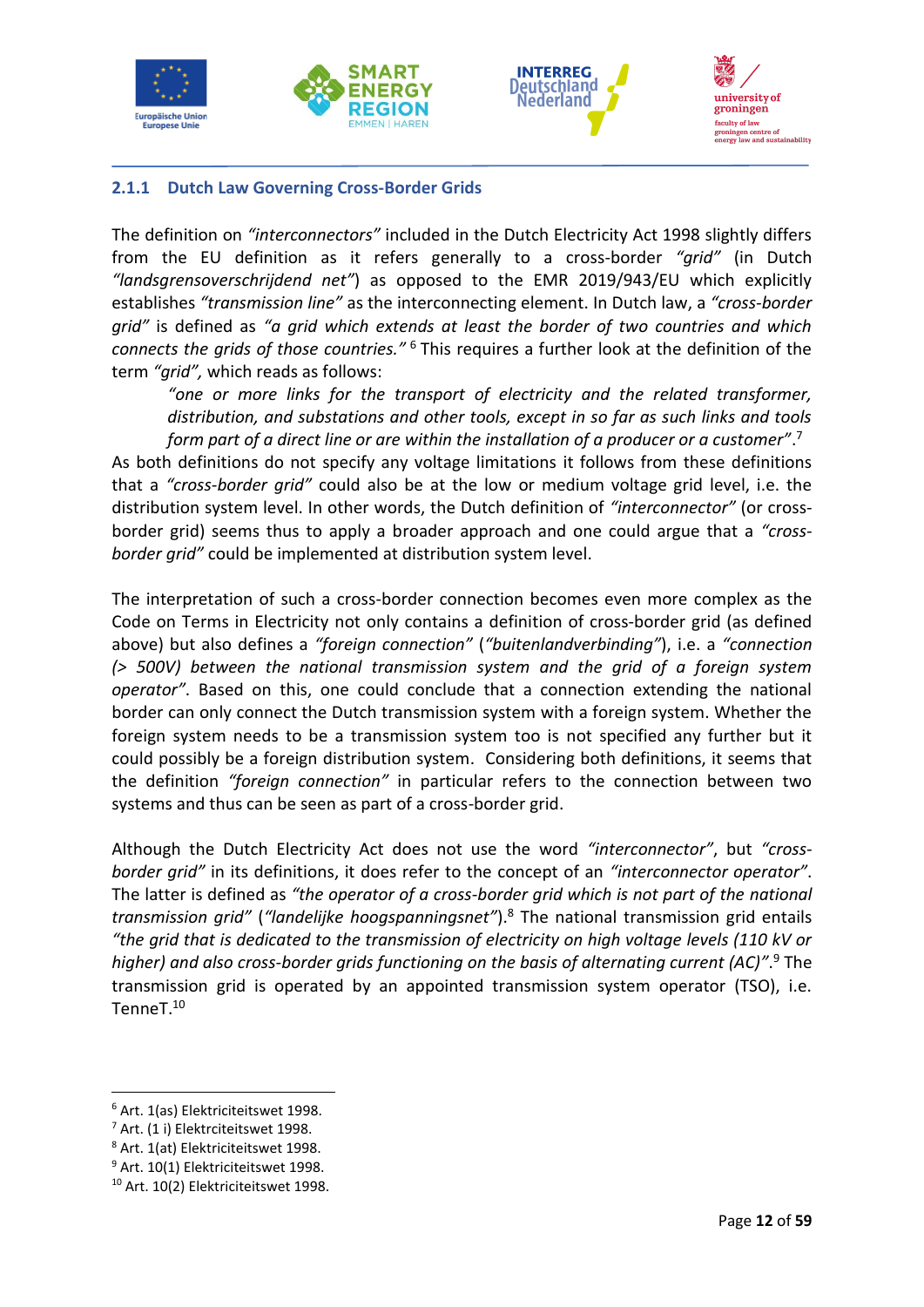### 2.1.1 Dutch Law Governing Cross-Border Grids

The definition on *"interconnectors"* included in the Dutch Electricity Act 1998 slightly differs from the EU definition as it refers generally to a cross-border *"grid"* (in Dutch *"landsgrensoverschrijdend net"*) as opposed to the EMR 2019/943/EU which explicitly establishes *"transmission line"* as the interconnecting element. In Dutch law, a *"cross-border grid"* is defined as *"a grid which extends at least the border of two countries and which connects the grids of those countries."* [6] This requires a further look at the definition of the term *"grid",* which reads as follows:

> *"one or more links for the transport of electricity and the related transformer, distribution, and substations and other tools, except in so far as such links and tools form part of a direct line or are within the installation of a producer or a customer"*.[7]

As both definitions do not specify any voltage limitations it follows from these definitions that a *"cross-border grid"* could also be at the low or medium voltage grid level, i.e. the distribution system level. In other words, the Dutch definition of *"interconnector"* (or cross-border grid) seems thus to apply a broader approach and one could argue that a *"cross-border grid"* could be implemented at distribution system level.

The interpretation of such a cross-border connection becomes even more complex as the Code on Terms in Electricity not only contains a definition of cross-border grid (as defined above) but also defines a *"foreign connection"* (*"buitenlandverbinding"*), i.e. a *"connection (> 500V) between the national transmission system and the grid of a foreign system operator"*. Based on this, one could conclude that a connection extending the national border can only connect the Dutch transmission system with a foreign system. Whether the foreign system needs to be a transmission system too is not specified any further but it could possibly be a foreign distribution system. Considering both definitions, it seems that the definition *"foreign connection"* in particular refers to the connection between two systems and thus can be seen as part of a cross-border grid.

Although the Dutch Electricity Act does not use the word *"interconnector"*, but *"cross-border grid"* in its definitions, it does refer to the concept of an *"interconnector operator"*. The latter is defined as *"the operator of a cross-border grid which is not part of the national transmission grid"* (*"landelijke hoogspanningsnet"*).[8] The national transmission grid entails *"the grid that is dedicated to the transmission of electricity on high voltage levels (110 kV or higher) and also cross-border grids functioning on the basis of alternating current (AC)"*.[9] The transmission grid is operated by an appointed transmission system operator (TSO), i.e. TenneT.[10]

---

[6] Art. 1(as) Elektriciteitswet 1998.
[7] Art. (1 i) Elektrciteitswet 1998.
[8] Art. 1(at) Elektriciteitswet 1998.
[9] Art. 10(1) Elektriciteitswet 1998.
[10] Art. 10(2) Elektriciteitswet 1998.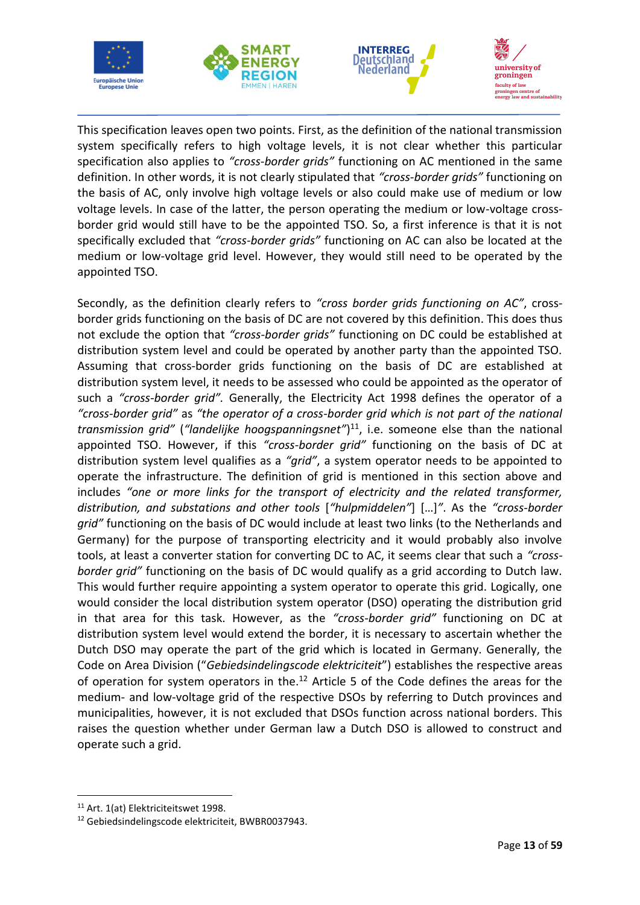This specification leaves open two points. First, as the definition of the national transmission system specifically refers to high voltage levels, it is not clear whether this particular specification also applies to *"cross-border grids"* functioning on AC mentioned in the same definition. In other words, it is not clearly stipulated that *"cross-border grids"* functioning on the basis of AC, only involve high voltage levels or also could make use of medium or low voltage levels. In case of the latter, the person operating the medium or low-voltage cross-border grid would still have to be the appointed TSO. So, a first inference is that it is not specifically excluded that *"cross-border grids"* functioning on AC can also be located at the medium or low-voltage grid level. However, they would still need to be operated by the appointed TSO.

Secondly, as the definition clearly refers to *"cross border grids functioning on AC"*, cross-border grids functioning on the basis of DC are not covered by this definition. This does thus not exclude the option that *"cross-border grids"* functioning on DC could be established at distribution system level and could be operated by another party than the appointed TSO. Assuming that cross-border grids functioning on the basis of DC are established at distribution system level, it needs to be assessed who could be appointed as the operator of such a *"cross-border grid".* Generally, the Electricity Act 1998 defines the operator of a *"cross-border grid"* as *"the operator of a cross-border grid which is not part of the national transmission grid"* (*"landelijke hoogspanningsnet"*)[11], i.e. someone else than the national appointed TSO. However, if this *"cross-border grid"* functioning on the basis of DC at distribution system level qualifies as a *"grid"*, a system operator needs to be appointed to operate the infrastructure. The definition of grid is mentioned in this section above and includes *"one or more links for the transport of electricity and the related transformer, distribution, and substations and other tools* [*"hulpmiddelen"*] […]*"*. As the *"cross-border grid"* functioning on the basis of DC would include at least two links (to the Netherlands and Germany) for the purpose of transporting electricity and it would probably also involve tools, at least a converter station for converting DC to AC, it seems clear that such a *"cross-border grid"* functioning on the basis of DC would qualify as a grid according to Dutch law. This would further require appointing a system operator to operate this grid. Logically, one would consider the local distribution system operator (DSO) operating the distribution grid in that area for this task. However, as the *"cross-border grid"* functioning on DC at distribution system level would extend the border, it is necessary to ascertain whether the Dutch DSO may operate the part of the grid which is located in Germany. Generally, the Code on Area Division ("*Gebiedsindelingscode elektriciteit*") establishes the respective areas of operation for system operators in the.[12] Article 5 of the Code defines the areas for the medium- and low-voltage grid of the respective DSOs by referring to Dutch provinces and municipalities, however, it is not excluded that DSOs function across national borders. This raises the question whether under German law a Dutch DSO is allowed to construct and operate such a grid.

[11] Art. 1(at) Elektriciteitswet 1998.

[12] Gebiedsindelingscode elektriciteit, BWBR0037943.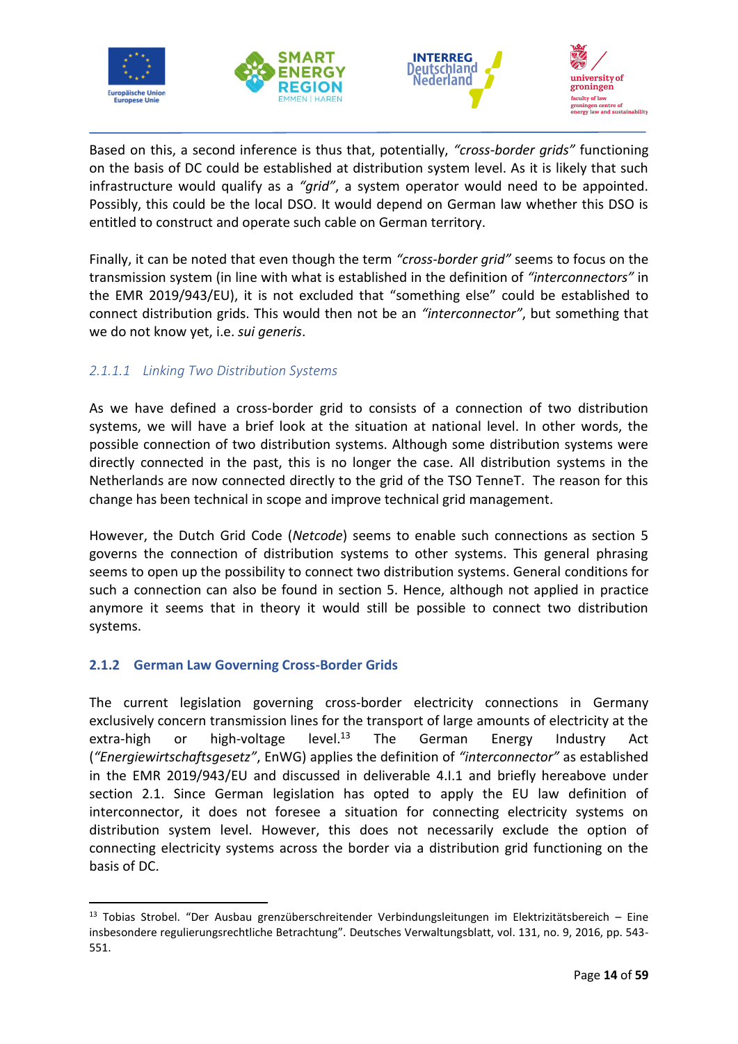Based on this, a second inference is thus that, potentially, *"cross-border grids"* functioning on the basis of DC could be established at distribution system level. As it is likely that such infrastructure would qualify as a *"grid"*, a system operator would need to be appointed. Possibly, this could be the local DSO. It would depend on German law whether this DSO is entitled to construct and operate such cable on German territory.

Finally, it can be noted that even though the term *"cross-border grid"* seems to focus on the transmission system (in line with what is established in the definition of *"interconnectors"* in the EMR 2019/943/EU), it is not excluded that "something else" could be established to connect distribution grids. This would then not be an *"interconnector"*, but something that we do not know yet, i.e. *sui generis*.

#### *2.1.1.1 Linking Two Distribution Systems*

As we have defined a cross-border grid to consists of a connection of two distribution systems, we will have a brief look at the situation at national level. In other words, the possible connection of two distribution systems. Although some distribution systems were directly connected in the past, this is no longer the case. All distribution systems in the Netherlands are now connected directly to the grid of the TSO TenneT. The reason for this change has been technical in scope and improve technical grid management.

However, the Dutch Grid Code (*Netcode*) seems to enable such connections as section 5 governs the connection of distribution systems to other systems. This general phrasing seems to open up the possibility to connect two distribution systems. General conditions for such a connection can also be found in section 5. Hence, although not applied in practice anymore it seems that in theory it would still be possible to connect two distribution systems.

### **2.1.2 German Law Governing Cross-Border Grids**

The current legislation governing cross-border electricity connections in Germany exclusively concern transmission lines for the transport of large amounts of electricity at the extra-high or high-voltage level.[13] The German Energy Industry Act (*"Energiewirtschaftsgesetz"*, EnWG) applies the definition of *"interconnector"* as established in the EMR 2019/943/EU and discussed in deliverable 4.I.1 and briefly hereabove under section 2.1. Since German legislation has opted to apply the EU law definition of interconnector, it does not foresee a situation for connecting electricity systems on distribution system level. However, this does not necessarily exclude the option of connecting electricity systems across the border via a distribution grid functioning on the basis of DC.

---

[13] Tobias Strobel. "Der Ausbau grenzüberschreitender Verbindungsleitungen im Elektrizitätsbereich – Eine insbesondere regulierungsrechtliche Betrachtung". Deutsches Verwaltungsblatt, vol. 131, no. 9, 2016, pp. 543-551.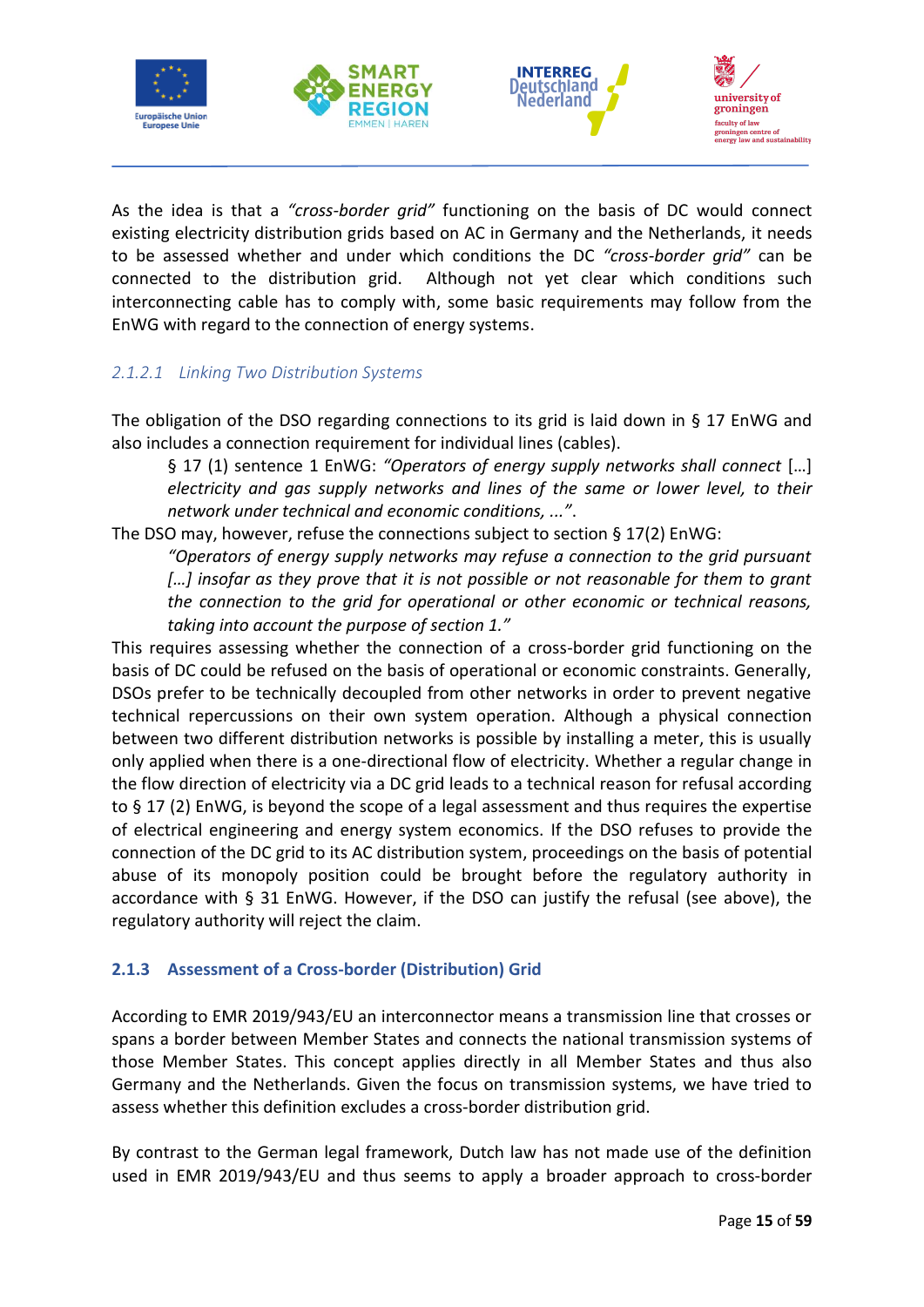As the idea is that a *"cross-border grid"* functioning on the basis of DC would connect existing electricity distribution grids based on AC in Germany and the Netherlands, it needs to be assessed whether and under which conditions the DC *"cross-border grid"* can be connected to the distribution grid. Although not yet clear which conditions such interconnecting cable has to comply with, some basic requirements may follow from the EnWG with regard to the connection of energy systems.

#### *2.1.2.1 Linking Two Distribution Systems*

The obligation of the DSO regarding connections to its grid is laid down in § 17 EnWG and also includes a connection requirement for individual lines (cables).

> § 17 (1) sentence 1 EnWG: *"Operators of energy supply networks shall connect* […] *electricity and gas supply networks and lines of the same or lower level, to their network under technical and economic conditions, ..."*.

The DSO may, however, refuse the connections subject to section § 17(2) EnWG:

> *"Operators of energy supply networks may refuse a connection to the grid pursuant […] insofar as they prove that it is not possible or not reasonable for them to grant the connection to the grid for operational or other economic or technical reasons, taking into account the purpose of section 1."*

This requires assessing whether the connection of a cross-border grid functioning on the basis of DC could be refused on the basis of operational or economic constraints. Generally, DSOs prefer to be technically decoupled from other networks in order to prevent negative technical repercussions on their own system operation. Although a physical connection between two different distribution networks is possible by installing a meter, this is usually only applied when there is a one-directional flow of electricity. Whether a regular change in the flow direction of electricity via a DC grid leads to a technical reason for refusal according to § 17 (2) EnWG, is beyond the scope of a legal assessment and thus requires the expertise of electrical engineering and energy system economics. If the DSO refuses to provide the connection of the DC grid to its AC distribution system, proceedings on the basis of potential abuse of its monopoly position could be brought before the regulatory authority in accordance with § 31 EnWG. However, if the DSO can justify the refusal (see above), the regulatory authority will reject the claim.

### 2.1.3 Assessment of a Cross-border (Distribution) Grid

According to EMR 2019/943/EU an interconnector means a transmission line that crosses or spans a border between Member States and connects the national transmission systems of those Member States. This concept applies directly in all Member States and thus also Germany and the Netherlands. Given the focus on transmission systems, we have tried to assess whether this definition excludes a cross-border distribution grid.

By contrast to the German legal framework, Dutch law has not made use of the definition used in EMR 2019/943/EU and thus seems to apply a broader approach to cross-border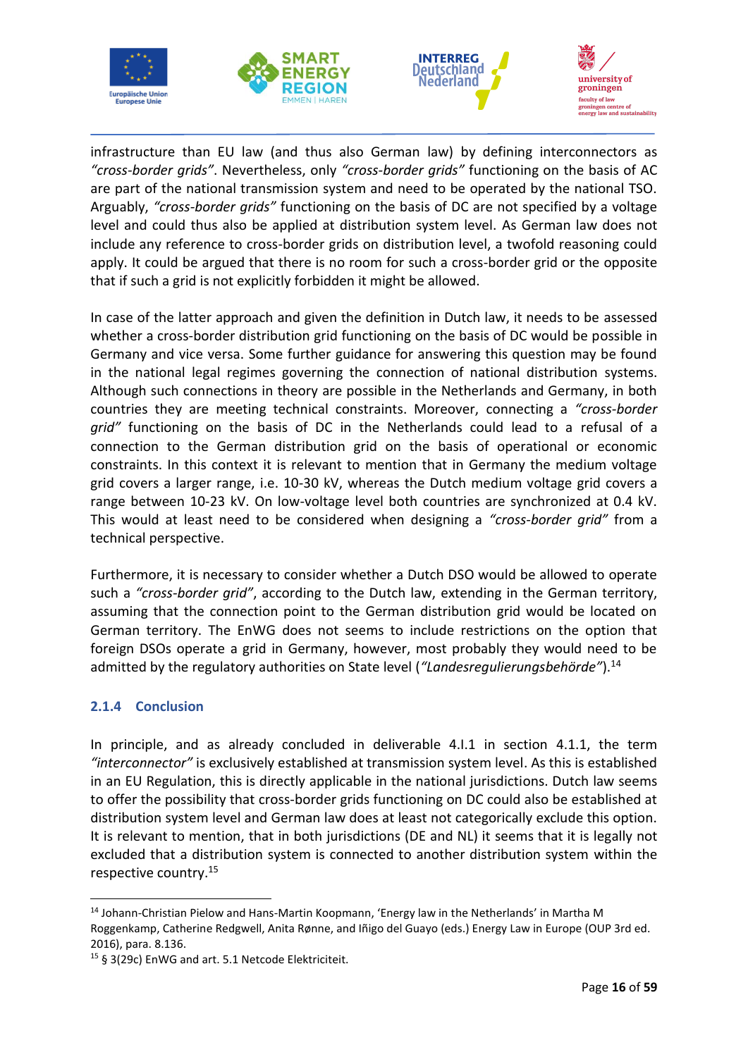infrastructure than EU law (and thus also German law) by defining interconnectors as *"cross-border grids"*. Nevertheless, only *"cross-border grids"* functioning on the basis of AC are part of the national transmission system and need to be operated by the national TSO. Arguably, *"cross-border grids"* functioning on the basis of DC are not specified by a voltage level and could thus also be applied at distribution system level. As German law does not include any reference to cross-border grids on distribution level, a twofold reasoning could apply. It could be argued that there is no room for such a cross-border grid or the opposite that if such a grid is not explicitly forbidden it might be allowed.

In case of the latter approach and given the definition in Dutch law, it needs to be assessed whether a cross-border distribution grid functioning on the basis of DC would be possible in Germany and vice versa. Some further guidance for answering this question may be found in the national legal regimes governing the connection of national distribution systems. Although such connections in theory are possible in the Netherlands and Germany, in both countries they are meeting technical constraints. Moreover, connecting a *"cross-border grid"* functioning on the basis of DC in the Netherlands could lead to a refusal of a connection to the German distribution grid on the basis of operational or economic constraints. In this context it is relevant to mention that in Germany the medium voltage grid covers a larger range, i.e. 10-30 kV, whereas the Dutch medium voltage grid covers a range between 10-23 kV. On low-voltage level both countries are synchronized at 0.4 kV. This would at least need to be considered when designing a *"cross-border grid"* from a technical perspective.

Furthermore, it is necessary to consider whether a Dutch DSO would be allowed to operate such a *"cross-border grid"*, according to the Dutch law, extending in the German territory, assuming that the connection point to the German distribution grid would be located on German territory. The EnWG does not seems to include restrictions on the option that foreign DSOs operate a grid in Germany, however, most probably they would need to be admitted by the regulatory authorities on State level (*"Landesregulierungsbehörde"*).[14]

### 2.1.4 Conclusion

In principle, and as already concluded in deliverable 4.I.1 in section 4.1.1, the term *"interconnector"* is exclusively established at transmission system level. As this is established in an EU Regulation, this is directly applicable in the national jurisdictions. Dutch law seems to offer the possibility that cross-border grids functioning on DC could also be established at distribution system level and German law does at least not categorically exclude this option. It is relevant to mention, that in both jurisdictions (DE and NL) it seems that it is legally not excluded that a distribution system is connected to another distribution system within the respective country.[15]

---

[14] Johann-Christian Pielow and Hans-Martin Koopmann, 'Energy law in the Netherlands' in Martha M Roggenkamp, Catherine Redgwell, Anita Rønne, and Iñigo del Guayo (eds.) Energy Law in Europe (OUP 3rd ed. 2016), para. 8.136.

[15] § 3(29c) EnWG and art. 5.1 Netcode Elektriciteit.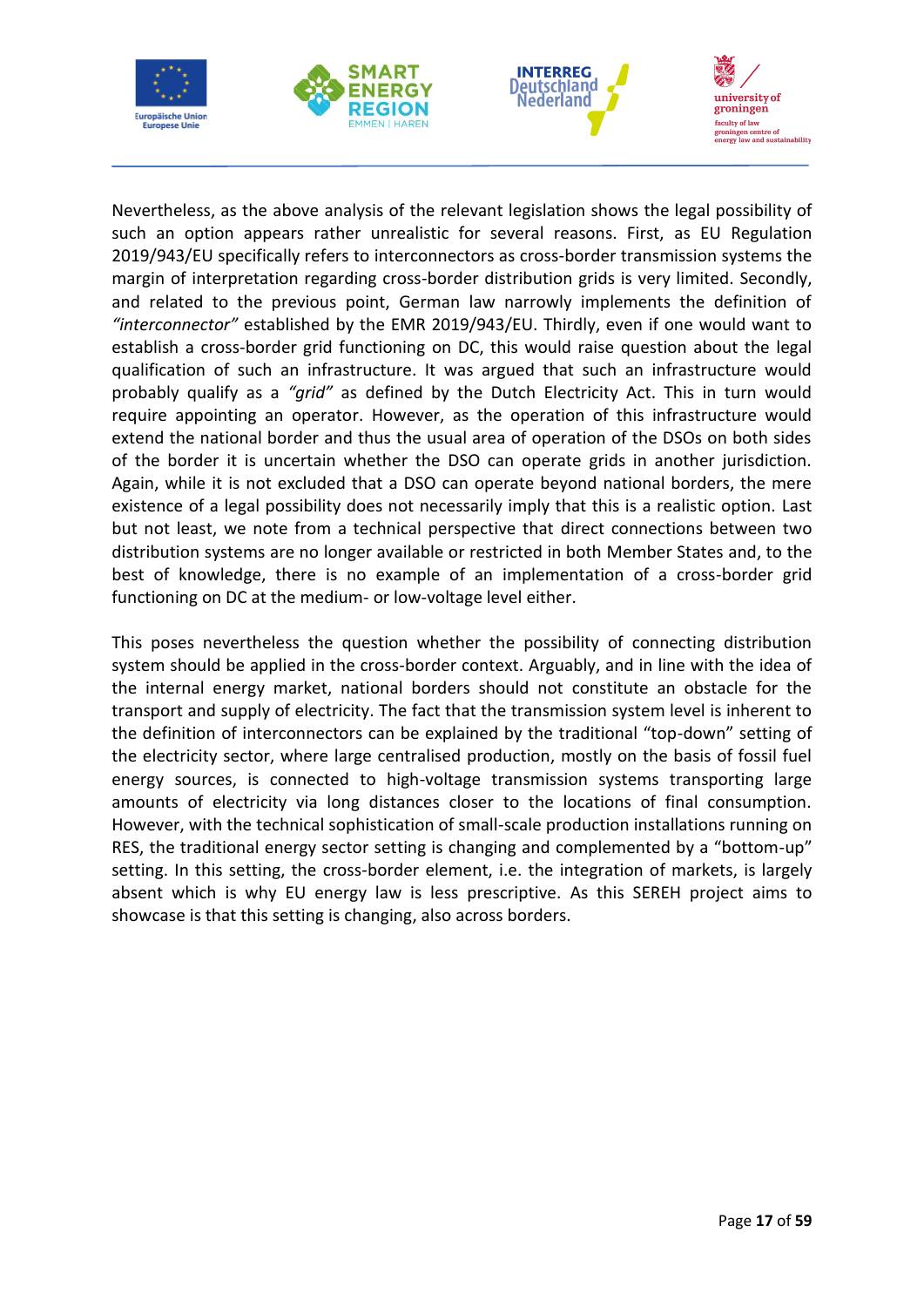Nevertheless, as the above analysis of the relevant legislation shows the legal possibility of such an option appears rather unrealistic for several reasons. First, as EU Regulation 2019/943/EU specifically refers to interconnectors as cross-border transmission systems the margin of interpretation regarding cross-border distribution grids is very limited. Secondly, and related to the previous point, German law narrowly implements the definition of *"interconnector"* established by the EMR 2019/943/EU. Thirdly, even if one would want to establish a cross-border grid functioning on DC, this would raise question about the legal qualification of such an infrastructure. It was argued that such an infrastructure would probably qualify as a *"grid"* as defined by the Dutch Electricity Act. This in turn would require appointing an operator. However, as the operation of this infrastructure would extend the national border and thus the usual area of operation of the DSOs on both sides of the border it is uncertain whether the DSO can operate grids in another jurisdiction. Again, while it is not excluded that a DSO can operate beyond national borders, the mere existence of a legal possibility does not necessarily imply that this is a realistic option. Last but not least, we note from a technical perspective that direct connections between two distribution systems are no longer available or restricted in both Member States and, to the best of knowledge, there is no example of an implementation of a cross-border grid functioning on DC at the medium- or low-voltage level either.

This poses nevertheless the question whether the possibility of connecting distribution system should be applied in the cross-border context. Arguably, and in line with the idea of the internal energy market, national borders should not constitute an obstacle for the transport and supply of electricity. The fact that the transmission system level is inherent to the definition of interconnectors can be explained by the traditional "top-down" setting of the electricity sector, where large centralised production, mostly on the basis of fossil fuel energy sources, is connected to high-voltage transmission systems transporting large amounts of electricity via long distances closer to the locations of final consumption. However, with the technical sophistication of small-scale production installations running on RES, the traditional energy sector setting is changing and complemented by a "bottom-up" setting. In this setting, the cross-border element, i.e. the integration of markets, is largely absent which is why EU energy law is less prescriptive. As this SEREH project aims to showcase is that this setting is changing, also across borders.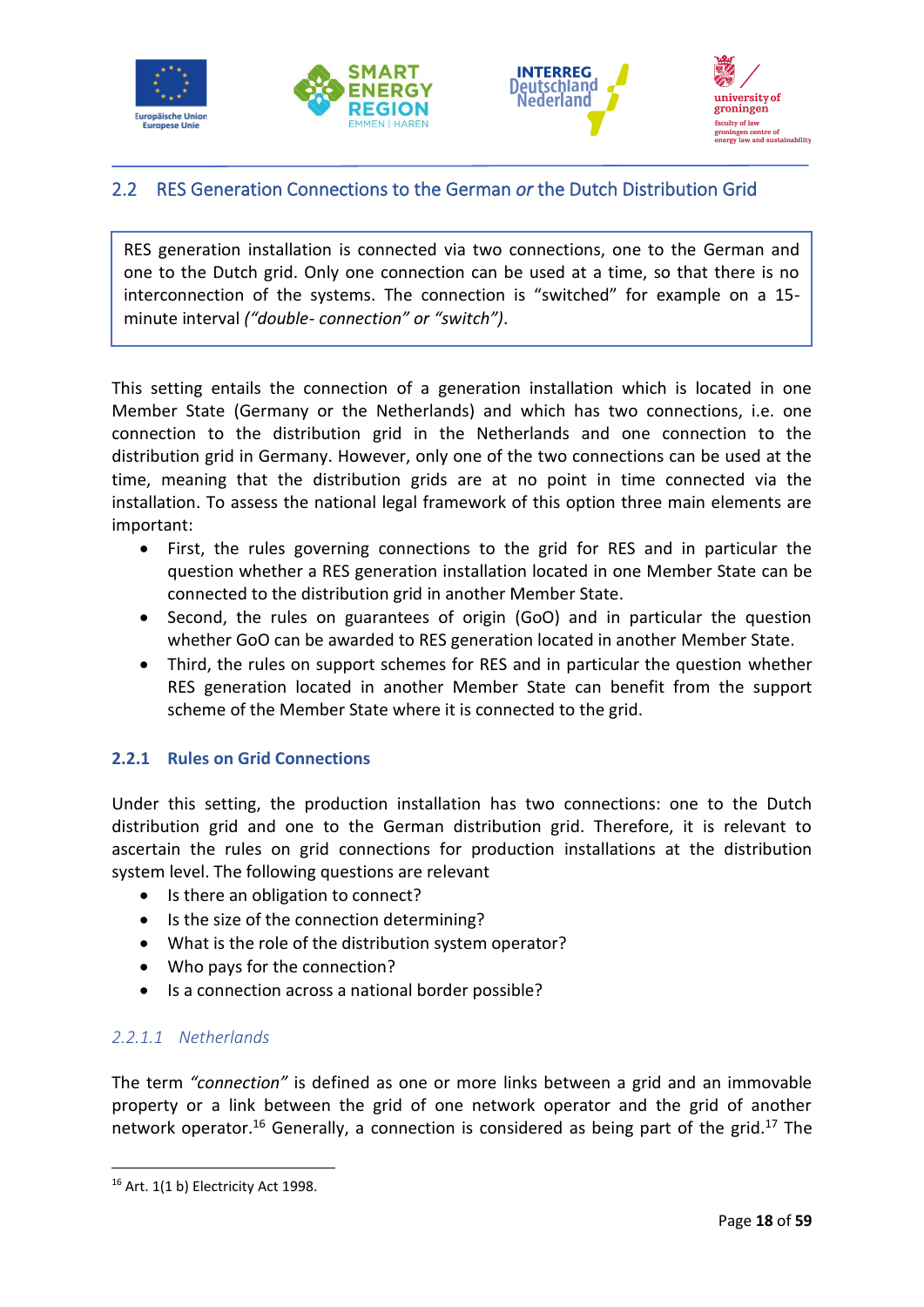## 2.2 RES Generation Connections to the German *or* the Dutch Distribution Grid

RES generation installation is connected via two connections, one to the German and one to the Dutch grid. Only one connection can be used at a time, so that there is no interconnection of the systems. The connection is "switched" for example on a 15-minute interval *("double- connection" or "switch")*.

This setting entails the connection of a generation installation which is located in one Member State (Germany or the Netherlands) and which has two connections, i.e. one connection to the distribution grid in the Netherlands and one connection to the distribution grid in Germany. However, only one of the two connections can be used at the time, meaning that the distribution grids are at no point in time connected via the installation. To assess the national legal framework of this option three main elements are important:

- First, the rules governing connections to the grid for RES and in particular the question whether a RES generation installation located in one Member State can be connected to the distribution grid in another Member State.
- Second, the rules on guarantees of origin (GoO) and in particular the question whether GoO can be awarded to RES generation located in another Member State.
- Third, the rules on support schemes for RES and in particular the question whether RES generation located in another Member State can benefit from the support scheme of the Member State where it is connected to the grid.

### 2.2.1 Rules on Grid Connections

Under this setting, the production installation has two connections: one to the Dutch distribution grid and one to the German distribution grid. Therefore, it is relevant to ascertain the rules on grid connections for production installations at the distribution system level. The following questions are relevant

- Is there an obligation to connect?
- Is the size of the connection determining?
- What is the role of the distribution system operator?
- Who pays for the connection?
- Is a connection across a national border possible?

#### *2.2.1.1 Netherlands*

The term *"connection"* is defined as one or more links between a grid and an immovable property or a link between the grid of one network operator and the grid of another network operator.[16] Generally, a connection is considered as being part of the grid.[17] The

[16] Art. 1(1 b) Electricity Act 1998.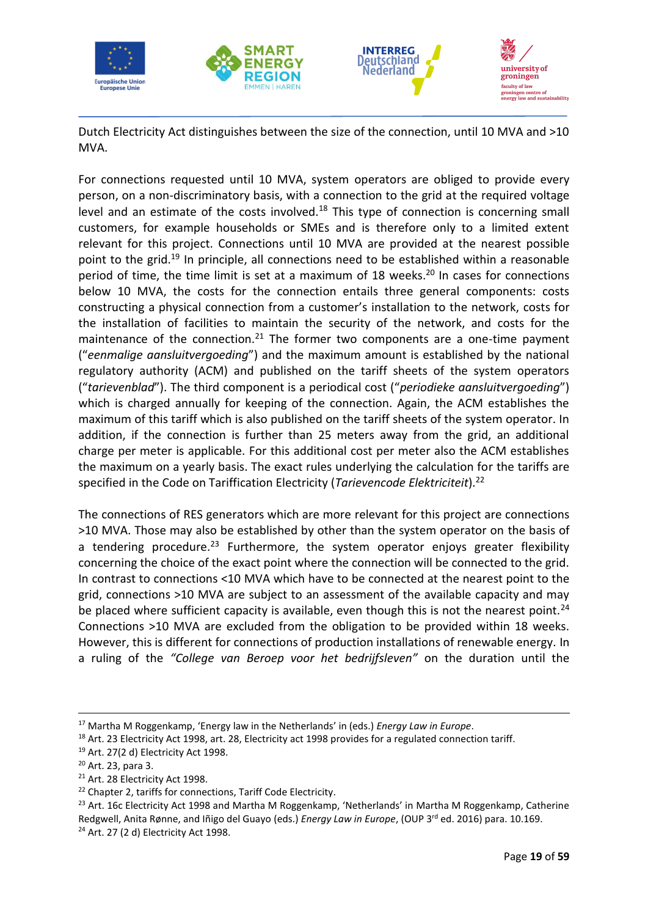Dutch Electricity Act distinguishes between the size of the connection, until 10 MVA and >10 MVA.

For connections requested until 10 MVA, system operators are obliged to provide every person, on a non-discriminatory basis, with a connection to the grid at the required voltage level and an estimate of the costs involved.[18] This type of connection is concerning small customers, for example households or SMEs and is therefore only to a limited extent relevant for this project. Connections until 10 MVA are provided at the nearest possible point to the grid.[19] In principle, all connections need to be established within a reasonable period of time, the time limit is set at a maximum of 18 weeks.[20] In cases for connections below 10 MVA, the costs for the connection entails three general components: costs constructing a physical connection from a customer's installation to the network, costs for the installation of facilities to maintain the security of the network, and costs for the maintenance of the connection.[21] The former two components are a one-time payment ("*eenmalige aansluitvergoeding*") and the maximum amount is established by the national regulatory authority (ACM) and published on the tariff sheets of the system operators ("*tarievenblad*"). The third component is a periodical cost ("*periodieke aansluitvergoeding*") which is charged annually for keeping of the connection. Again, the ACM establishes the maximum of this tariff which is also published on the tariff sheets of the system operator. In addition, if the connection is further than 25 meters away from the grid, an additional charge per meter is applicable. For this additional cost per meter also the ACM establishes the maximum on a yearly basis. The exact rules underlying the calculation for the tariffs are specified in the Code on Tariffication Electricity (*Tarievencode Elektriciteit*).[22]

The connections of RES generators which are more relevant for this project are connections >10 MVA. Those may also be established by other than the system operator on the basis of a tendering procedure.[23] Furthermore, the system operator enjoys greater flexibility concerning the choice of the exact point where the connection will be connected to the grid. In contrast to connections <10 MVA which have to be connected at the nearest point to the grid, connections >10 MVA are subject to an assessment of the available capacity and may be placed where sufficient capacity is available, even though this is not the nearest point.[24] Connections >10 MVA are excluded from the obligation to be provided within 18 weeks. However, this is different for connections of production installations of renewable energy. In a ruling of the *"College van Beroep voor het bedrijfsleven"* on the duration until the

---

[17] Martha M Roggenkamp, 'Energy law in the Netherlands' in (eds.) *Energy Law in Europe*.

[18] Art. 23 Electricity Act 1998, art. 28, Electricity act 1998 provides for a regulated connection tariff.

[19] Art. 27(2 d) Electricity Act 1998.

[20] Art. 23, para 3.

[21] Art. 28 Electricity Act 1998.

[22] Chapter 2, tariffs for connections, Tariff Code Electricity.

[23] Art. 16c Electricity Act 1998 and Martha M Roggenkamp, 'Netherlands' in Martha M Roggenkamp, Catherine Redgwell, Anita Rønne, and Iñigo del Guayo (eds.) *Energy Law in Europe*, (OUP 3rd ed. 2016) para. 10.169.

[24] Art. 27 (2 d) Electricity Act 1998.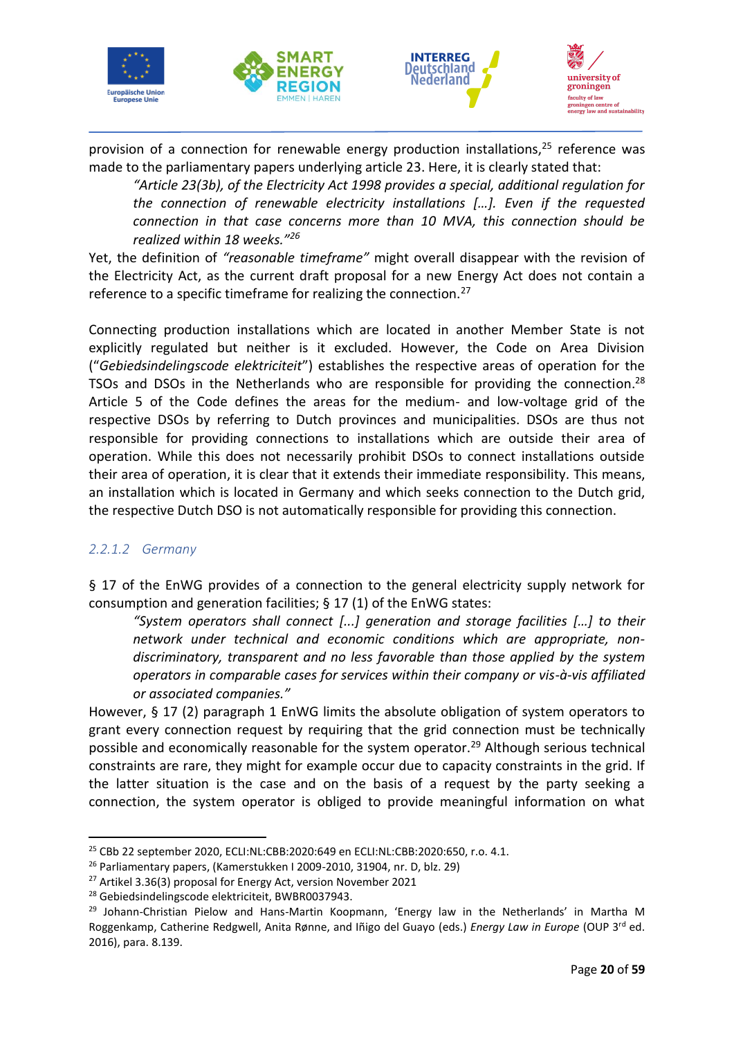provision of a connection for renewable energy production installations,[25] reference was made to the parliamentary papers underlying article 23. Here, it is clearly stated that:

> *"Article 23(3b), of the Electricity Act 1998 provides a special, additional regulation for the connection of renewable electricity installations […]. Even if the requested connection in that case concerns more than 10 MVA, this connection should be realized within 18 weeks."*[26]

Yet, the definition of *"reasonable timeframe"* might overall disappear with the revision of the Electricity Act, as the current draft proposal for a new Energy Act does not contain a reference to a specific timeframe for realizing the connection.[27]

Connecting production installations which are located in another Member State is not explicitly regulated but neither is it excluded. However, the Code on Area Division ("*Gebiedsindelingscode elektriciteit*") establishes the respective areas of operation for the TSOs and DSOs in the Netherlands who are responsible for providing the connection.[28] Article 5 of the Code defines the areas for the medium- and low-voltage grid of the respective DSOs by referring to Dutch provinces and municipalities. DSOs are thus not responsible for providing connections to installations which are outside their area of operation. While this does not necessarily prohibit DSOs to connect installations outside their area of operation, it is clear that it extends their immediate responsibility. This means, an installation which is located in Germany and which seeks connection to the Dutch grid, the respective Dutch DSO is not automatically responsible for providing this connection.

#### *2.2.1.2 Germany*

§ 17 of the EnWG provides of a connection to the general electricity supply network for consumption and generation facilities; § 17 (1) of the EnWG states:

> *"System operators shall connect [...] generation and storage facilities […] to their network under technical and economic conditions which are appropriate, non-discriminatory, transparent and no less favorable than those applied by the system operators in comparable cases for services within their company or vis-à-vis affiliated or associated companies."*

However, § 17 (2) paragraph 1 EnWG limits the absolute obligation of system operators to grant every connection request by requiring that the grid connection must be technically possible and economically reasonable for the system operator.[29] Although serious technical constraints are rare, they might for example occur due to capacity constraints in the grid. If the latter situation is the case and on the basis of a request by the party seeking a connection, the system operator is obliged to provide meaningful information on what

---

[25] CBb 22 september 2020, ECLI:NL:CBB:2020:649 en ECLI:NL:CBB:2020:650, r.o. 4.1.

[26] Parliamentary papers, (Kamerstukken I 2009-2010, 31904, nr. D, blz. 29)

[27] Artikel 3.36(3) proposal for Energy Act, version November 2021

[28] Gebiedsindelingscode elektriciteit, BWBR0037943.

[29] Johann-Christian Pielow and Hans-Martin Koopmann, 'Energy law in the Netherlands' in Martha M Roggenkamp, Catherine Redgwell, Anita Rønne, and Iñigo del Guayo (eds.) *Energy Law in Europe* (OUP 3rd ed. 2016), para. 8.139.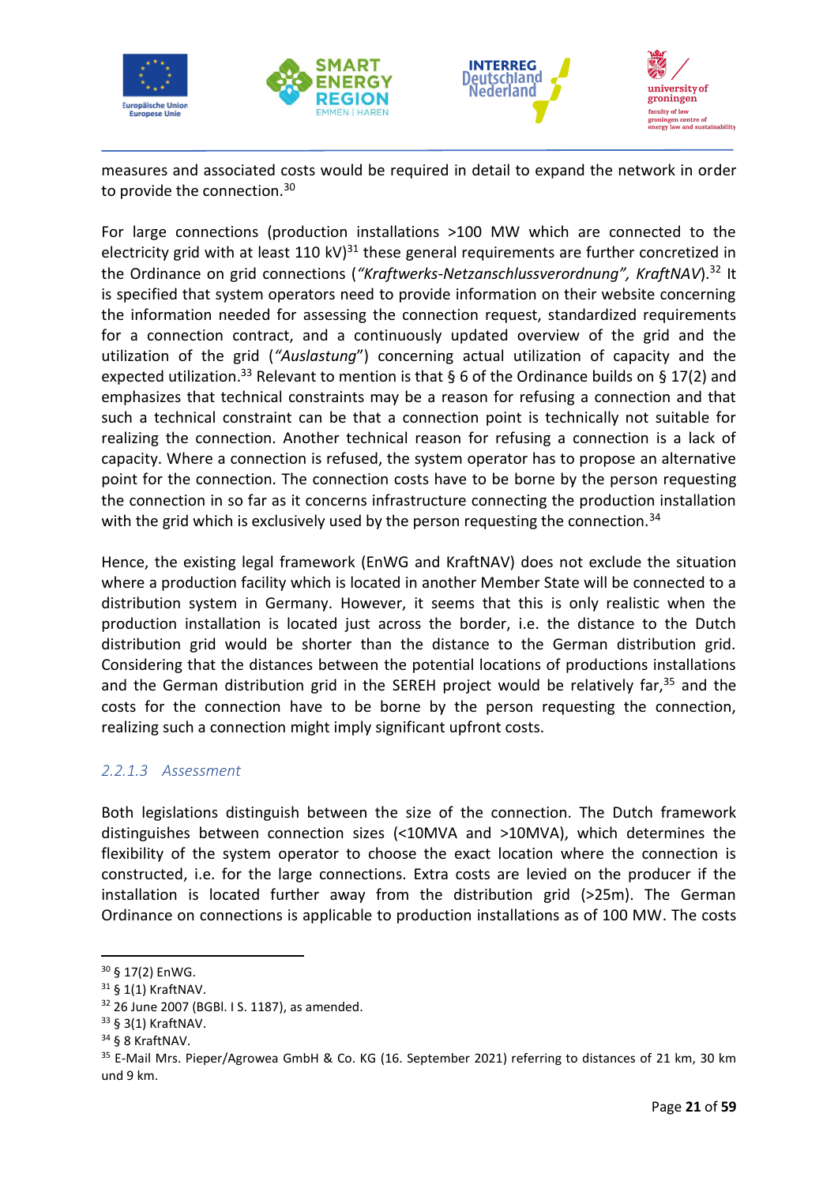measures and associated costs would be required in detail to expand the network in order to provide the connection.[30]

For large connections (production installations >100 MW which are connected to the electricity grid with at least 110 kV)[31] these general requirements are further concretized in the Ordinance on grid connections (*"Kraftwerks-Netzanschlussverordnung", KraftNAV*).[32] It is specified that system operators need to provide information on their website concerning the information needed for assessing the connection request, standardized requirements for a connection contract, and a continuously updated overview of the grid and the utilization of the grid (*"Auslastung"*) concerning actual utilization of capacity and the expected utilization.[33] Relevant to mention is that § 6 of the Ordinance builds on § 17(2) and emphasizes that technical constraints may be a reason for refusing a connection and that such a technical constraint can be that a connection point is technically not suitable for realizing the connection. Another technical reason for refusing a connection is a lack of capacity. Where a connection is refused, the system operator has to propose an alternative point for the connection. The connection costs have to be borne by the person requesting the connection in so far as it concerns infrastructure connecting the production installation with the grid which is exclusively used by the person requesting the connection.[34]

Hence, the existing legal framework (EnWG and KraftNAV) does not exclude the situation where a production facility which is located in another Member State will be connected to a distribution system in Germany. However, it seems that this is only realistic when the production installation is located just across the border, i.e. the distance to the Dutch distribution grid would be shorter than the distance to the German distribution grid. Considering that the distances between the potential locations of productions installations and the German distribution grid in the SEREH project would be relatively far,[35] and the costs for the connection have to be borne by the person requesting the connection, realizing such a connection might imply significant upfront costs.

#### *2.2.1.3 Assessment*

Both legislations distinguish between the size of the connection. The Dutch framework distinguishes between connection sizes (<10MVA and >10MVA), which determines the flexibility of the system operator to choose the exact location where the connection is constructed, i.e. for the large connections. Extra costs are levied on the producer if the installation is located further away from the distribution grid (>25m). The German Ordinance on connections is applicable to production installations as of 100 MW. The costs

---

[30] § 17(2) EnWG.

[31] § 1(1) KraftNAV.

[32] 26 June 2007 (BGBl. I S. 1187), as amended.

[33] § 3(1) KraftNAV.

[34] § 8 KraftNAV.

[35] E-Mail Mrs. Pieper/Agrowea GmbH & Co. KG (16. September 2021) referring to distances of 21 km, 30 km und 9 km.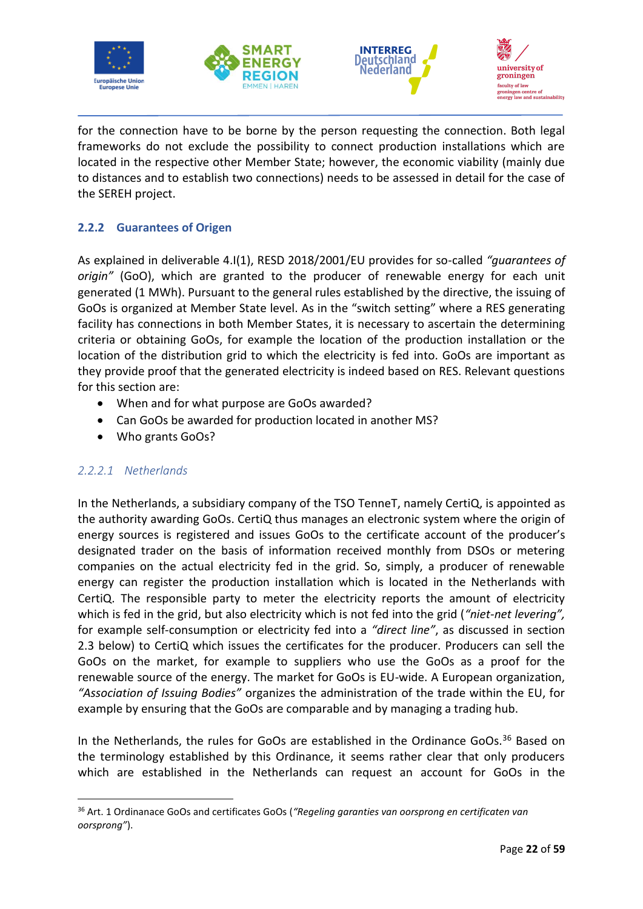for the connection have to be borne by the person requesting the connection. Both legal frameworks do not exclude the possibility to connect production installations which are located in the respective other Member State; however, the economic viability (mainly due to distances and to establish two connections) needs to be assessed in detail for the case of the SEREH project.

### 2.2.2 Guarantees of Origen

As explained in deliverable 4.I(1), RESD 2018/2001/EU provides for so-called *"guarantees of origin"* (GoO), which are granted to the producer of renewable energy for each unit generated (1 MWh). Pursuant to the general rules established by the directive, the issuing of GoOs is organized at Member State level. As in the "switch setting" where a RES generating facility has connections in both Member States, it is necessary to ascertain the determining criteria or obtaining GoOs, for example the location of the production installation or the location of the distribution grid to which the electricity is fed into. GoOs are important as they provide proof that the generated electricity is indeed based on RES. Relevant questions for this section are:

- When and for what purpose are GoOs awarded?
- Can GoOs be awarded for production located in another MS?
- Who grants GoOs?

#### *2.2.2.1 Netherlands*

In the Netherlands, a subsidiary company of the TSO TenneT, namely CertiQ, is appointed as the authority awarding GoOs. CertiQ thus manages an electronic system where the origin of energy sources is registered and issues GoOs to the certificate account of the producer's designated trader on the basis of information received monthly from DSOs or metering companies on the actual electricity fed in the grid. So, simply, a producer of renewable energy can register the production installation which is located in the Netherlands with CertiQ. The responsible party to meter the electricity reports the amount of electricity which is fed in the grid, but also electricity which is not fed into the grid (*"niet-net levering",* for example self-consumption or electricity fed into a *"direct line"*, as discussed in section 2.3 below) to CertiQ which issues the certificates for the producer. Producers can sell the GoOs on the market, for example to suppliers who use the GoOs as a proof for the renewable source of the energy. The market for GoOs is EU-wide. A European organization, *"Association of Issuing Bodies"* organizes the administration of the trade within the EU, for example by ensuring that the GoOs are comparable and by managing a trading hub.

In the Netherlands, the rules for GoOs are established in the Ordinance GoOs.[36] Based on the terminology established by this Ordinance, it seems rather clear that only producers which are established in the Netherlands can request an account for GoOs in the

---

[36] Art. 1 Ordinanace GoOs and certificates GoOs (*"Regeling garanties van oorsprong en certificaten van oorsprong"*).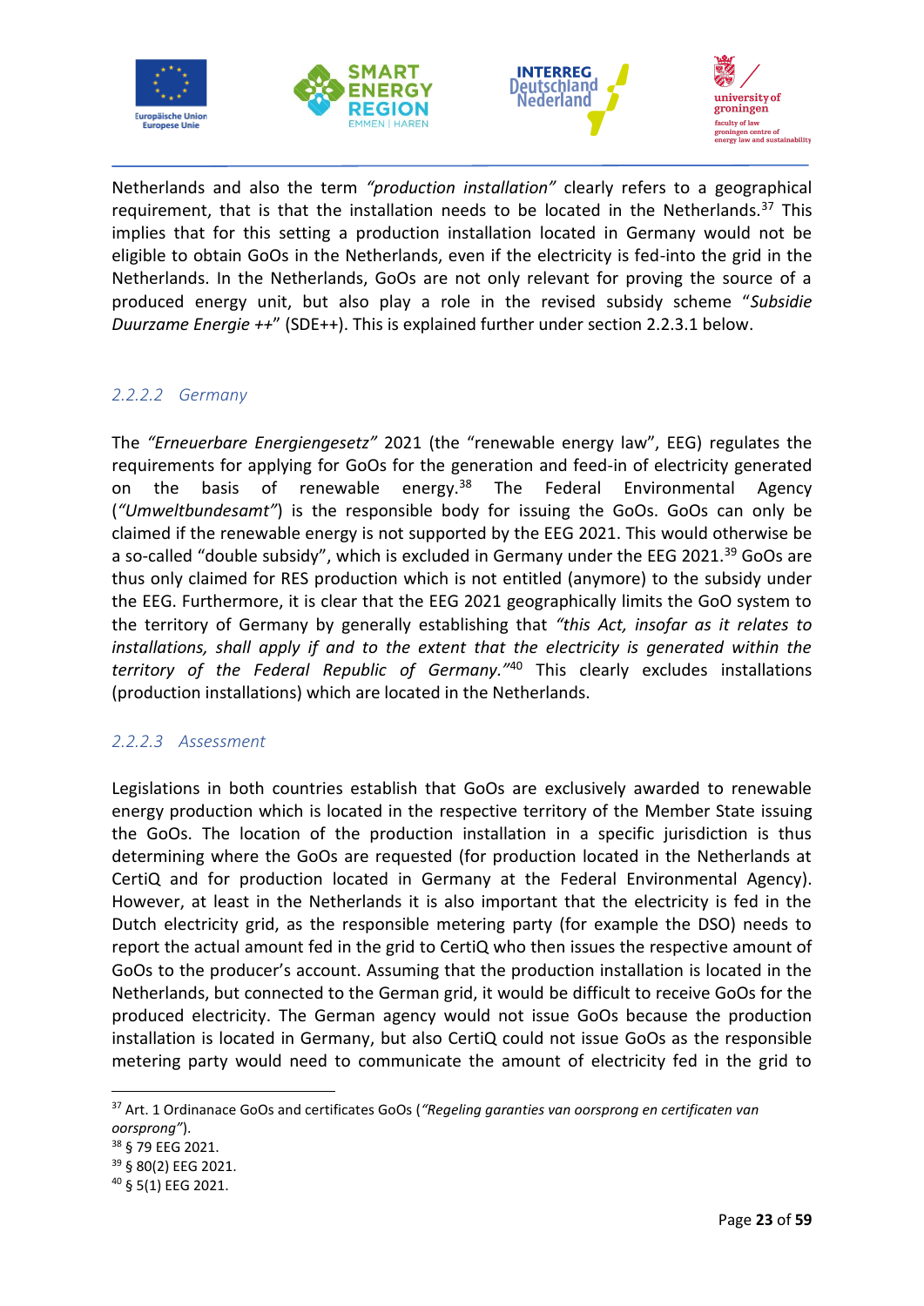Netherlands and also the term *"production installation"* clearly refers to a geographical requirement, that is that the installation needs to be located in the Netherlands.[37] This implies that for this setting a production installation located in Germany would not be eligible to obtain GoOs in the Netherlands, even if the electricity is fed-into the grid in the Netherlands. In the Netherlands, GoOs are not only relevant for proving the source of a produced energy unit, but also play a role in the revised subsidy scheme "*Subsidie Duurzame Energie ++*" (SDE++). This is explained further under section 2.2.3.1 below.

#### *2.2.2.2 Germany*

The *"Erneuerbare Energiengesetz"* 2021 (the "renewable energy law", EEG) regulates the requirements for applying for GoOs for the generation and feed-in of electricity generated on the basis of renewable energy.[38] The Federal Environmental Agency (*"Umweltbundesamt"*) is the responsible body for issuing the GoOs. GoOs can only be claimed if the renewable energy is not supported by the EEG 2021. This would otherwise be a so-called "double subsidy", which is excluded in Germany under the EEG 2021.[39] GoOs are thus only claimed for RES production which is not entitled (anymore) to the subsidy under the EEG. Furthermore, it is clear that the EEG 2021 geographically limits the GoO system to the territory of Germany by generally establishing that *"this Act, insofar as it relates to installations, shall apply if and to the extent that the electricity is generated within the territory of the Federal Republic of Germany."*[40] This clearly excludes installations (production installations) which are located in the Netherlands.

#### *2.2.2.3 Assessment*

Legislations in both countries establish that GoOs are exclusively awarded to renewable energy production which is located in the respective territory of the Member State issuing the GoOs. The location of the production installation in a specific jurisdiction is thus determining where the GoOs are requested (for production located in the Netherlands at CertiQ and for production located in Germany at the Federal Environmental Agency). However, at least in the Netherlands it is also important that the electricity is fed in the Dutch electricity grid, as the responsible metering party (for example the DSO) needs to report the actual amount fed in the grid to CertiQ who then issues the respective amount of GoOs to the producer's account. Assuming that the production installation is located in the Netherlands, but connected to the German grid, it would be difficult to receive GoOs for the produced electricity. The German agency would not issue GoOs because the production installation is located in Germany, but also CertiQ could not issue GoOs as the responsible metering party would need to communicate the amount of electricity fed in the grid to

---

[37] Art. 1 Ordinanace GoOs and certificates GoOs (*"Regeling garanties van oorsprong en certificaten van oorsprong"*).

[38] § 79 EEG 2021.

[39] § 80(2) EEG 2021.

[40] § 5(1) EEG 2021.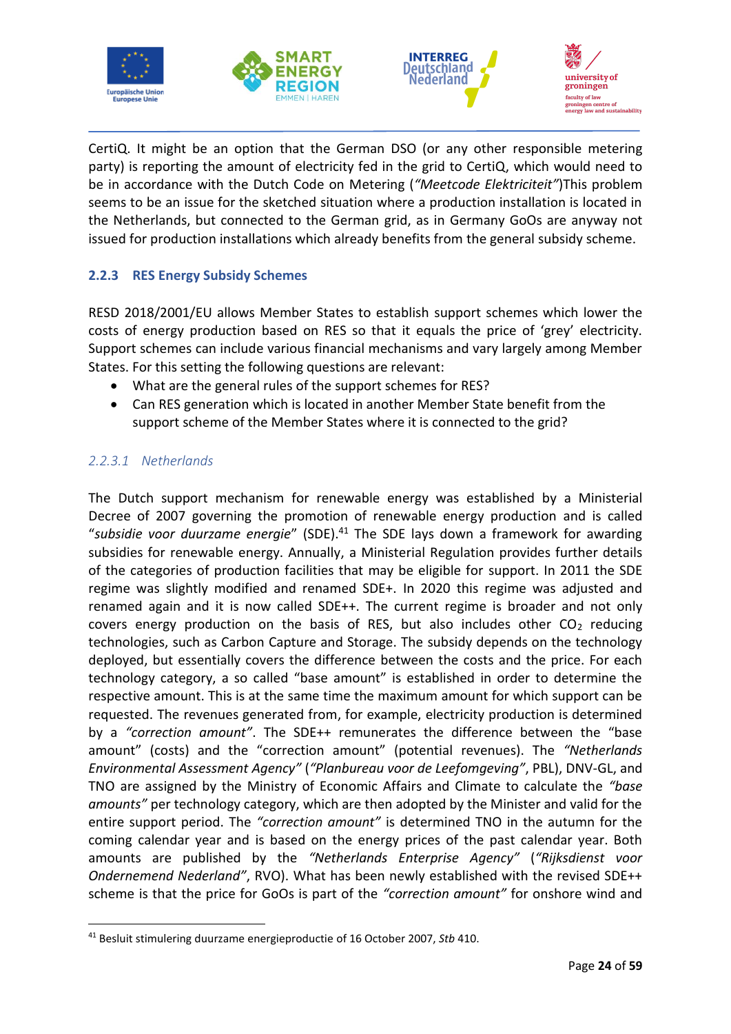CertiQ. It might be an option that the German DSO (or any other responsible metering party) is reporting the amount of electricity fed in the grid to CertiQ, which would need to be in accordance with the Dutch Code on Metering (*"Meetcode Elektriciteit"*)This problem seems to be an issue for the sketched situation where a production installation is located in the Netherlands, but connected to the German grid, as in Germany GoOs are anyway not issued for production installations which already benefits from the general subsidy scheme.

### 2.2.3 RES Energy Subsidy Schemes

RESD 2018/2001/EU allows Member States to establish support schemes which lower the costs of energy production based on RES so that it equals the price of 'grey' electricity. Support schemes can include various financial mechanisms and vary largely among Member States. For this setting the following questions are relevant:

- What are the general rules of the support schemes for RES?
- Can RES generation which is located in another Member State benefit from the support scheme of the Member States where it is connected to the grid?

#### *2.2.3.1 Netherlands*

The Dutch support mechanism for renewable energy was established by a Ministerial Decree of 2007 governing the promotion of renewable energy production and is called "*subsidie voor duurzame energie*" (SDE).[41] The SDE lays down a framework for awarding subsidies for renewable energy. Annually, a Ministerial Regulation provides further details of the categories of production facilities that may be eligible for support. In 2011 the SDE regime was slightly modified and renamed SDE+. In 2020 this regime was adjusted and renamed again and it is now called SDE++. The current regime is broader and not only covers energy production on the basis of RES, but also includes other $CO_2$ reducing technologies, such as Carbon Capture and Storage. The subsidy depends on the technology deployed, but essentially covers the difference between the costs and the price. For each technology category, a so called "base amount" is established in order to determine the respective amount. This is at the same time the maximum amount for which support can be requested. The revenues generated from, for example, electricity production is determined by a *"correction amount"*. The SDE++ remunerates the difference between the "base amount" (costs) and the "correction amount" (potential revenues). The *"Netherlands Environmental Assessment Agency"* (*"Planbureau voor de Leefomgeving"*, PBL), DNV-GL, and TNO are assigned by the Ministry of Economic Affairs and Climate to calculate the *"base amounts"* per technology category, which are then adopted by the Minister and valid for the entire support period. The *"correction amount"* is determined TNO in the autumn for the coming calendar year and is based on the energy prices of the past calendar year. Both amounts are published by the *"Netherlands Enterprise Agency"* (*"Rijksdienst voor Ondernemend Nederland"*, RVO). What has been newly established with the revised SDE++ scheme is that the price for GoOs is part of the *"correction amount"* for onshore wind and

---

[41] Besluit stimulering duurzame energieproductie of 16 October 2007, *Stb* 410.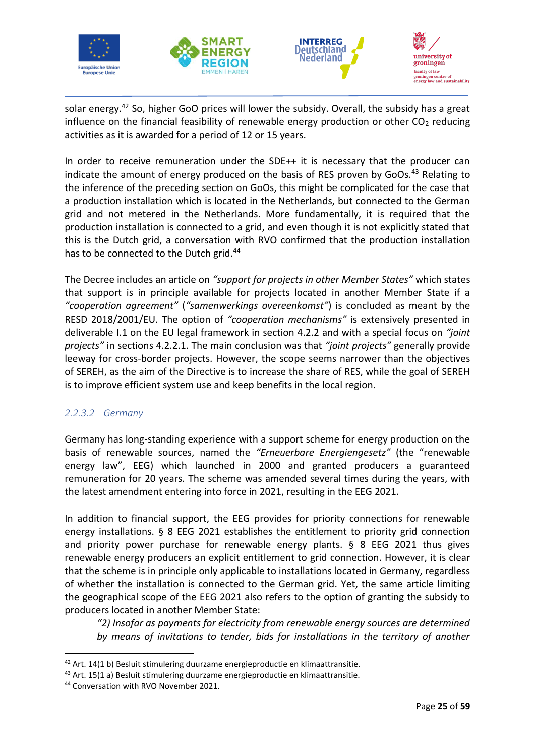solar energy.[42] So, higher GoO prices will lower the subsidy. Overall, the subsidy has a great influence on the financial feasibility of renewable energy production or other $CO_2$ reducing activities as it is awarded for a period of 12 or 15 years.

In order to receive remuneration under the SDE++ it is necessary that the producer can indicate the amount of energy produced on the basis of RES proven by GoOs.[43] Relating to the inference of the preceding section on GoOs, this might be complicated for the case that a production installation which is located in the Netherlands, but connected to the German grid and not metered in the Netherlands. More fundamentally, it is required that the production installation is connected to a grid, and even though it is not explicitly stated that this is the Dutch grid, a conversation with RVO confirmed that the production installation has to be connected to the Dutch grid.[44]

The Decree includes an article on *"support for projects in other Member States"* which states that support is in principle available for projects located in another Member State if a *"cooperation agreement"* (*"samenwerkings overeenkomst"*) is concluded as meant by the RESD 2018/2001/EU. The option of *"cooperation mechanisms"* is extensively presented in deliverable I.1 on the EU legal framework in section 4.2.2 and with a special focus on *"joint projects"* in sections 4.2.2.1. The main conclusion was that *"joint projects"* generally provide leeway for cross-border projects. However, the scope seems narrower than the objectives of SEREH, as the aim of the Directive is to increase the share of RES, while the goal of SEREH is to improve efficient system use and keep benefits in the local region.

#### *2.2.3.2 Germany*

Germany has long-standing experience with a support scheme for energy production on the basis of renewable sources, named the *"Erneuerbare Energiengesetz"* (the "renewable energy law", EEG) which launched in 2000 and granted producers a guaranteed remuneration for 20 years. The scheme was amended several times during the years, with the latest amendment entering into force in 2021, resulting in the EEG 2021.

In addition to financial support, the EEG provides for priority connections for renewable energy installations. § 8 EEG 2021 establishes the entitlement to priority grid connection and priority power purchase for renewable energy plants. § 8 EEG 2021 thus gives renewable energy producers an explicit entitlement to grid connection. However, it is clear that the scheme is in principle only applicable to installations located in Germany, regardless of whether the installation is connected to the German grid. Yet, the same article limiting the geographical scope of the EEG 2021 also refers to the option of granting the subsidy to producers located in another Member State:

> *"2) Insofar as payments for electricity from renewable energy sources are determined by means of invitations to tender, bids for installations in the territory of another*

---

[42] Art. 14(1 b) Besluit stimulering duurzame energieproductie en klimaattransitie.

[43] Art. 15(1 a) Besluit stimulering duurzame energieproductie en klimaattransitie.

[44] Conversation with RVO November 2021.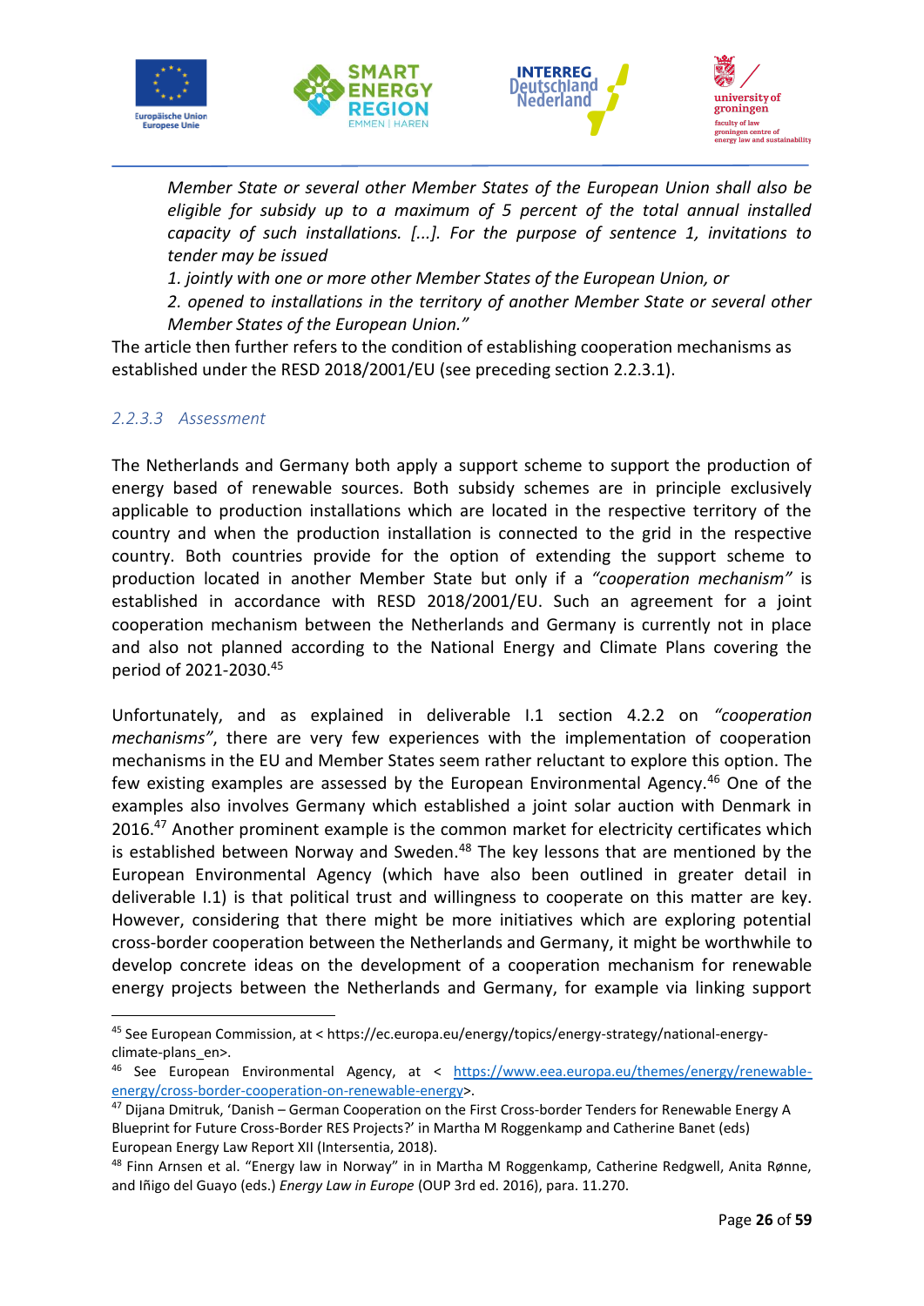*Member State or several other Member States of the European Union shall also be eligible for subsidy up to a maximum of 5 percent of the total annual installed capacity of such installations. [...]. For the purpose of sentence 1, invitations to tender may be issued*

*1. jointly with one or more other Member States of the European Union, or*

*2. opened to installations in the territory of another Member State or several other Member States of the European Union."*

The article then further refers to the condition of establishing cooperation mechanisms as established under the RESD 2018/2001/EU (see preceding section 2.2.3.1).

### *2.2.3.3 Assessment*

The Netherlands and Germany both apply a support scheme to support the production of energy based of renewable sources. Both subsidy schemes are in principle exclusively applicable to production installations which are located in the respective territory of the country and when the production installation is connected to the grid in the respective country. Both countries provide for the option of extending the support scheme to production located in another Member State but only if a *"cooperation mechanism"* is established in accordance with RESD 2018/2001/EU. Such an agreement for a joint cooperation mechanism between the Netherlands and Germany is currently not in place and also not planned according to the National Energy and Climate Plans covering the period of 2021-2030.[45]

Unfortunately, and as explained in deliverable I.1 section 4.2.2 on *"cooperation mechanisms"*, there are very few experiences with the implementation of cooperation mechanisms in the EU and Member States seem rather reluctant to explore this option. The few existing examples are assessed by the European Environmental Agency.[46] One of the examples also involves Germany which established a joint solar auction with Denmark in 2016.[47] Another prominent example is the common market for electricity certificates which is established between Norway and Sweden.[48] The key lessons that are mentioned by the European Environmental Agency (which have also been outlined in greater detail in deliverable I.1) is that political trust and willingness to cooperate on this matter are key. However, considering that there might be more initiatives which are exploring potential cross-border cooperation between the Netherlands and Germany, it might be worthwhile to develop concrete ideas on the development of a cooperation mechanism for renewable energy projects between the Netherlands and Germany, for example via linking support

---

[45] See European Commission, at < https://ec.europa.eu/energy/topics/energy-strategy/national-energy-climate-plans_en>.

[46] See European Environmental Agency, at < https://www.eea.europa.eu/themes/energy/renewable-energy/cross-border-cooperation-on-renewable-energy>.

[47] Dijana Dmitruk, 'Danish – German Cooperation on the First Cross-border Tenders for Renewable Energy A Blueprint for Future Cross-Border RES Projects?' in Martha M Roggenkamp and Catherine Banet (eds) European Energy Law Report XII (Intersentia, 2018).

[48] Finn Arnsen et al. "Energy law in Norway" in in Martha M Roggenkamp, Catherine Redgwell, Anita Rønne, and Iñigo del Guayo (eds.) *Energy Law in Europe* (OUP 3rd ed. 2016), para. 11.270.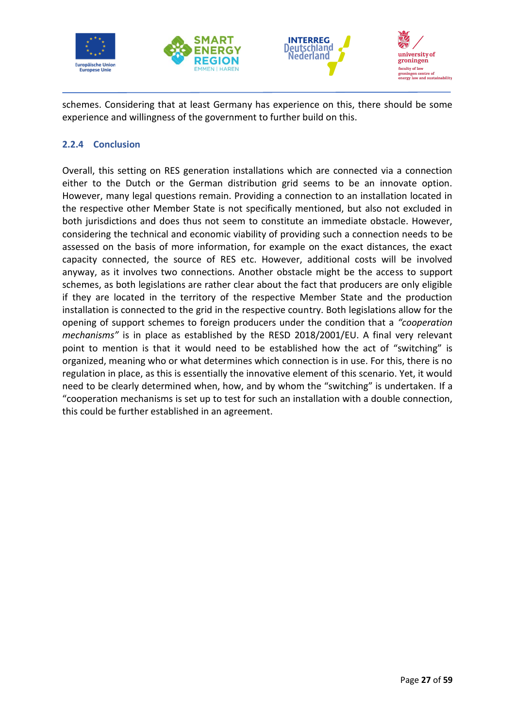schemes. Considering that at least Germany has experience on this, there should be some experience and willingness of the government to further build on this.

### 2.2.4 Conclusion

Overall, this setting on RES generation installations which are connected via a connection either to the Dutch or the German distribution grid seems to be an innovate option. However, many legal questions remain. Providing a connection to an installation located in the respective other Member State is not specifically mentioned, but also not excluded in both jurisdictions and does thus not seem to constitute an immediate obstacle. However, considering the technical and economic viability of providing such a connection needs to be assessed on the basis of more information, for example on the exact distances, the exact capacity connected, the source of RES etc. However, additional costs will be involved anyway, as it involves two connections. Another obstacle might be the access to support schemes, as both legislations are rather clear about the fact that producers are only eligible if they are located in the territory of the respective Member State and the production installation is connected to the grid in the respective country. Both legislations allow for the opening of support schemes to foreign producers under the condition that a *"cooperation mechanisms"* is in place as established by the RESD 2018/2001/EU. A final very relevant point to mention is that it would need to be established how the act of "switching" is organized, meaning who or what determines which connection is in use. For this, there is no regulation in place, as this is essentially the innovative element of this scenario. Yet, it would need to be clearly determined when, how, and by whom the "switching" is undertaken. If a "cooperation mechanisms is set up to test for such an installation with a double connection, this could be further established in an agreement.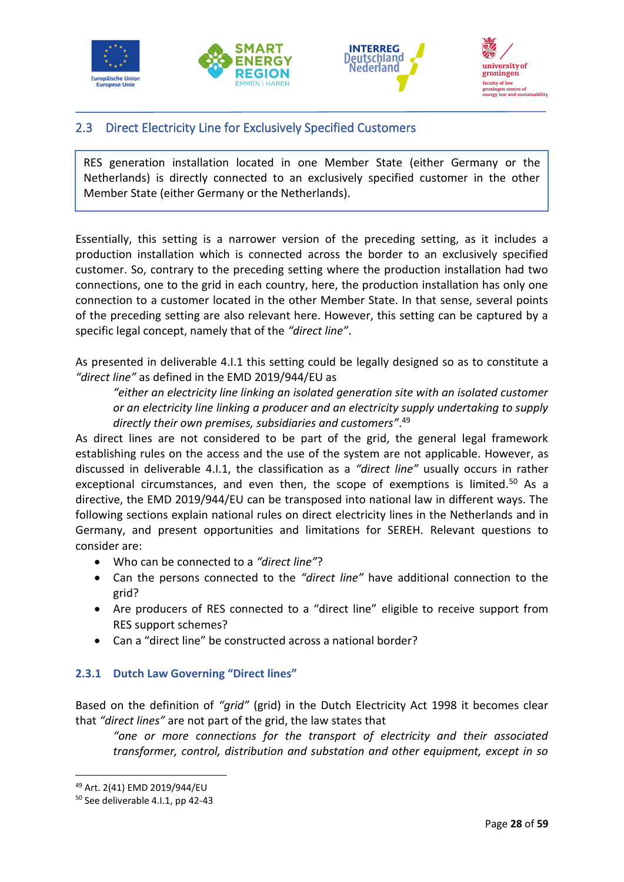## 2.3 Direct Electricity Line for Exclusively Specified Customers

RES generation installation located in one Member State (either Germany or the Netherlands) is directly connected to an exclusively specified customer in the other Member State (either Germany or the Netherlands).

Essentially, this setting is a narrower version of the preceding setting, as it includes a production installation which is connected across the border to an exclusively specified customer. So, contrary to the preceding setting where the production installation had two connections, one to the grid in each country, here, the production installation has only one connection to a customer located in the other Member State. In that sense, several points of the preceding setting are also relevant here. However, this setting can be captured by a specific legal concept, namely that of the *"direct line"*.

As presented in deliverable 4.I.1 this setting could be legally designed so as to constitute a *"direct line"* as defined in the EMD 2019/944/EU as

> *"either an electricity line linking an isolated generation site with an isolated customer or an electricity line linking a producer and an electricity supply undertaking to supply directly their own premises, subsidiaries and customers"*.[49]

As direct lines are not considered to be part of the grid, the general legal framework establishing rules on the access and the use of the system are not applicable. However, as discussed in deliverable 4.I.1, the classification as a *"direct line"* usually occurs in rather exceptional circumstances, and even then, the scope of exemptions is limited.[50] As a directive, the EMD 2019/944/EU can be transposed into national law in different ways. The following sections explain national rules on direct electricity lines in the Netherlands and in Germany, and present opportunities and limitations for SEREH. Relevant questions to consider are:

- Who can be connected to a *"direct line"*?
- Can the persons connected to the *"direct line"* have additional connection to the grid?
- Are producers of RES connected to a "direct line" eligible to receive support from RES support schemes?
- Can a "direct line" be constructed across a national border?

### 2.3.1 Dutch Law Governing "Direct lines"

Based on the definition of *"grid"* (grid) in the Dutch Electricity Act 1998 it becomes clear that *"direct lines"* are not part of the grid, the law states that

> *"one or more connections for the transport of electricity and their associated transformer, control, distribution and substation and other equipment, except in so*

---

[49] Art. 2(41) EMD 2019/944/EU

[50] See deliverable 4.I.1, pp 42-43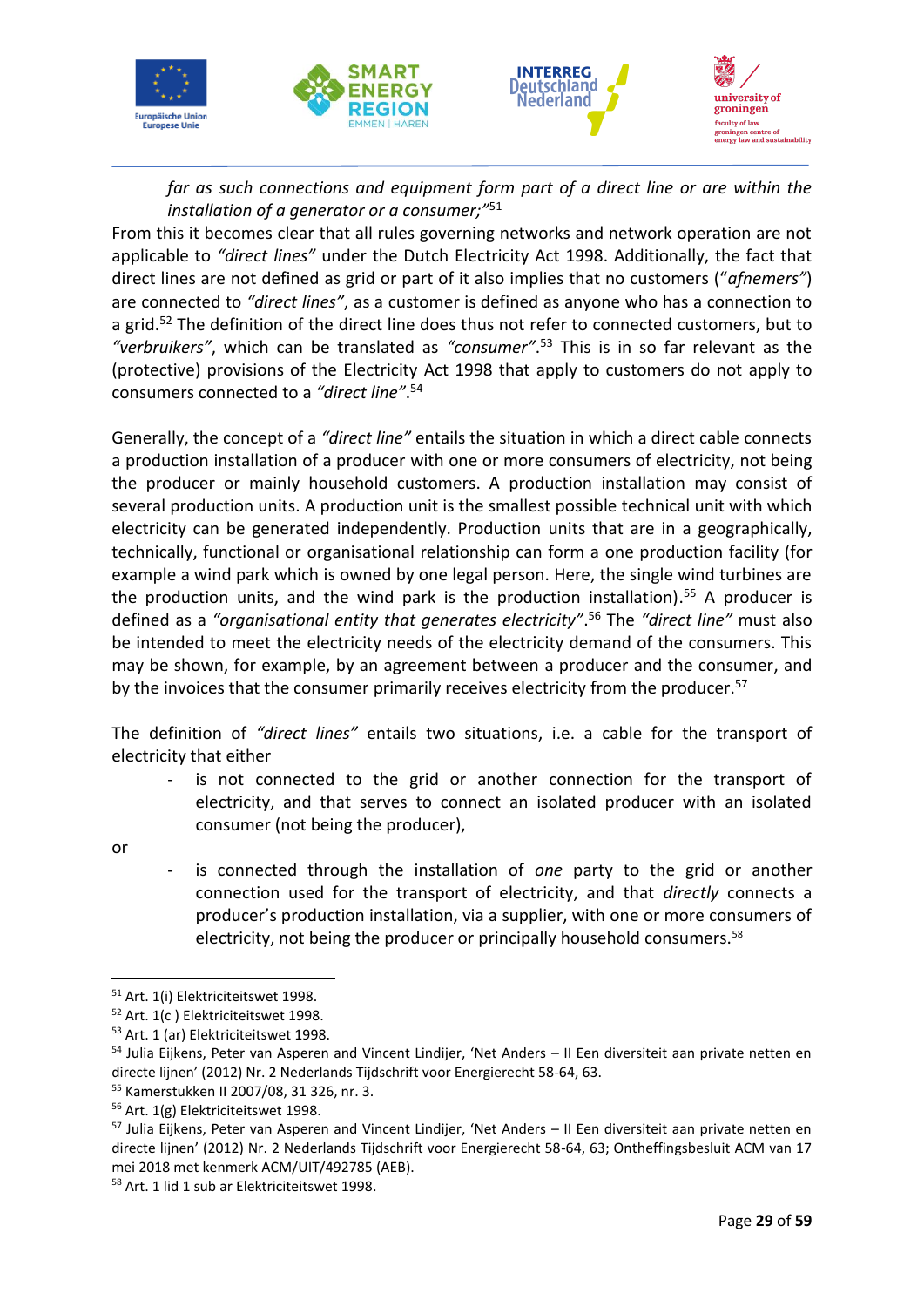*far as such connections and equipment form part of a direct line or are within the installation of a generator or a consumer;"*[51]

From this it becomes clear that all rules governing networks and network operation are not applicable to *"direct lines"* under the Dutch Electricity Act 1998. Additionally, the fact that direct lines are not defined as grid or part of it also implies that no customers ("*afnemers*") are connected to *"direct lines"*, as a customer is defined as anyone who has a connection to a grid.[52] The definition of the direct line does thus not refer to connected customers, but to *"verbruikers"*, which can be translated as *"consumer"*.[53] This is in so far relevant as the (protective) provisions of the Electricity Act 1998 that apply to customers do not apply to consumers connected to a *"direct line"*.[54]

Generally, the concept of a *"direct line"* entails the situation in which a direct cable connects a production installation of a producer with one or more consumers of electricity, not being the producer or mainly household customers. A production installation may consist of several production units. A production unit is the smallest possible technical unit with which electricity can be generated independently. Production units that are in a geographically, technically, functional or organisational relationship can form a one production facility (for example a wind park which is owned by one legal person. Here, the single wind turbines are the production units, and the wind park is the production installation).[55] A producer is defined as a *"organisational entity that generates electricity"*.[56] The *"direct line"* must also be intended to meet the electricity needs of the electricity demand of the consumers. This may be shown, for example, by an agreement between a producer and the consumer, and by the invoices that the consumer primarily receives electricity from the producer.[57]

The definition of *"direct lines"* entails two situations, i.e. a cable for the transport of electricity that either

- is not connected to the grid or another connection for the transport of electricity, and that serves to connect an isolated producer with an isolated consumer (not being the producer),

or

- is connected through the installation of *one* party to the grid or another connection used for the transport of electricity, and that *directly* connects a producer's production installation, via a supplier, with one or more consumers of electricity, not being the producer or principally household consumers.[58]

---

[51] Art. 1(i) Elektriciteitswet 1998.

[52] Art. 1(c ) Elektriciteitswet 1998.

[53] Art. 1 (ar) Elektriciteitswet 1998.

[54] Julia Eijkens, Peter van Asperen and Vincent Lindijer, 'Net Anders – II Een diversiteit aan private netten en directe lijnen' (2012) Nr. 2 Nederlands Tijdschrift voor Energierecht 58-64, 63.

[55] Kamerstukken II 2007/08, 31 326, nr. 3.

[56] Art. 1(g) Elektriciteitswet 1998.

[57] Julia Eijkens, Peter van Asperen and Vincent Lindijer, 'Net Anders – II Een diversiteit aan private netten en directe lijnen' (2012) Nr. 2 Nederlands Tijdschrift voor Energierecht 58-64, 63; Ontheffingsbesluit ACM van 17 mei 2018 met kenmerk ACM/UIT/492785 (AEB).

[58] Art. 1 lid 1 sub ar Elektriciteitswet 1998.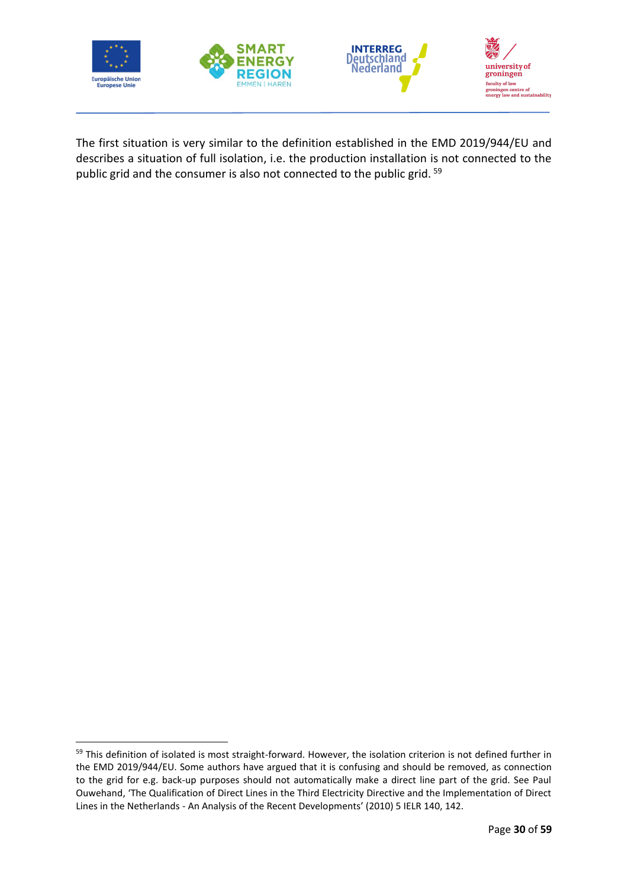The first situation is very similar to the definition established in the EMD 2019/944/EU and describes a situation of full isolation, i.e. the production installation is not connected to the public grid and the consumer is also not connected to the public grid. [59]

---

[59] This definition of isolated is most straight-forward. However, the isolation criterion is not defined further in the EMD 2019/944/EU. Some authors have argued that it is confusing and should be removed, as connection to the grid for e.g. back-up purposes should not automatically make a direct line part of the grid. See Paul Ouwehand, 'The Qualification of Direct Lines in the Third Electricity Directive and the Implementation of Direct Lines in the Netherlands - An Analysis of the Recent Developments' (2010) 5 IELR 140, 142.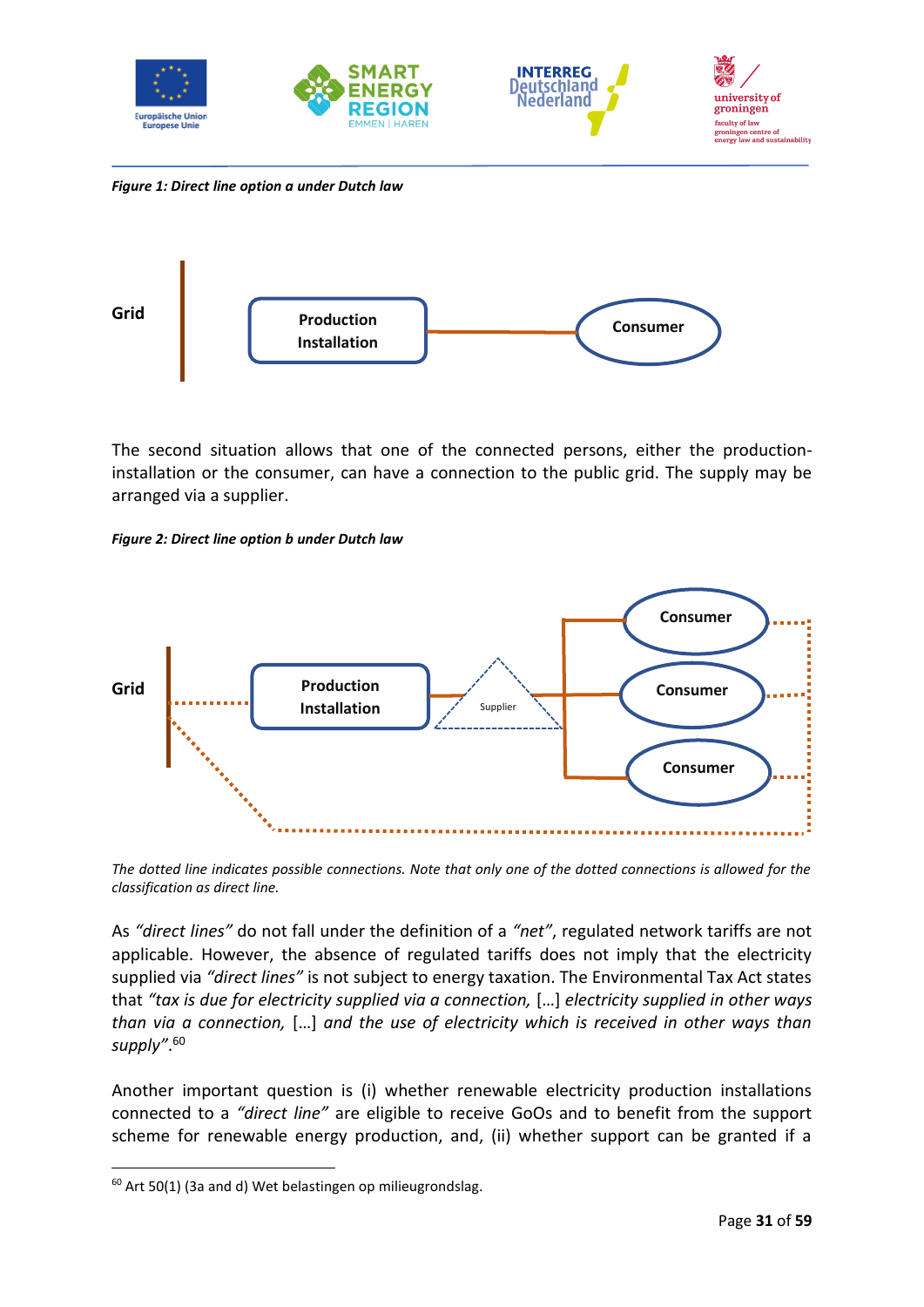*Figure 1: Direct line option a under Dutch law*

The second situation allows that one of the connected persons, either the production-installation or the consumer, can have a connection to the public grid. The supply may be arranged via a supplier.

*Figure 2: Direct line option b under Dutch law*

*The dotted line indicates possible connections. Note that only one of the dotted connections is allowed for the classification as direct line.*

As *"direct lines"* do not fall under the definition of a *"net"*, regulated network tariffs are not applicable. However, the absence of regulated tariffs does not imply that the electricity supplied via *"direct lines"* is not subject to energy taxation. The Environmental Tax Act states that *"tax is due for electricity supplied via a connection,* […] *electricity supplied in other ways than via a connection,* […] *and the use of electricity which is received in other ways than supply"*.[60]

Another important question is (i) whether renewable electricity production installations connected to a *"direct line"* are eligible to receive GoOs and to benefit from the support scheme for renewable energy production, and, (ii) whether support can be granted if a

---

[60] Art 50(1) (3a and d) Wet belastingen op milieugrondslag.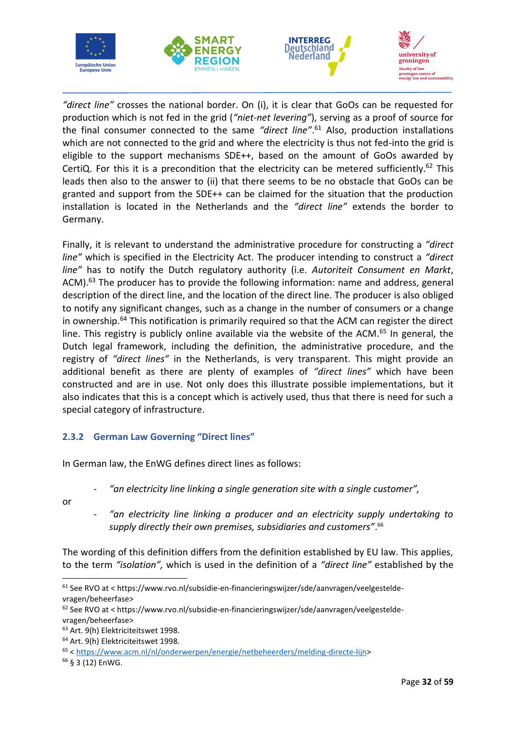*"direct line"* crosses the national border. On (i), it is clear that GoOs can be requested for production which is not fed in the grid (*"niet-net levering"*), serving as a proof of source for the final consumer connected to the same *"direct line"*.[61] Also, production installations which are not connected to the grid and where the electricity is thus not fed-into the grid is eligible to the support mechanisms SDE++, based on the amount of GoOs awarded by CertiQ. For this it is a precondition that the electricity can be metered sufficiently.[62] This leads then also to the answer to (ii) that there seems to be no obstacle that GoOs can be granted and support from the SDE++ can be claimed for the situation that the production installation is located in the Netherlands and the *"direct line"* extends the border to Germany.

Finally, it is relevant to understand the administrative procedure for constructing a *"direct line"* which is specified in the Electricity Act. The producer intending to construct a *"direct line"* has to notify the Dutch regulatory authority (i.e. *Autoriteit Consument en Markt*, ACM).[63] The producer has to provide the following information: name and address, general description of the direct line, and the location of the direct line. The producer is also obliged to notify any significant changes, such as a change in the number of consumers or a change in ownership.[64] This notification is primarily required so that the ACM can register the direct line. This registry is publicly online available via the website of the ACM.[65] In general, the Dutch legal framework, including the definition, the administrative procedure, and the registry of *"direct lines"* in the Netherlands, is very transparent. This might provide an additional benefit as there are plenty of examples of *"direct lines"* which have been constructed and are in use. Not only does this illustrate possible implementations, but it also indicates that this is a concept which is actively used, thus that there is need for such a special category of infrastructure.

### 2.3.2 German Law Governing "Direct lines"

In German law, the EnWG defines direct lines as follows:

- *"an electricity line linking a single generation site with a single customer",*

or

- *"an electricity line linking a producer and an electricity supply undertaking to supply directly their own premises, subsidiaries and customers"*.[66]

The wording of this definition differs from the definition established by EU law. This applies, to the term *"isolation",* which is used in the definition of a *"direct line"* established by the

[61] See RVO at < https://www.rvo.nl/subsidie-en-financieringswijzer/sde/aanvragen/veelgestelde-vragen/beheerfase>

[62] See RVO at < https://www.rvo.nl/subsidie-en-financieringswijzer/sde/aanvragen/veelgestelde-vragen/beheerfase>

[63] Art. 9(h) Elektriciteitswet 1998.

[64] Art. 9(h) Elektriciteitswet 1998.

[65] < https://www.acm.nl/nl/onderwerpen/energie/netbeheerders/melding-directe-lijn>

[66] § 3 (12) EnWG.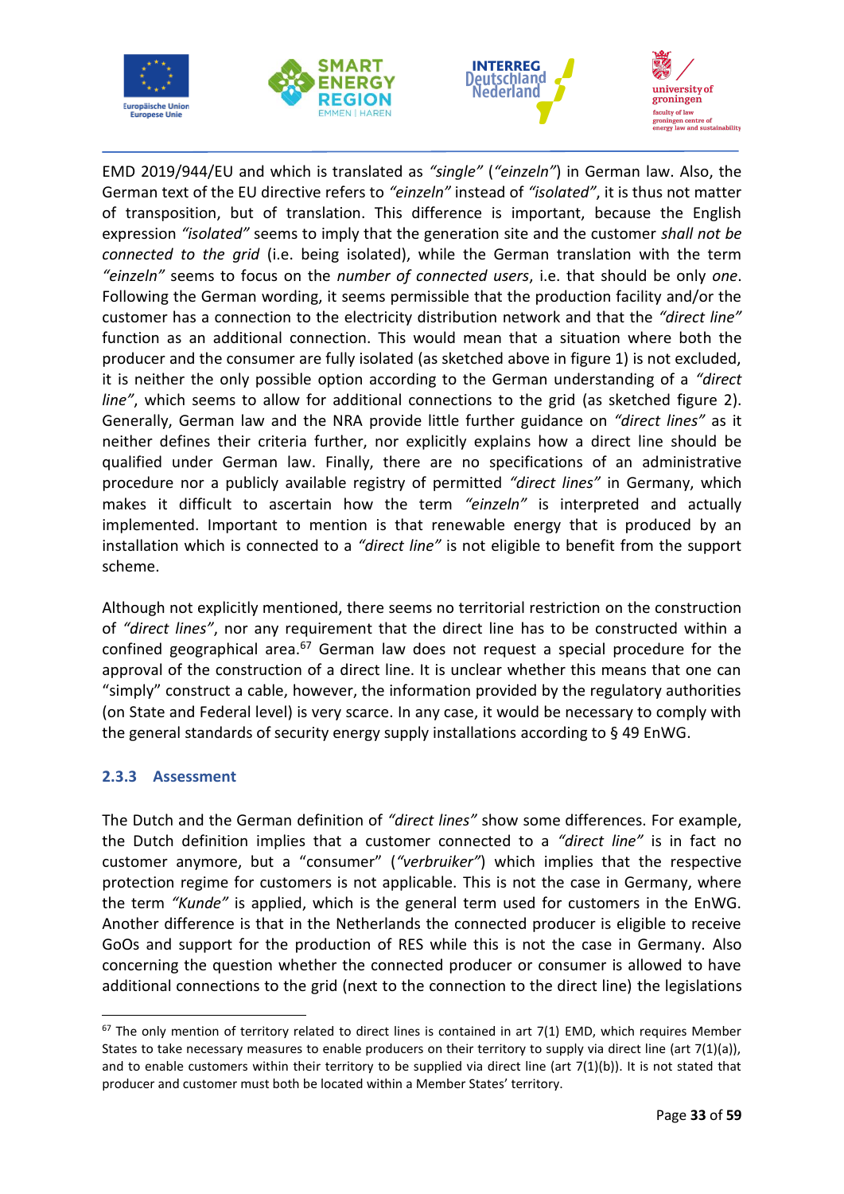EMD 2019/944/EU and which is translated as *"single"* (*"einzeln"*) in German law. Also, the German text of the EU directive refers to *"einzeln"* instead of *"isolated"*, it is thus not matter of transposition, but of translation. This difference is important, because the English expression *"isolated"* seems to imply that the generation site and the customer *shall not be connected to the grid* (i.e. being isolated), while the German translation with the term *"einzeln"* seems to focus on the *number of connected users*, i.e. that should be only *one*. Following the German wording, it seems permissible that the production facility and/or the customer has a connection to the electricity distribution network and that the *"direct line"* function as an additional connection. This would mean that a situation where both the producer and the consumer are fully isolated (as sketched above in figure 1) is not excluded, it is neither the only possible option according to the German understanding of a *"direct line"*, which seems to allow for additional connections to the grid (as sketched figure 2). Generally, German law and the NRA provide little further guidance on *"direct lines"* as it neither defines their criteria further, nor explicitly explains how a direct line should be qualified under German law. Finally, there are no specifications of an administrative procedure nor a publicly available registry of permitted *"direct lines"* in Germany, which makes it difficult to ascertain how the term *"einzeln"* is interpreted and actually implemented. Important to mention is that renewable energy that is produced by an installation which is connected to a *"direct line"* is not eligible to benefit from the support scheme.

Although not explicitly mentioned, there seems no territorial restriction on the construction of *"direct lines"*, nor any requirement that the direct line has to be constructed within a confined geographical area.[67] German law does not request a special procedure for the approval of the construction of a direct line. It is unclear whether this means that one can "simply" construct a cable, however, the information provided by the regulatory authorities (on State and Federal level) is very scarce. In any case, it would be necessary to comply with the general standards of security energy supply installations according to § 49 EnWG.

### 2.3.3 Assessment

The Dutch and the German definition of *"direct lines"* show some differences. For example, the Dutch definition implies that a customer connected to a *"direct line"* is in fact no customer anymore, but a "consumer" (*"verbruiker"*) which implies that the respective protection regime for customers is not applicable. This is not the case in Germany, where the term *"Kunde"* is applied, which is the general term used for customers in the EnWG. Another difference is that in the Netherlands the connected producer is eligible to receive GoOs and support for the production of RES while this is not the case in Germany. Also concerning the question whether the connected producer or consumer is allowed to have additional connections to the grid (next to the connection to the direct line) the legislations

---

[67] The only mention of territory related to direct lines is contained in art 7(1) EMD, which requires Member States to take necessary measures to enable producers on their territory to supply via direct line (art 7(1)(a)), and to enable customers within their territory to be supplied via direct line (art 7(1)(b)). It is not stated that producer and customer must both be located within a Member States' territory.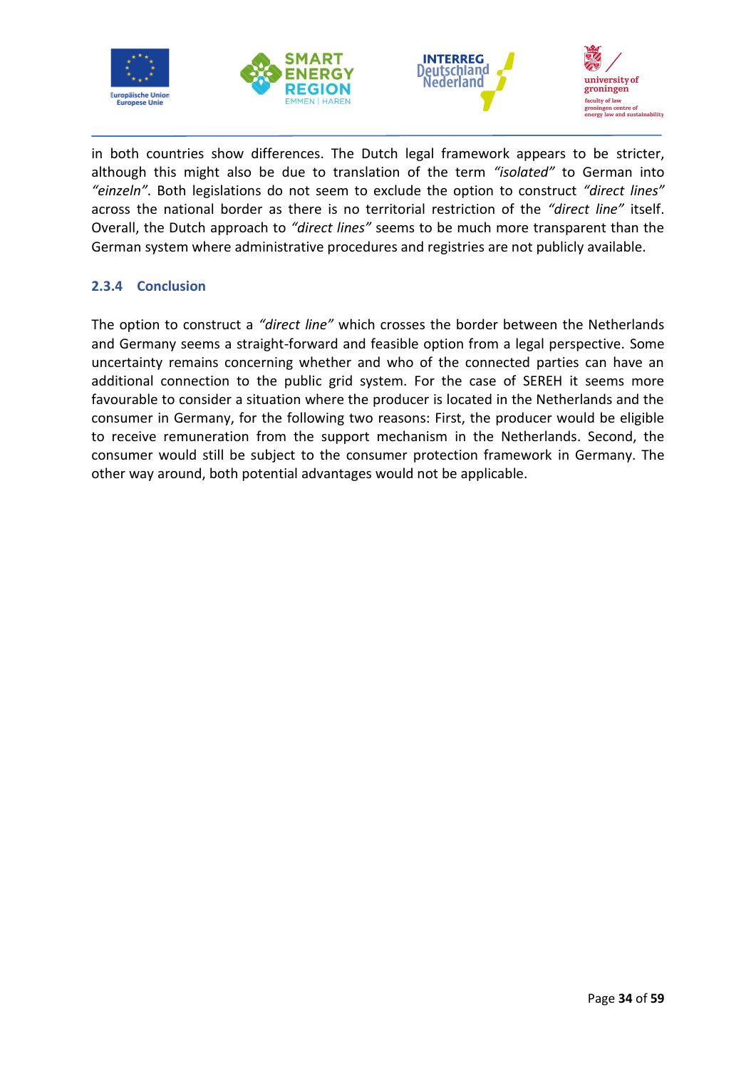in both countries show differences. The Dutch legal framework appears to be stricter, although this might also be due to translation of the term *“isolated”* to German into *“einzeln”*. Both legislations do not seem to exclude the option to construct *“direct lines”* across the national border as there is no territorial restriction of the *“direct line”* itself. Overall, the Dutch approach to *“direct lines”* seems to be much more transparent than the German system where administrative procedures and registries are not publicly available.

### 2.3.4 Conclusion

The option to construct a *“direct line”* which crosses the border between the Netherlands and Germany seems a straight-forward and feasible option from a legal perspective. Some uncertainty remains concerning whether and who of the connected parties can have an additional connection to the public grid system. For the case of SEREH it seems more favourable to consider a situation where the producer is located in the Netherlands and the consumer in Germany, for the following two reasons: First, the producer would be eligible to receive remuneration from the support mechanism in the Netherlands. Second, the consumer would still be subject to the consumer protection framework in Germany. The other way around, both potential advantages would not be applicable.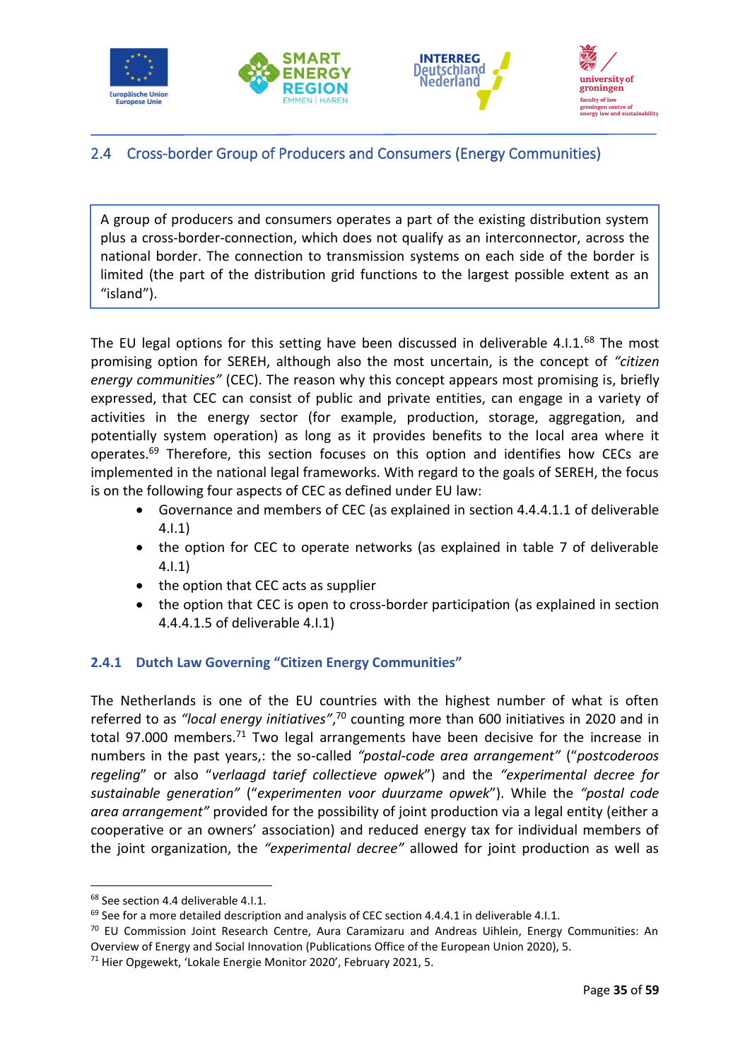## 2.4 Cross-border Group of Producers and Consumers (Energy Communities)

> A group of producers and consumers operates a part of the existing distribution system plus a cross-border-connection, which does not qualify as an interconnector, across the national border. The connection to transmission systems on each side of the border is limited (the part of the distribution grid functions to the largest possible extent as an "island").

The EU legal options for this setting have been discussed in deliverable 4.I.1.[68] The most promising option for SEREH, although also the most uncertain, is the concept of *"citizen energy communities"* (CEC). The reason why this concept appears most promising is, briefly expressed, that CEC can consist of public and private entities, can engage in a variety of activities in the energy sector (for example, production, storage, aggregation, and potentially system operation) as long as it provides benefits to the local area where it operates.[69] Therefore, this section focuses on this option and identifies how CECs are implemented in the national legal frameworks. With regard to the goals of SEREH, the focus is on the following four aspects of CEC as defined under EU law:

- Governance and members of CEC (as explained in section 4.4.4.1.1 of deliverable 4.I.1)
- the option for CEC to operate networks (as explained in table 7 of deliverable 4.I.1)
- the option that CEC acts as supplier
- the option that CEC is open to cross-border participation (as explained in section 4.4.4.1.5 of deliverable 4.I.1)

### 2.4.1 Dutch Law Governing "Citizen Energy Communities"

The Netherlands is one of the EU countries with the highest number of what is often referred to as *"local energy initiatives"*,[70] counting more than 600 initiatives in 2020 and in total 97.000 members.[71] Two legal arrangements have been decisive for the increase in numbers in the past years,: the so-called *"postal-code area arrangement"* ("*postcoderoos regeling*" or also "*verlaagd tarief collectieve opwek*") and the *"experimental decree for sustainable generation"* ("*experimenten voor duurzame opwek*"). While the *"postal code area arrangement"* provided for the possibility of joint production via a legal entity (either a cooperative or an owners' association) and reduced energy tax for individual members of the joint organization, the *"experimental decree"* allowed for joint production as well as

---

[68] See section 4.4 deliverable 4.I.1.

[69] See for a more detailed description and analysis of CEC section 4.4.4.1 in deliverable 4.I.1.

[70] EU Commission Joint Research Centre, Aura Caramizaru and Andreas Uihlein, Energy Communities: An Overview of Energy and Social Innovation (Publications Office of the European Union 2020), 5.

[71] Hier Opgewekt, 'Lokale Energie Monitor 2020', February 2021, 5.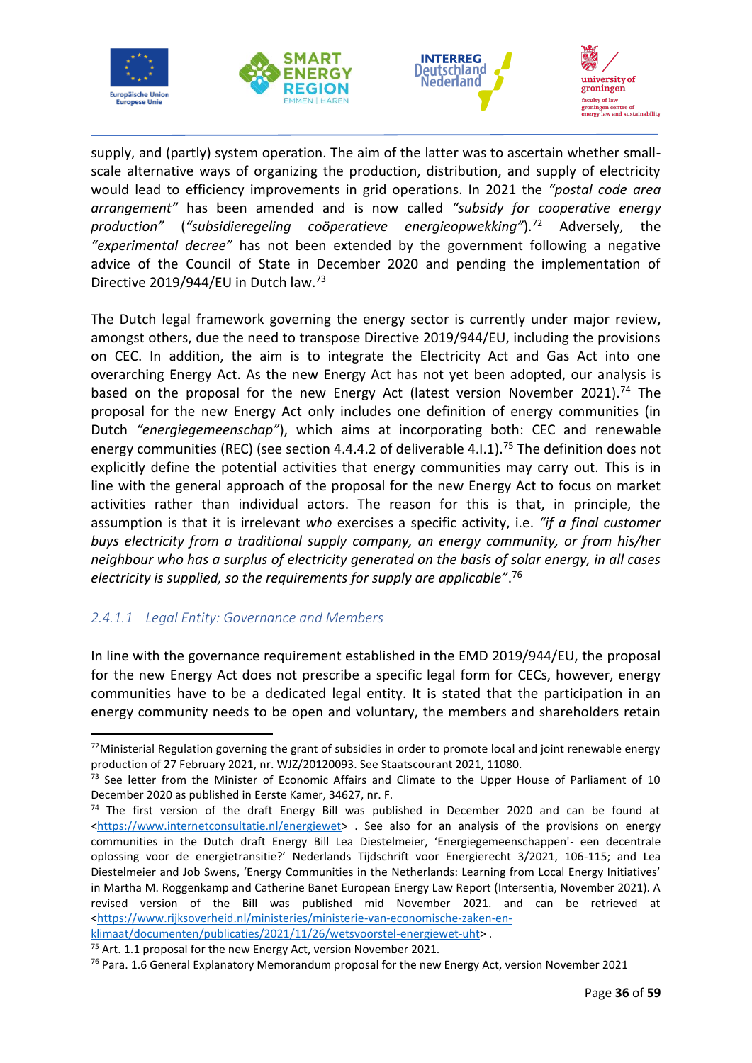supply, and (partly) system operation. The aim of the latter was to ascertain whether small-scale alternative ways of organizing the production, distribution, and supply of electricity would lead to efficiency improvements in grid operations. In 2021 the *"postal code area arrangement"* has been amended and is now called *"subsidy for cooperative energy production"* (*"subsidieregeling coöperatieve energieopwekking"*).[72] Adversely, the *"experimental decree"* has not been extended by the government following a negative advice of the Council of State in December 2020 and pending the implementation of Directive 2019/944/EU in Dutch law.[73]

The Dutch legal framework governing the energy sector is currently under major review, amongst others, due the need to transpose Directive 2019/944/EU, including the provisions on CEC. In addition, the aim is to integrate the Electricity Act and Gas Act into one overarching Energy Act. As the new Energy Act has not yet been adopted, our analysis is based on the proposal for the new Energy Act (latest version November 2021).[74] The proposal for the new Energy Act only includes one definition of energy communities (in Dutch *"energiegemeenschap"*), which aims at incorporating both: CEC and renewable energy communities (REC) (see section 4.4.4.2 of deliverable 4.I.1).[75] The definition does not explicitly define the potential activities that energy communities may carry out. This is in line with the general approach of the proposal for the new Energy Act to focus on market activities rather than individual actors. The reason for this is that, in principle, the assumption is that it is irrelevant *who* exercises a specific activity, i.e. *"if a final customer buys electricity from a traditional supply company, an energy community, or from his/her neighbour who has a surplus of electricity generated on the basis of solar energy, in all cases electricity is supplied, so the requirements for supply are applicable"*.[76]

### *2.4.1.1 Legal Entity: Governance and Members*

In line with the governance requirement established in the EMD 2019/944/EU, the proposal for the new Energy Act does not prescribe a specific legal form for CECs, however, energy communities have to be a dedicated legal entity. It is stated that the participation in an energy community needs to be open and voluntary, the members and shareholders retain

---

[72] Ministerial Regulation governing the grant of subsidies in order to promote local and joint renewable energy production of 27 February 2021, nr. WJZ/20120093. See Staatscourant 2021, 11080.

[73] See letter from the Minister of Economic Affairs and Climate to the Upper House of Parliament of 10 December 2020 as published in Eerste Kamer, 34627, nr. F.

[74] The first version of the draft Energy Bill was published in December 2020 and can be found at <https://www.internetconsultatie.nl/energiewet> . See also for an analysis of the provisions on energy communities in the Dutch draft Energy Bill Lea Diestelmeier, 'Energiegemeenschappen'- een decentrale oplossing voor de energietransitie?' Nederlands Tijdschrift voor Energierecht 3/2021, 106-115; and Lea Diestelmeier and Job Swens, 'Energy Communities in the Netherlands: Learning from Local Energy Initiatives' in Martha M. Roggenkamp and Catherine Banet European Energy Law Report (Intersentia, November 2021). A revised version of the Bill was published mid November 2021. and can be retrieved at <https://www.rijksoverheid.nl/ministeries/ministerie-van-economische-zaken-en-klimaat/documenten/publicaties/2021/11/26/wetsvoorstel-energiewet-uht> .

[75] Art. 1.1 proposal for the new Energy Act, version November 2021.

[76] Para. 1.6 General Explanatory Memorandum proposal for the new Energy Act, version November 2021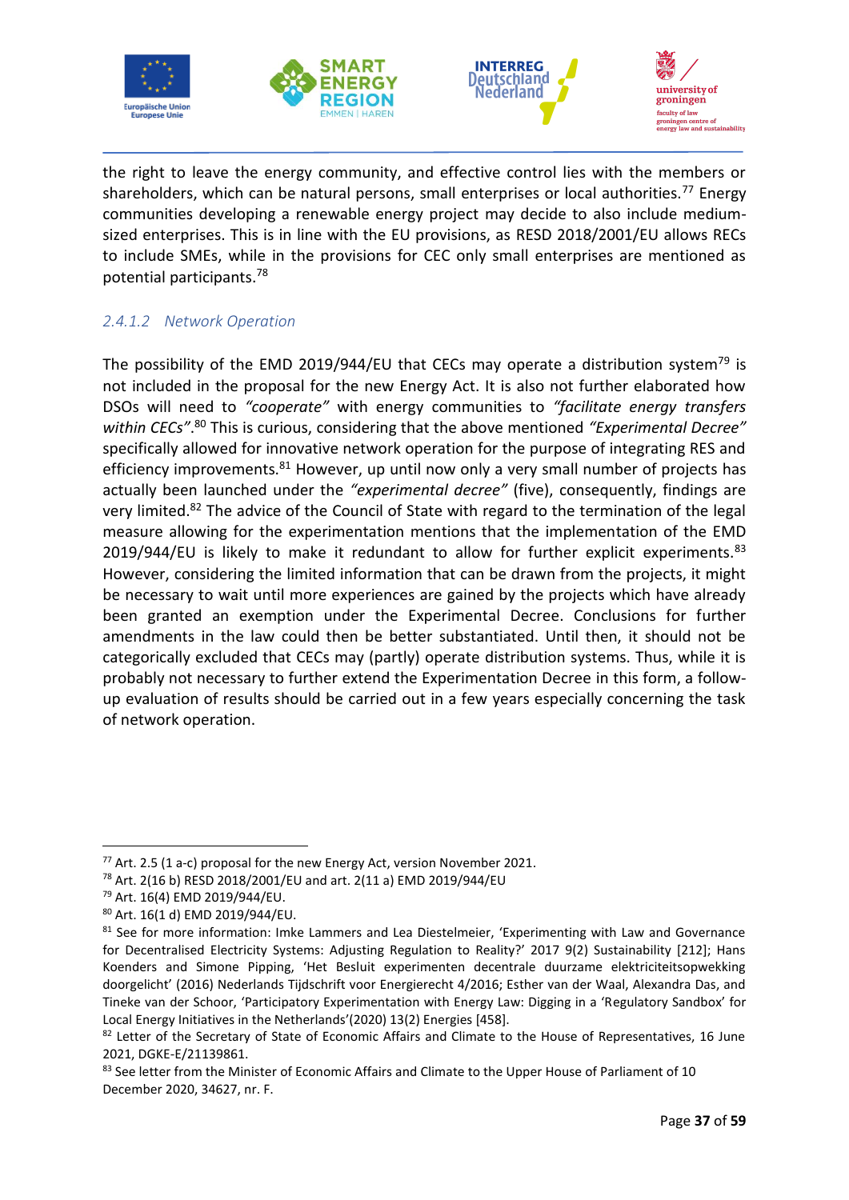the right to leave the energy community, and effective control lies with the members or shareholders, which can be natural persons, small enterprises or local authorities.[77] Energy communities developing a renewable energy project may decide to also include medium-sized enterprises. This is in line with the EU provisions, as RESD 2018/2001/EU allows RECs to include SMEs, while in the provisions for CEC only small enterprises are mentioned as potential participants.[78]

#### *2.4.1.2 Network Operation*

The possibility of the EMD 2019/944/EU that CECs may operate a distribution system[79] is not included in the proposal for the new Energy Act. It is also not further elaborated how DSOs will need to *"cooperate"* with energy communities to *"facilitate energy transfers within CECs"*.[80] This is curious, considering that the above mentioned *"Experimental Decree"* specifically allowed for innovative network operation for the purpose of integrating RES and efficiency improvements.[81] However, up until now only a very small number of projects has actually been launched under the *"experimental decree"* (five), consequently, findings are very limited.[82] The advice of the Council of State with regard to the termination of the legal measure allowing for the experimentation mentions that the implementation of the EMD 2019/944/EU is likely to make it redundant to allow for further explicit experiments.[83] However, considering the limited information that can be drawn from the projects, it might be necessary to wait until more experiences are gained by the projects which have already been granted an exemption under the Experimental Decree. Conclusions for further amendments in the law could then be better substantiated. Until then, it should not be categorically excluded that CECs may (partly) operate distribution systems. Thus, while it is probably not necessary to further extend the Experimentation Decree in this form, a follow-up evaluation of results should be carried out in a few years especially concerning the task of network operation.

---

[77] Art. 2.5 (1 a-c) proposal for the new Energy Act, version November 2021.

[78] Art. 2(16 b) RESD 2018/2001/EU and art. 2(11 a) EMD 2019/944/EU

[79] Art. 16(4) EMD 2019/944/EU.

[80] Art. 16(1 d) EMD 2019/944/EU.

[81] See for more information: Imke Lammers and Lea Diestelmeier, 'Experimenting with Law and Governance for Decentralised Electricity Systems: Adjusting Regulation to Reality?' 2017 9(2) Sustainability [212]; Hans Koenders and Simone Pipping, 'Het Besluit experimenten decentrale duurzame elektriciteitsopwekking doorgelicht' (2016) Nederlands Tijdschrift voor Energierecht 4/2016; Esther van der Waal, Alexandra Das, and Tineke van der Schoor, 'Participatory Experimentation with Energy Law: Digging in a 'Regulatory Sandbox' for Local Energy Initiatives in the Netherlands'(2020) 13(2) Energies [458].

[82] Letter of the Secretary of State of Economic Affairs and Climate to the House of Representatives, 16 June 2021, DGKE-E/21139861.

[83] See letter from the Minister of Economic Affairs and Climate to the Upper House of Parliament of 10 December 2020, 34627, nr. F.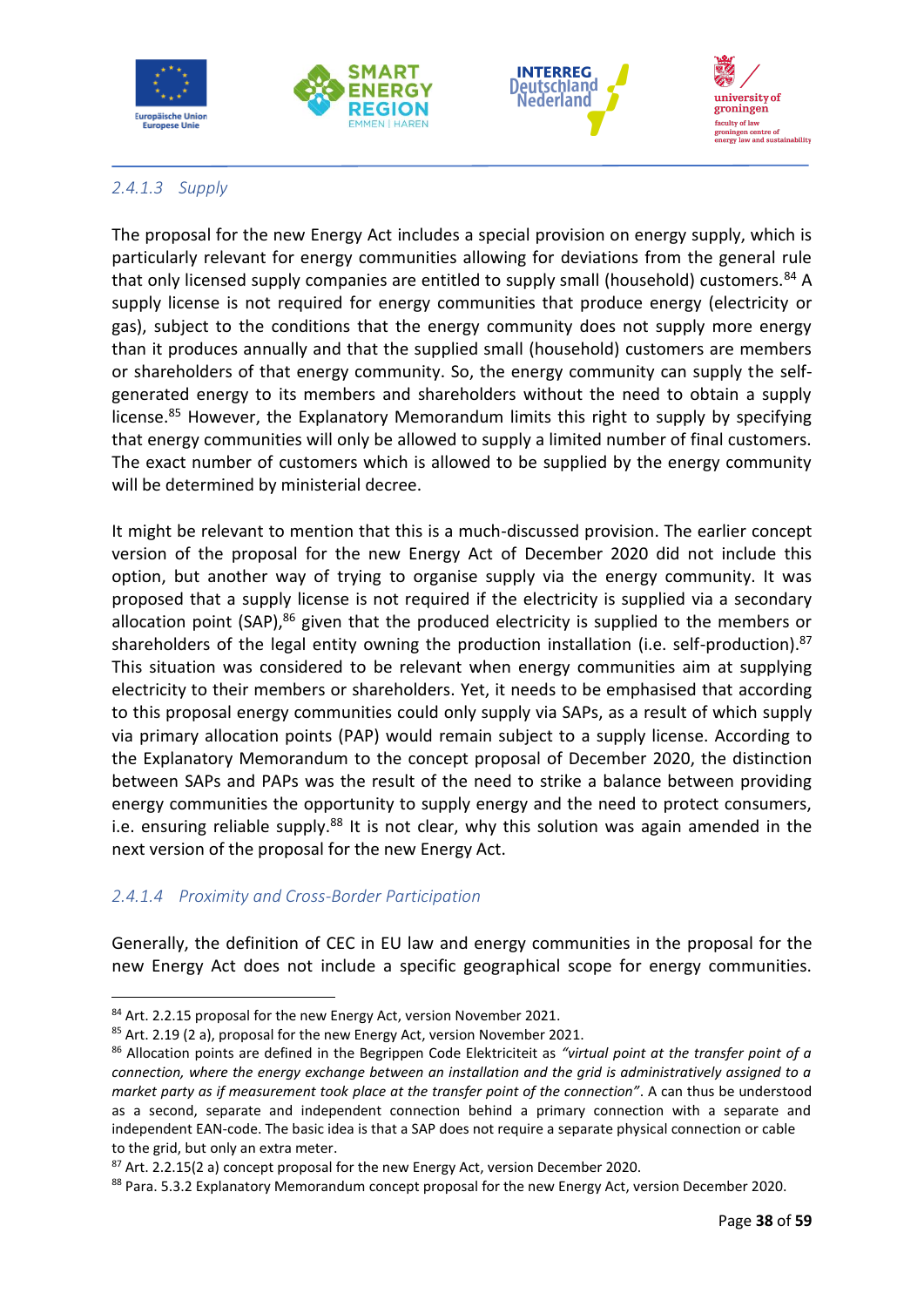### 2.4.1.3 Supply

The proposal for the new Energy Act includes a special provision on energy supply, which is particularly relevant for energy communities allowing for deviations from the general rule that only licensed supply companies are entitled to supply small (household) customers.[84] A supply license is not required for energy communities that produce energy (electricity or gas), subject to the conditions that the energy community does not supply more energy than it produces annually and that the supplied small (household) customers are members or shareholders of that energy community. So, the energy community can supply the self-generated energy to its members and shareholders without the need to obtain a supply license.[85] However, the Explanatory Memorandum limits this right to supply by specifying that energy communities will only be allowed to supply a limited number of final customers. The exact number of customers which is allowed to be supplied by the energy community will be determined by ministerial decree.

It might be relevant to mention that this is a much-discussed provision. The earlier concept version of the proposal for the new Energy Act of December 2020 did not include this option, but another way of trying to organise supply via the energy community. It was proposed that a supply license is not required if the electricity is supplied via a secondary allocation point (SAP),[86] given that the produced electricity is supplied to the members or shareholders of the legal entity owning the production installation (i.e. self-production).[87] This situation was considered to be relevant when energy communities aim at supplying electricity to their members or shareholders. Yet, it needs to be emphasised that according to this proposal energy communities could only supply via SAPs, as a result of which supply via primary allocation points (PAP) would remain subject to a supply license. According to the Explanatory Memorandum to the concept proposal of December 2020, the distinction between SAPs and PAPs was the result of the need to strike a balance between providing energy communities the opportunity to supply energy and the need to protect consumers, i.e. ensuring reliable supply.[88] It is not clear, why this solution was again amended in the next version of the proposal for the new Energy Act.

### 2.4.1.4 Proximity and Cross-Border Participation

Generally, the definition of CEC in EU law and energy communities in the proposal for the new Energy Act does not include a specific geographical scope for energy communities.

---

[84] Art. 2.2.15 proposal for the new Energy Act, version November 2021.

[85] Art. 2.19 (2 a), proposal for the new Energy Act, version November 2021.

[86] Allocation points are defined in the Begrippen Code Elektriciteit as *"virtual point at the transfer point of a connection, where the energy exchange between an installation and the grid is administratively assigned to a market party as if measurement took place at the transfer point of the connection"*. A can thus be understood as a second, separate and independent connection behind a primary connection with a separate and independent EAN-code. The basic idea is that a SAP does not require a separate physical connection or cable to the grid, but only an extra meter.

[87] Art. 2.2.15(2 a) concept proposal for the new Energy Act, version December 2020.

[88] Para. 5.3.2 Explanatory Memorandum concept proposal for the new Energy Act, version December 2020.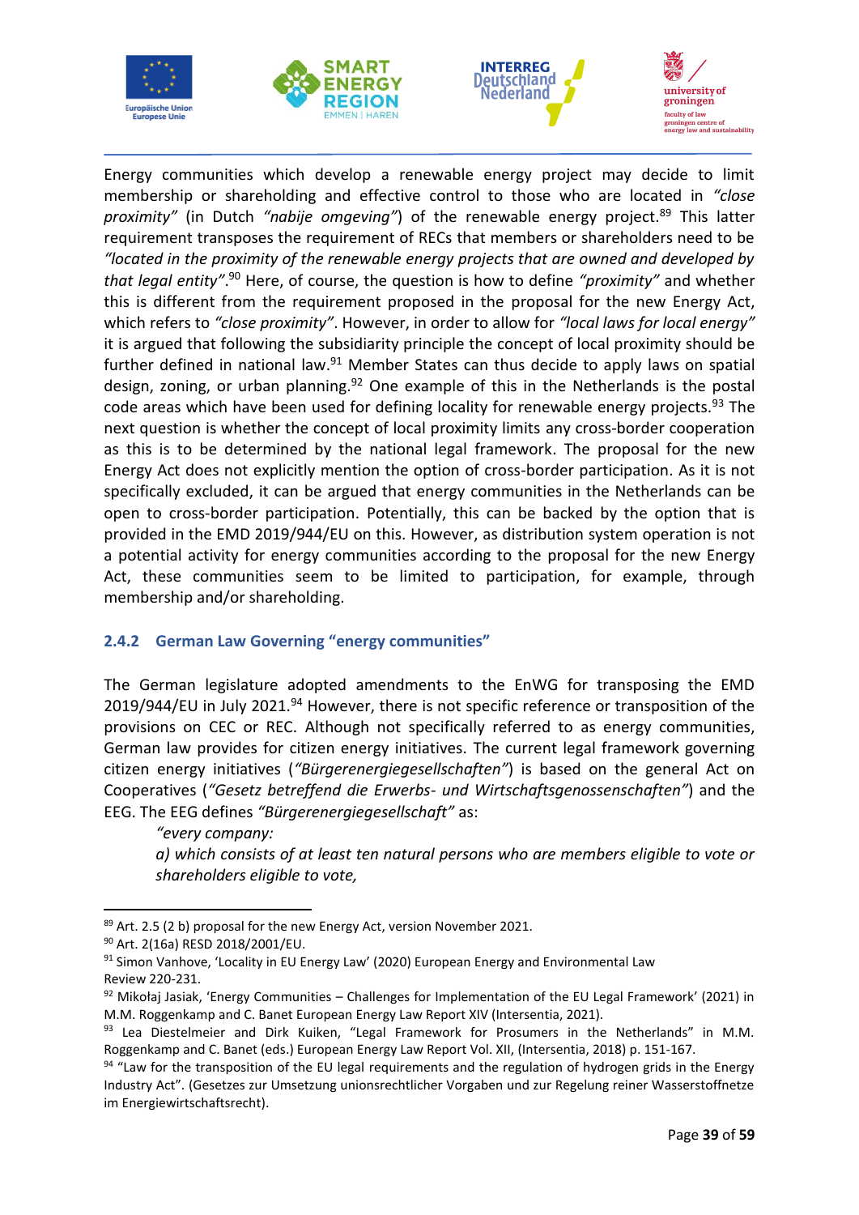Energy communities which develop a renewable energy project may decide to limit membership or shareholding and effective control to those who are located in *"close proximity"* (in Dutch *"nabije omgeving"*) of the renewable energy project.[89] This latter requirement transposes the requirement of RECs that members or shareholders need to be *"located in the proximity of the renewable energy projects that are owned and developed by that legal entity"*.[90] Here, of course, the question is how to define *"proximity"* and whether this is different from the requirement proposed in the proposal for the new Energy Act, which refers to *"close proximity"*. However, in order to allow for *"local laws for local energy"* it is argued that following the subsidiarity principle the concept of local proximity should be further defined in national law.[91] Member States can thus decide to apply laws on spatial design, zoning, or urban planning.[92] One example of this in the Netherlands is the postal code areas which have been used for defining locality for renewable energy projects.[93] The next question is whether the concept of local proximity limits any cross-border cooperation as this is to be determined by the national legal framework. The proposal for the new Energy Act does not explicitly mention the option of cross-border participation. As it is not specifically excluded, it can be argued that energy communities in the Netherlands can be open to cross-border participation. Potentially, this can be backed by the option that is provided in the EMD 2019/944/EU on this. However, as distribution system operation is not a potential activity for energy communities according to the proposal for the new Energy Act, these communities seem to be limited to participation, for example, through membership and/or shareholding.

### 2.4.2 German Law Governing "energy communities"

The German legislature adopted amendments to the EnWG for transposing the EMD 2019/944/EU in July 2021.[94] However, there is not specific reference or transposition of the provisions on CEC or REC. Although not specifically referred to as energy communities, German law provides for citizen energy initiatives. The current legal framework governing citizen energy initiatives (*"Bürgerenergiegesellschaften"*) is based on the general Act on Cooperatives (*"Gesetz betreffend die Erwerbs- und Wirtschaftsgenossenschaften"*) and the EEG. The EEG defines *"Bürgerenergiegesellschaft"* as:

> *"every company:*
> *a) which consists of at least ten natural persons who are members eligible to vote or shareholders eligible to vote,*

---

[89] Art. 2.5 (2 b) proposal for the new Energy Act, version November 2021.

[90] Art. 2(16a) RESD 2018/2001/EU.

[91] Simon Vanhove, 'Locality in EU Energy Law' (2020) European Energy and Environmental Law Review 220-231.

[92] Mikołaj Jasiak, 'Energy Communities – Challenges for Implementation of the EU Legal Framework' (2021) in M.M. Roggenkamp and C. Banet European Energy Law Report XIV (Intersentia, 2021).

[93] Lea Diestelmeier and Dirk Kuiken, "Legal Framework for Prosumers in the Netherlands" in M.M. Roggenkamp and C. Banet (eds.) European Energy Law Report Vol. XII, (Intersentia, 2018) p. 151-167.

[94] "Law for the transposition of the EU legal requirements and the regulation of hydrogen grids in the Energy Industry Act". (Gesetzes zur Umsetzung unionsrechtlicher Vorgaben und zur Regelung reiner Wasserstoffnetze im Energiewirtschaftsrecht).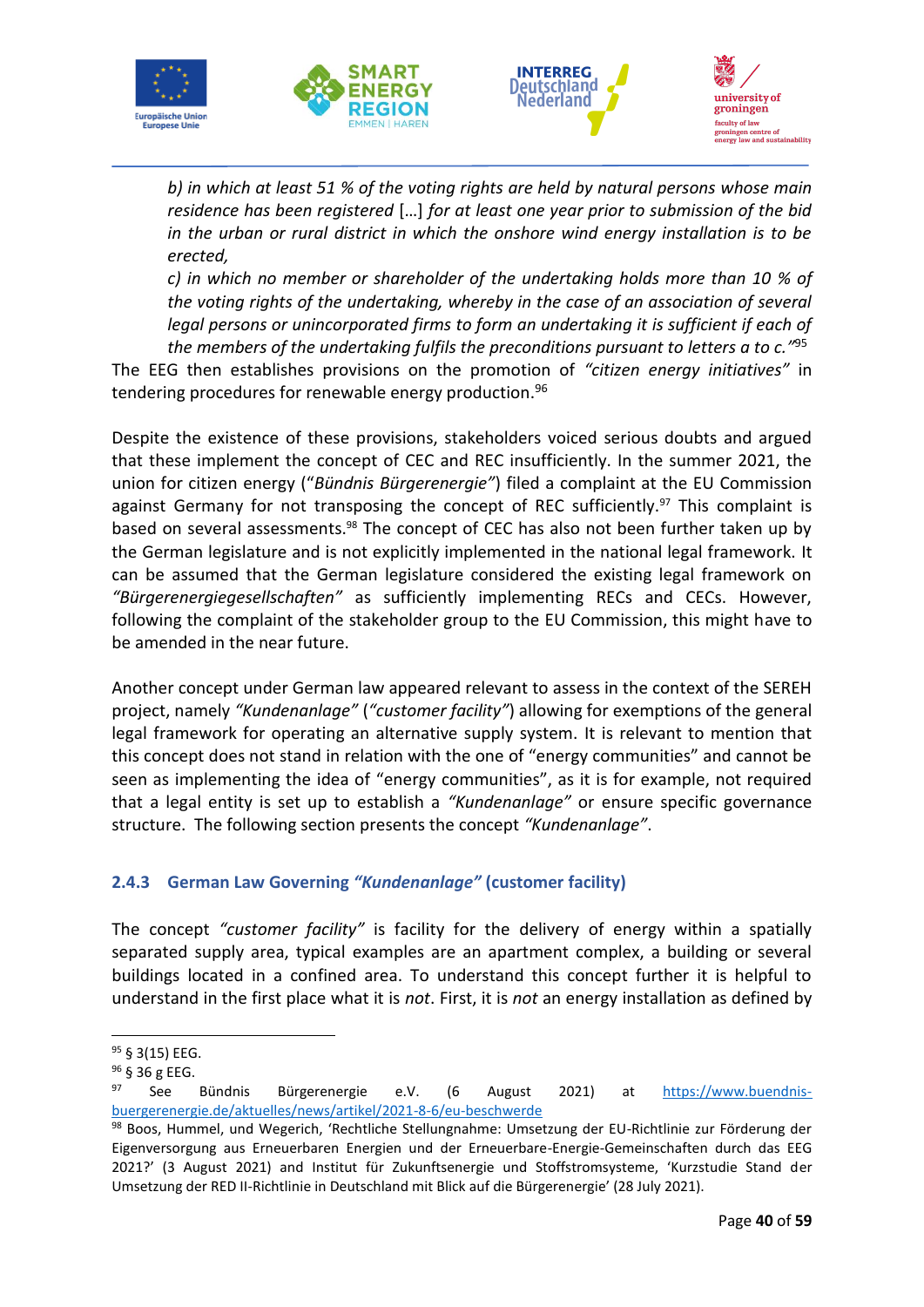*b) in which at least 51 % of the voting rights are held by natural persons whose main residence has been registered* […] *for at least one year prior to submission of the bid in the urban or rural district in which the onshore wind energy installation is to be erected,*

*c) in which no member or shareholder of the undertaking holds more than 10 % of the voting rights of the undertaking, whereby in the case of an association of several legal persons or unincorporated firms to form an undertaking it is sufficient if each of the members of the undertaking fulfils the preconditions pursuant to letters a to c."*[95]

The EEG then establishes provisions on the promotion of *"citizen energy initiatives"* in tendering procedures for renewable energy production.[96]

Despite the existence of these provisions, stakeholders voiced serious doubts and argued that these implement the concept of CEC and REC insufficiently. In the summer 2021, the union for citizen energy (*"Bündnis Bürgerenergie"*) filed a complaint at the EU Commission against Germany for not transposing the concept of REC sufficiently.[97] This complaint is based on several assessments.[98] The concept of CEC has also not been further taken up by the German legislature and is not explicitly implemented in the national legal framework. It can be assumed that the German legislature considered the existing legal framework on *"Bürgerenergiegesellschaften"* as sufficiently implementing RECs and CECs. However, following the complaint of the stakeholder group to the EU Commission, this might have to be amended in the near future.

Another concept under German law appeared relevant to assess in the context of the SEREH project, namely *"Kundenanlage"* (*"customer facility"*) allowing for exemptions of the general legal framework for operating an alternative supply system. It is relevant to mention that this concept does not stand in relation with the one of "energy communities" and cannot be seen as implementing the idea of "energy communities", as it is for example, not required that a legal entity is set up to establish a *"Kundenanlage"* or ensure specific governance structure. The following section presents the concept *"Kundenanlage"*.

### 2.4.3 German Law Governing *"Kundenanlage"* (customer facility)

The concept *"customer facility"* is facility for the delivery of energy within a spatially separated supply area, typical examples are an apartment complex, a building or several buildings located in a confined area. To understand this concept further it is helpful to understand in the first place what it is *not*. First, it is *not* an energy installation as defined by

---

[95] § 3(15) EEG.

[96] § 36 g EEG.

[97] See Bündnis Bürgerenergie e.V. (6 August 2021) at https://www.buendnis-buergerenergie.de/aktuelles/news/artikel/2021-8-6/eu-beschwerde

[98] Boos, Hummel, und Wegerich, 'Rechtliche Stellungnahme: Umsetzung der EU-Richtlinie zur Förderung der Eigenversorgung aus Erneuerbaren Energien und der Erneuerbare-Energie-Gemeinschaften durch das EEG 2021?' (3 August 2021) and Institut für Zukunftsenergie und Stoffstromsysteme, 'Kurzstudie Stand der Umsetzung der RED II-Richtlinie in Deutschland mit Blick auf die Bürgerenergie' (28 July 2021).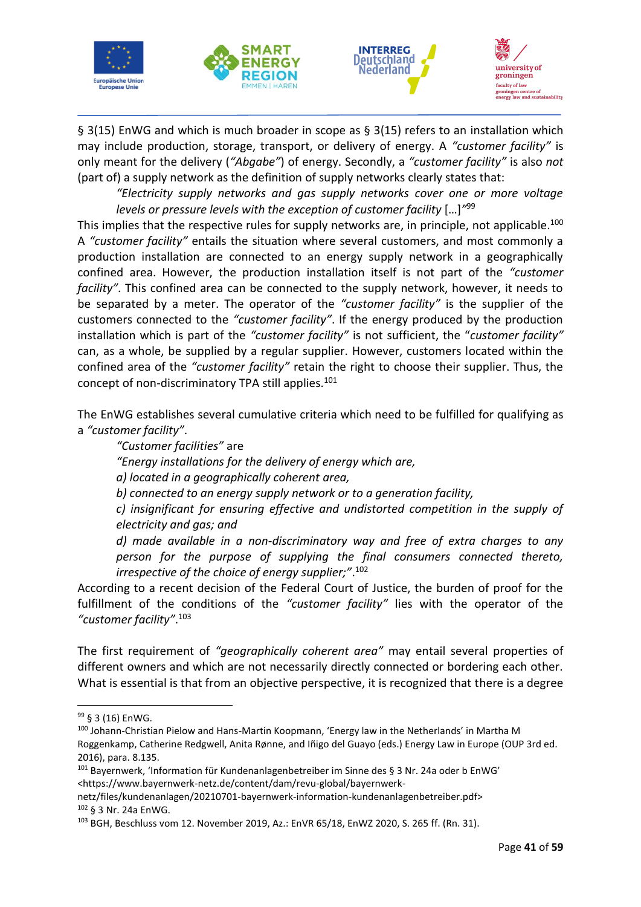§ 3(15) EnWG and which is much broader in scope as § 3(15) refers to an installation which may include production, storage, transport, or delivery of energy. A *"customer facility"* is only meant for the delivery (*"Abgabe"*) of energy. Secondly, a *"customer facility"* is also *not* (part of) a supply network as the definition of supply networks clearly states that:

> *"Electricity supply networks and gas supply networks cover one or more voltage levels or pressure levels with the exception of customer facility* […]*"*[99]

This implies that the respective rules for supply networks are, in principle, not applicable.[100] A *"customer facility"* entails the situation where several customers, and most commonly a production installation are connected to an energy supply network in a geographically confined area. However, the production installation itself is not part of the *"customer facility"*. This confined area can be connected to the supply network, however, it needs to be separated by a meter. The operator of the *"customer facility"* is the supplier of the customers connected to the *"customer facility"*. If the energy produced by the production installation which is part of the *"customer facility"* is not sufficient, the "*customer facility"* can, as a whole, be supplied by a regular supplier. However, customers located within the confined area of the *"customer facility"* retain the right to choose their supplier. Thus, the concept of non-discriminatory TPA still applies.[101]

The EnWG establishes several cumulative criteria which need to be fulfilled for qualifying as a *"customer facility"*.

> *"Customer facilities"* are
>
> *"Energy installations for the delivery of energy which are,*
>
> *a) located in a geographically coherent area,*
>
> *b) connected to an energy supply network or to a generation facility,*
>
> *c) insignificant for ensuring effective and undistorted competition in the supply of electricity and gas; and*
>
> *d) made available in a non-discriminatory way and free of extra charges to any person for the purpose of supplying the final consumers connected thereto, irrespective of the choice of energy supplier;"*.[102]

According to a recent decision of the Federal Court of Justice, the burden of proof for the fulfillment of the conditions of the *"customer facility"* lies with the operator of the *"customer facility"*.[103]

The first requirement of *"geographically coherent area"* may entail several properties of different owners and which are not necessarily directly connected or bordering each other. What is essential is that from an objective perspective, it is recognized that there is a degree

---

[99] § 3 (16) EnWG.

[100] Johann-Christian Pielow and Hans-Martin Koopmann, 'Energy law in the Netherlands' in Martha M Roggenkamp, Catherine Redgwell, Anita Rønne, and Iñigo del Guayo (eds.) Energy Law in Europe (OUP 3rd ed. 2016), para. 8.135.

[101] Bayernwerk, 'Information für Kundenanlagenbetreiber im Sinne des § 3 Nr. 24a oder b EnWG' <https://www.bayernwerk-netz.de/content/dam/revu-global/bayernwerk-netz/files/kundenanlagen/20210701-bayernwerk-information-kundenanlagenbetreiber.pdf>

[102] § 3 Nr. 24a EnWG.

[103] BGH, Beschluss vom 12. November 2019, Az.: EnVR 65/18, EnWZ 2020, S. 265 ff. (Rn. 31).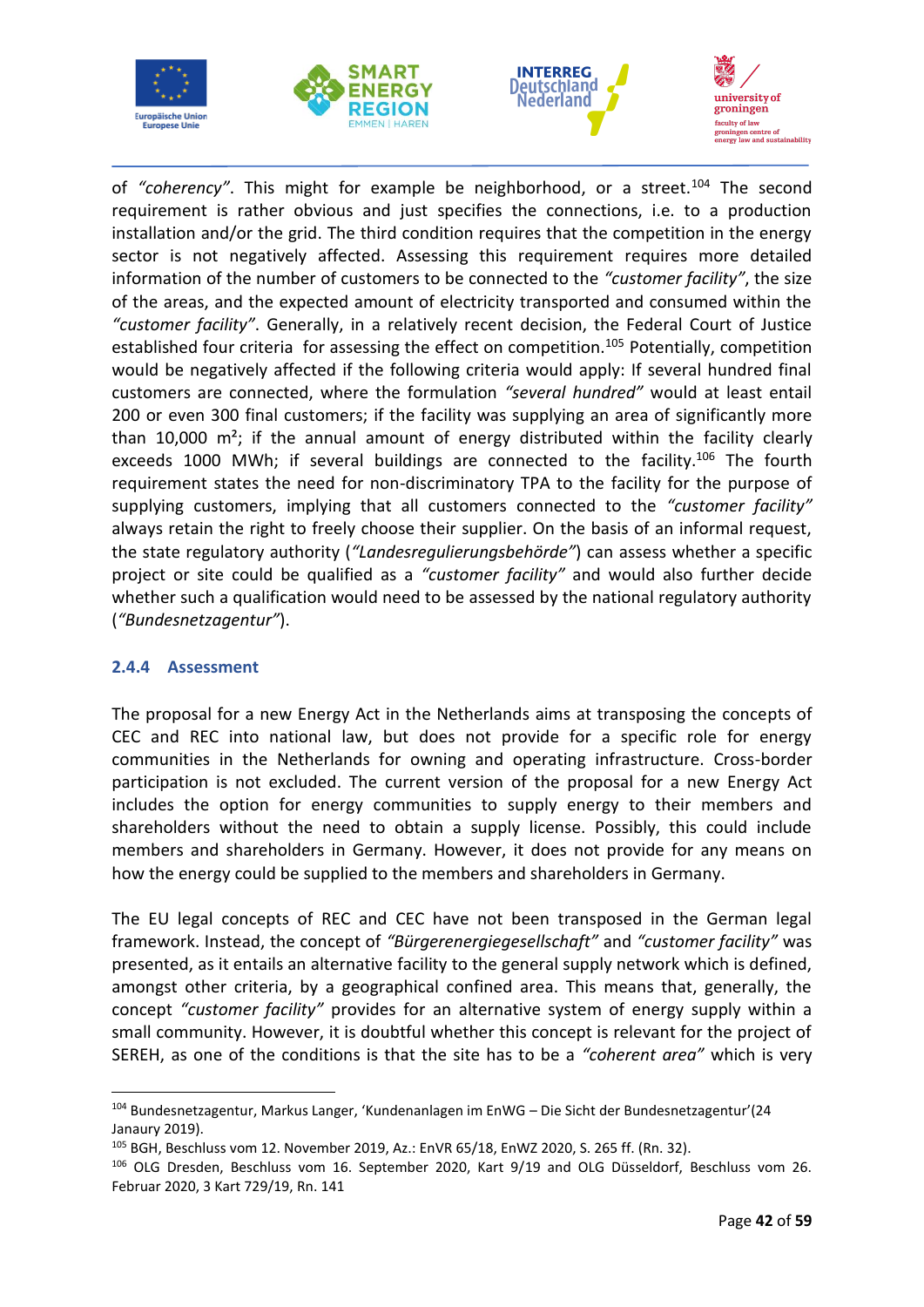of *"coherency"*. This might for example be neighborhood, or a street.[104] The second requirement is rather obvious and just specifies the connections, i.e. to a production installation and/or the grid. The third condition requires that the competition in the energy sector is not negatively affected. Assessing this requirement requires more detailed information of the number of customers to be connected to the *"customer facility"*, the size of the areas, and the expected amount of electricity transported and consumed within the *"customer facility"*. Generally, in a relatively recent decision, the Federal Court of Justice established four criteria for assessing the effect on competition.[105] Potentially, competition would be negatively affected if the following criteria would apply: If several hundred final customers are connected, where the formulation *"several hundred"* would at least entail 200 or even 300 final customers; if the facility was supplying an area of significantly more than 10,000 m²; if the annual amount of energy distributed within the facility clearly exceeds 1000 MWh; if several buildings are connected to the facility.[106] The fourth requirement states the need for non-discriminatory TPA to the facility for the purpose of supplying customers, implying that all customers connected to the *"customer facility"* always retain the right to freely choose their supplier. On the basis of an informal request, the state regulatory authority (*"Landesregulierungsbehörde"*) can assess whether a specific project or site could be qualified as a *"customer facility"* and would also further decide whether such a qualification would need to be assessed by the national regulatory authority (*"Bundesnetzagentur"*).

### 2.4.4 Assessment

The proposal for a new Energy Act in the Netherlands aims at transposing the concepts of CEC and REC into national law, but does not provide for a specific role for energy communities in the Netherlands for owning and operating infrastructure. Cross-border participation is not excluded. The current version of the proposal for a new Energy Act includes the option for energy communities to supply energy to their members and shareholders without the need to obtain a supply license. Possibly, this could include members and shareholders in Germany. However, it does not provide for any means on how the energy could be supplied to the members and shareholders in Germany.

The EU legal concepts of REC and CEC have not been transposed in the German legal framework. Instead, the concept of *"Bürgerenergiegesellschaft"* and *"customer facility"* was presented, as it entails an alternative facility to the general supply network which is defined, amongst other criteria, by a geographical confined area. This means that, generally, the concept *"customer facility"* provides for an alternative system of energy supply within a small community. However, it is doubtful whether this concept is relevant for the project of SEREH, as one of the conditions is that the site has to be a *"coherent area"* which is very

---

[104] Bundesnetzagentur, Markus Langer, 'Kundenanlagen im EnWG – Die Sicht der Bundesnetzagentur'(24 Janaury 2019).

[105] BGH, Beschluss vom 12. November 2019, Az.: EnVR 65/18, EnWZ 2020, S. 265 ff. (Rn. 32).

[106] OLG Dresden, Beschluss vom 16. September 2020, Kart 9/19 and OLG Düsseldorf, Beschluss vom 26. Februar 2020, 3 Kart 729/19, Rn. 141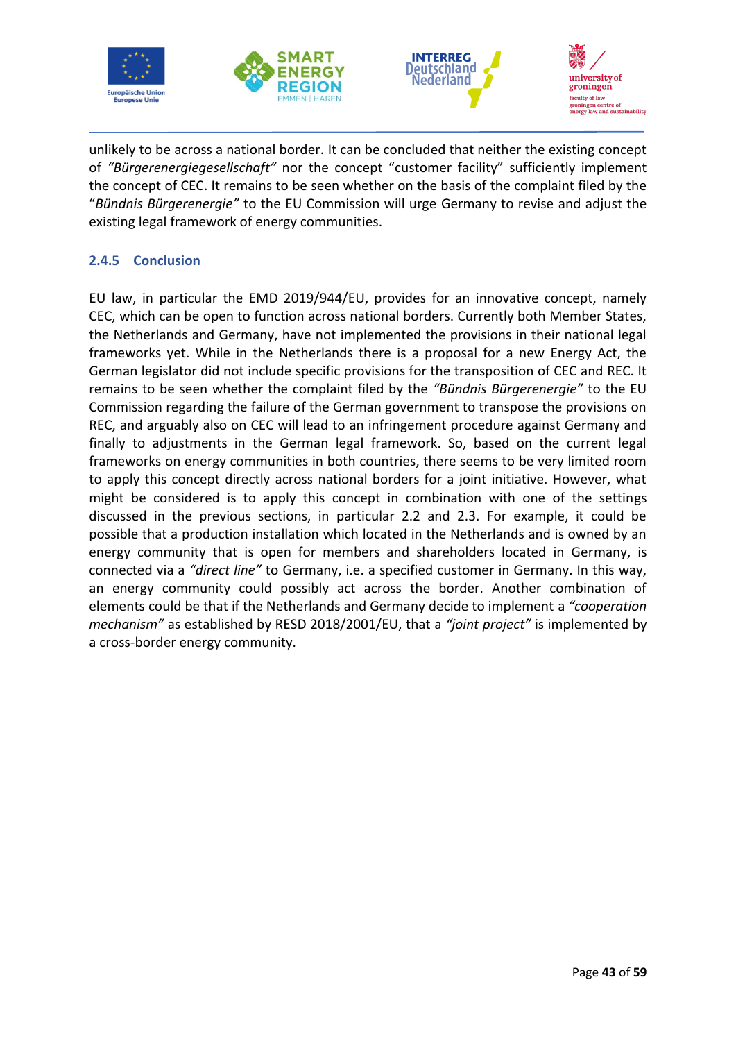unlikely to be across a national border. It can be concluded that neither the existing concept of *"Bürgerenergiegesellschaft"* nor the concept "customer facility" sufficiently implement the concept of CEC. It remains to be seen whether on the basis of the complaint filed by the "*Bündnis Bürgerenergie"* to the EU Commission will urge Germany to revise and adjust the existing legal framework of energy communities.

### 2.4.5 Conclusion

EU law, in particular the EMD 2019/944/EU, provides for an innovative concept, namely CEC, which can be open to function across national borders. Currently both Member States, the Netherlands and Germany, have not implemented the provisions in their national legal frameworks yet. While in the Netherlands there is a proposal for a new Energy Act, the German legislator did not include specific provisions for the transposition of CEC and REC. It remains to be seen whether the complaint filed by the *"Bündnis Bürgerenergie"* to the EU Commission regarding the failure of the German government to transpose the provisions on REC, and arguably also on CEC will lead to an infringement procedure against Germany and finally to adjustments in the German legal framework. So, based on the current legal frameworks on energy communities in both countries, there seems to be very limited room to apply this concept directly across national borders for a joint initiative. However, what might be considered is to apply this concept in combination with one of the settings discussed in the previous sections, in particular 2.2 and 2.3. For example, it could be possible that a production installation which located in the Netherlands and is owned by an energy community that is open for members and shareholders located in Germany, is connected via a *"direct line"* to Germany, i.e. a specified customer in Germany. In this way, an energy community could possibly act across the border. Another combination of elements could be that if the Netherlands and Germany decide to implement a *"cooperation mechanism"* as established by RESD 2018/2001/EU, that a *"joint project"* is implemented by a cross-border energy community.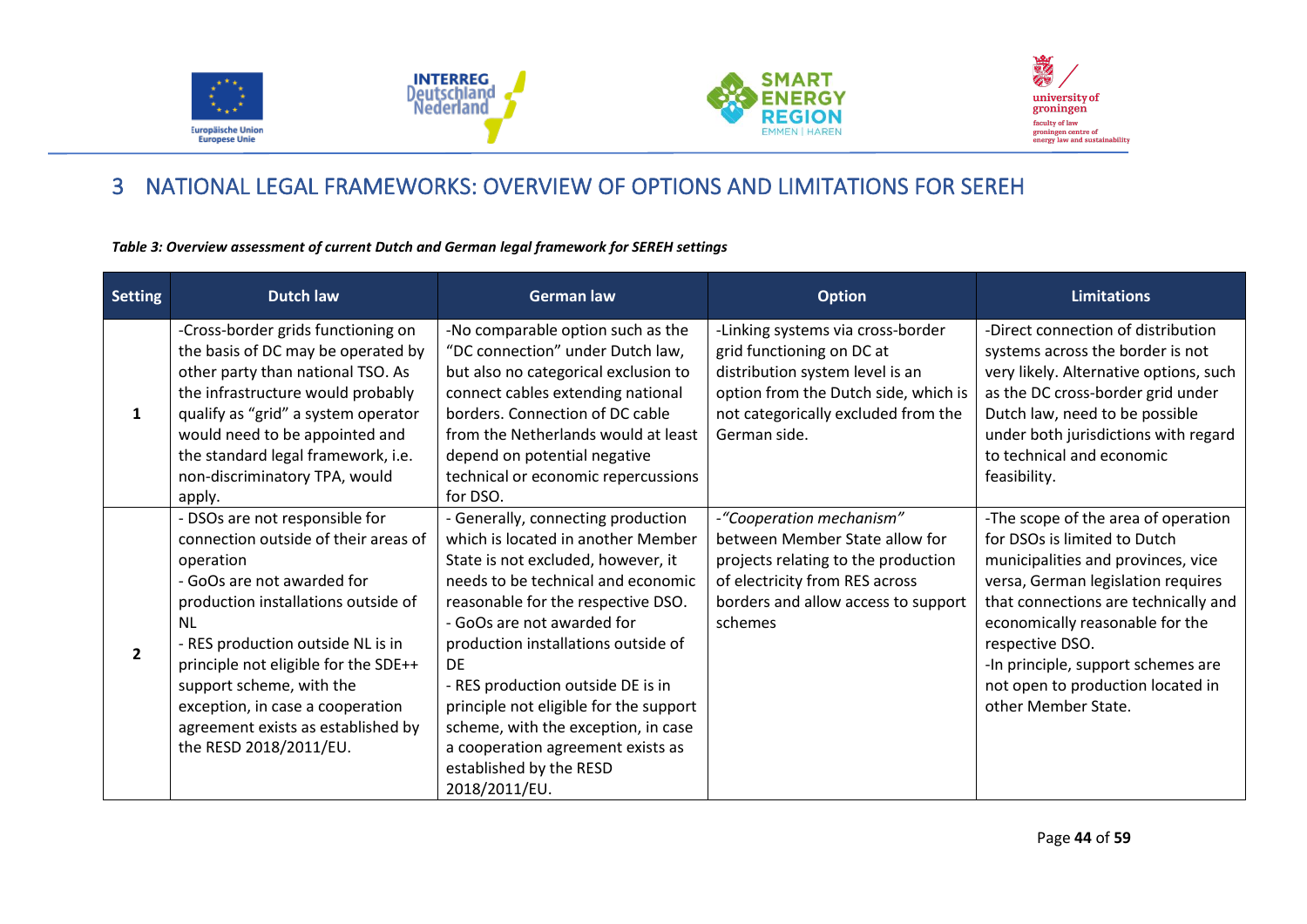# 3 NATIONAL LEGAL FRAMEWORKS: OVERVIEW OF OPTIONS AND LIMITATIONS FOR SEREH

***Table 3: Overview assessment of current Dutch and German legal framework for SEREH settings***

| Setting | Dutch law | German law | Option | Limitations |
|---|---|---|---|---|
| 1 | -Cross-border grids functioning on the basis of DC may be operated by other party than national TSO. As the infrastructure would probably qualify as "grid" a system operator would need to be appointed and the standard legal framework, i.e. non-discriminatory TPA, would apply. | -No comparable option such as the "DC connection" under Dutch law, but also no categorical exclusion to connect cables extending national borders. Connection of DC cable from the Netherlands would at least depend on potential negative technical or economic repercussions for DSO. | -Linking systems via cross-border grid functioning on DC at distribution system level is an option from the Dutch side, which is not categorically excluded from the German side. | -Direct connection of distribution systems across the border is not very likely. Alternative options, such as the DC cross-border grid under Dutch law, need to be possible under both jurisdictions with regard to technical and economic feasibility. |
| 2 | - DSOs are not responsible for connection outside of their areas of operation<br>- GoOs are not awarded for production installations outside of NL<br>- RES production outside NL is in principle not eligible for the SDE++ support scheme, with the exception, in case a cooperation agreement exists as established by the RESD 2018/2011/EU. | - Generally, connecting production which is located in another Member State is not excluded, however, it needs to be technical and economic reasonable for the respective DSO.<br>- GoOs are not awarded for production installations outside of DE<br>- RES production outside DE is in principle not eligible for the support scheme, with the exception, in case a cooperation agreement exists as established by the RESD 2018/2011/EU. | -*"Cooperation mechanism"* between Member State allow for projects relating to the production of electricity from RES across borders and allow access to support schemes | -The scope of the area of operation for DSOs is limited to Dutch municipalities and provinces, vice versa, German legislation requires that connections are technically and economically reasonable for the respective DSO.<br>-In principle, support schemes are not open to production located in other Member State. |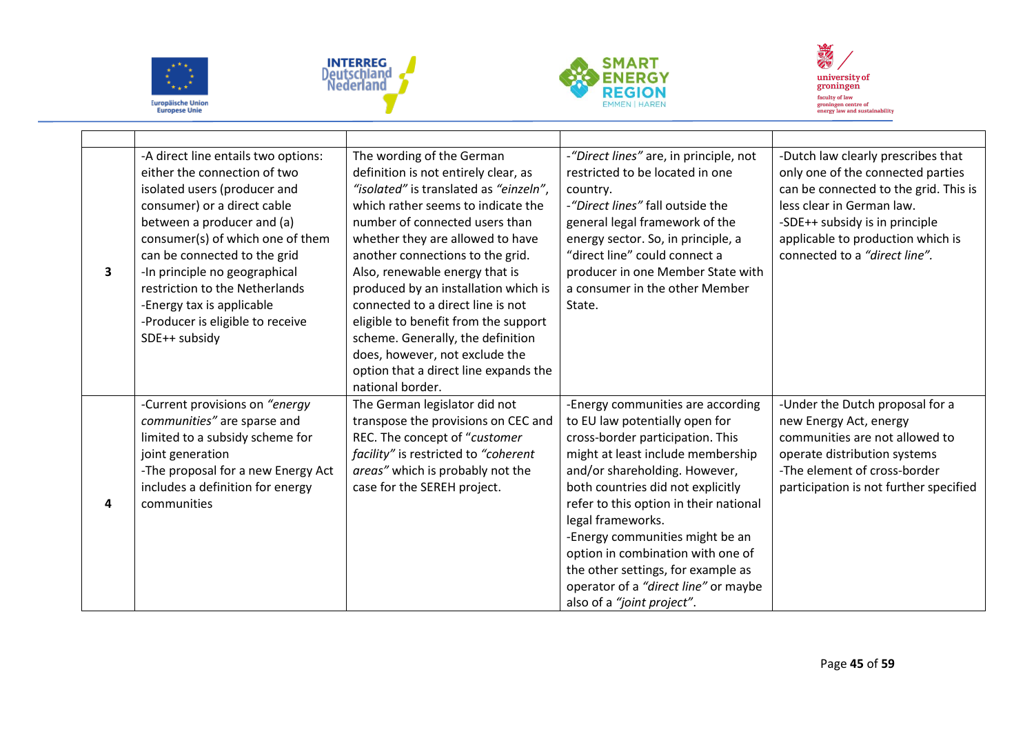| | | | | |
|---|---|---|---|---|
| 3 | -A direct line entails two options: either the connection of two isolated users (producer and consumer) or a direct cable between a producer and (a) consumer(s) of which one of them can be connected to the grid<br>-In principle no geographical restriction to the Netherlands<br>-Energy tax is applicable<br>-Producer is eligible to receive SDE++ subsidy | The wording of the German definition is not entirely clear, as *"isolated"* is translated as *"einzeln"*, which rather seems to indicate the number of connected users than whether they are allowed to have another connections to the grid. Also, renewable energy that is produced by an installation which is connected to a direct line is not eligible to benefit from the support scheme. Generally, the definition does, however, not exclude the option that a direct line expands the national border. | -*"Direct lines"* are, in principle, not restricted to be located in one country.<br>-*"Direct lines"* fall outside the general legal framework of the energy sector. So, in principle, a "direct line" could connect a producer in one Member State with a consumer in the other Member State. | -Dutch law clearly prescribes that only one of the connected parties can be connected to the grid. This is less clear in German law.<br>-SDE++ subsidy is in principle applicable to production which is connected to a *"direct line"*. |
| 4 | -Current provisions on *"energy communities"* are sparse and limited to a subsidy scheme for joint generation<br>-The proposal for a new Energy Act includes a definition for energy communities | The German legislator did not transpose the provisions on CEC and REC. The concept of "*customer facility"* is restricted to *"coherent areas"* which is probably not the case for the SEREH project. | -Energy communities are according to EU law potentially open for cross-border participation. This might at least include membership and/or shareholding. However, both countries did not explicitly refer to this option in their national legal frameworks.<br>-Energy communities might be an option in combination with one of the other settings, for example as operator of a *"direct line"* or maybe also of a *"joint project"*. | -Under the Dutch proposal for a new Energy Act, energy communities are not allowed to operate distribution systems<br>-The element of cross-border participation is not further specified |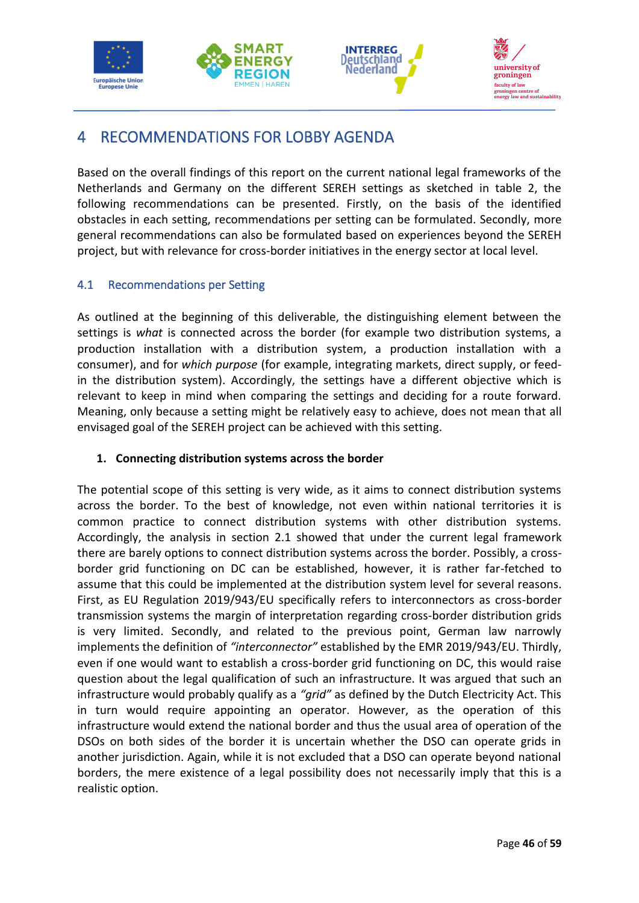# 4 RECOMMENDATIONS FOR LOBBY AGENDA

Based on the overall findings of this report on the current national legal frameworks of the Netherlands and Germany on the different SEREH settings as sketched in table 2, the following recommendations can be presented. Firstly, on the basis of the identified obstacles in each setting, recommendations per setting can be formulated. Secondly, more general recommendations can also be formulated based on experiences beyond the SEREH project, but with relevance for cross-border initiatives in the energy sector at local level.

## 4.1 Recommendations per Setting

As outlined at the beginning of this deliverable, the distinguishing element between the settings is *what* is connected across the border (for example two distribution systems, a production installation with a distribution system, a production installation with a consumer), and for *which purpose* (for example, integrating markets, direct supply, or feed-in the distribution system). Accordingly, the settings have a different objective which is relevant to keep in mind when comparing the settings and deciding for a route forward. Meaning, only because a setting might be relatively easy to achieve, does not mean that all envisaged goal of the SEREH project can be achieved with this setting.

**1. Connecting distribution systems across the border**

The potential scope of this setting is very wide, as it aims to connect distribution systems across the border. To the best of knowledge, not even within national territories it is common practice to connect distribution systems with other distribution systems. Accordingly, the analysis in section 2.1 showed that under the current legal framework there are barely options to connect distribution systems across the border. Possibly, a cross-border grid functioning on DC can be established, however, it is rather far-fetched to assume that this could be implemented at the distribution system level for several reasons. First, as EU Regulation 2019/943/EU specifically refers to interconnectors as cross-border transmission systems the margin of interpretation regarding cross-border distribution grids is very limited. Secondly, and related to the previous point, German law narrowly implements the definition of *"interconnector"* established by the EMR 2019/943/EU. Thirdly, even if one would want to establish a cross-border grid functioning on DC, this would raise question about the legal qualification of such an infrastructure. It was argued that such an infrastructure would probably qualify as a *"grid"* as defined by the Dutch Electricity Act. This in turn would require appointing an operator. However, as the operation of this infrastructure would extend the national border and thus the usual area of operation of the DSOs on both sides of the border it is uncertain whether the DSO can operate grids in another jurisdiction. Again, while it is not excluded that a DSO can operate beyond national borders, the mere existence of a legal possibility does not necessarily imply that this is a realistic option.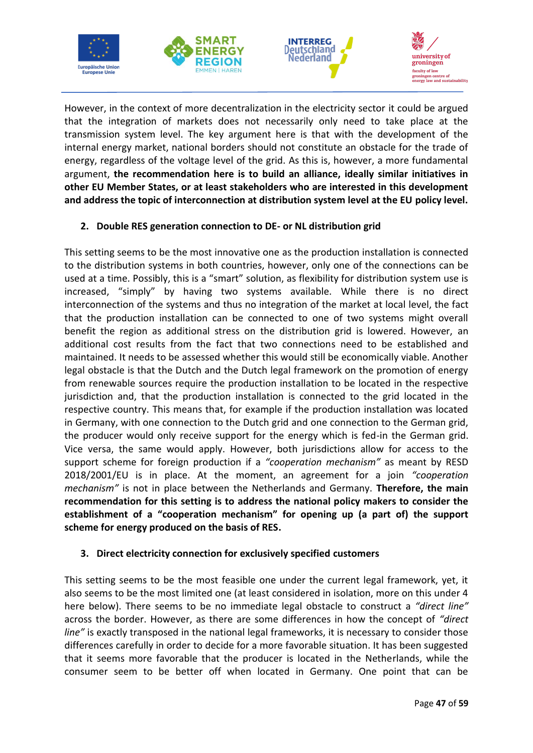However, in the context of more decentralization in the electricity sector it could be argued that the integration of markets does not necessarily only need to take place at the transmission system level. The key argument here is that with the development of the internal energy market, national borders should not constitute an obstacle for the trade of energy, regardless of the voltage level of the grid. As this is, however, a more fundamental argument, **the recommendation here is to build an alliance, ideally similar initiatives in other EU Member States, or at least stakeholders who are interested in this development and address the topic of interconnection at distribution system level at the EU policy level.**

2. **Double RES generation connection to DE- or NL distribution grid**

This setting seems to be the most innovative one as the production installation is connected to the distribution systems in both countries, however, only one of the connections can be used at a time. Possibly, this is a "smart" solution, as flexibility for distribution system use is increased, "simply" by having two systems available. While there is no direct interconnection of the systems and thus no integration of the market at local level, the fact that the production installation can be connected to one of two systems might overall benefit the region as additional stress on the distribution grid is lowered. However, an additional cost results from the fact that two connections need to be established and maintained. It needs to be assessed whether this would still be economically viable. Another legal obstacle is that the Dutch and the Dutch legal framework on the promotion of energy from renewable sources require the production installation to be located in the respective jurisdiction and, that the production installation is connected to the grid located in the respective country. This means that, for example if the production installation was located in Germany, with one connection to the Dutch grid and one connection to the German grid, the producer would only receive support for the energy which is fed-in the German grid. Vice versa, the same would apply. However, both jurisdictions allow for access to the support scheme for foreign production if a *"cooperation mechanism"* as meant by RESD 2018/2001/EU is in place. At the moment, an agreement for a join *"cooperation mechanism"* is not in place between the Netherlands and Germany. **Therefore, the main recommendation for this setting is to address the national policy makers to consider the establishment of a "cooperation mechanism" for opening up (a part of) the support scheme for energy produced on the basis of RES.**

3. **Direct electricity connection for exclusively specified customers**

This setting seems to be the most feasible one under the current legal framework, yet, it also seems to be the most limited one (at least considered in isolation, more on this under 4 here below). There seems to be no immediate legal obstacle to construct a *"direct line"* across the border. However, as there are some differences in how the concept of *"direct line"* is exactly transposed in the national legal frameworks, it is necessary to consider those differences carefully in order to decide for a more favorable situation. It has been suggested that it seems more favorable that the producer is located in the Netherlands, while the consumer seem to be better off when located in Germany. One point that can be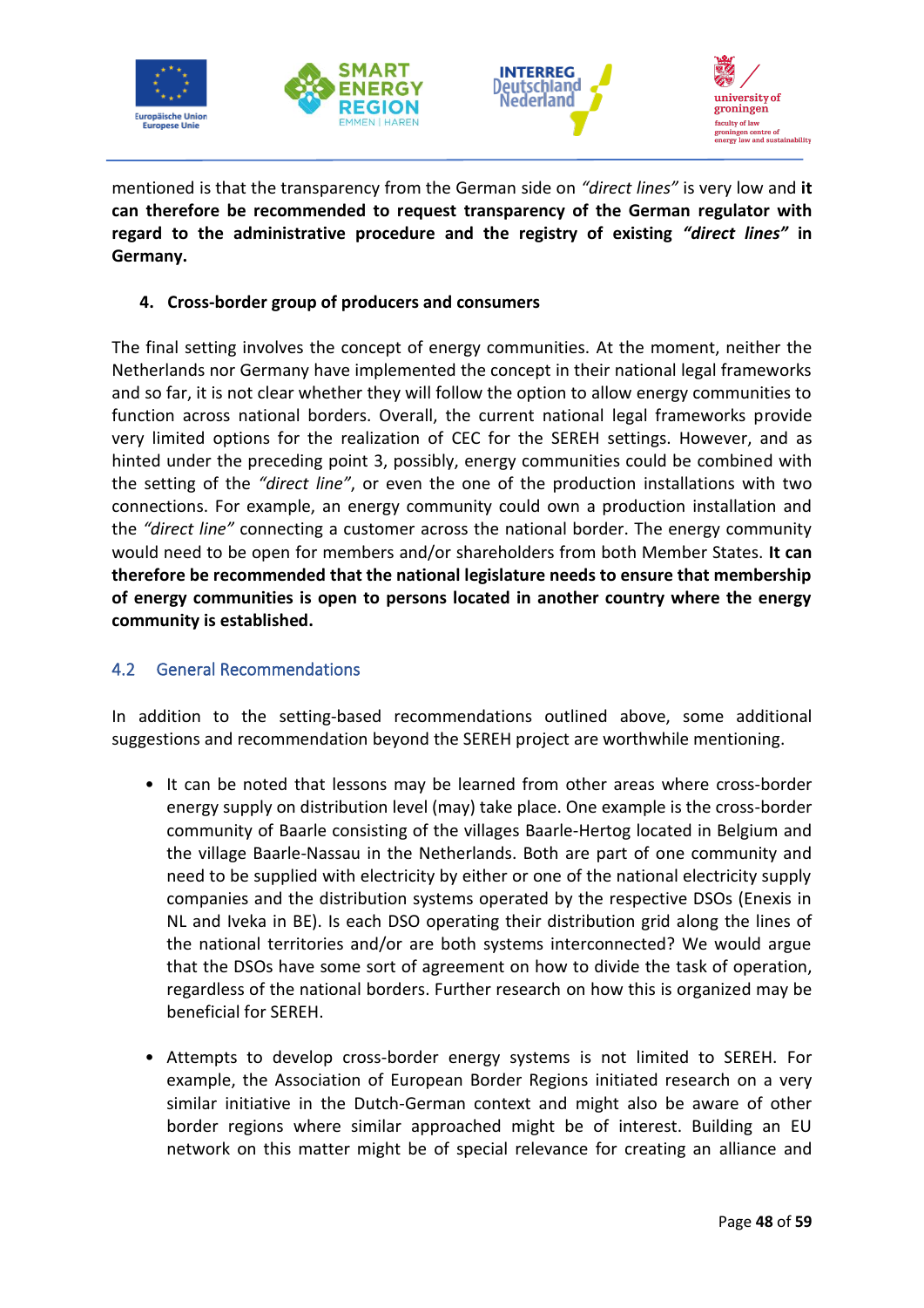mentioned is that the transparency from the German side on *"direct lines"* is very low and **it can therefore be recommended to request transparency of the German regulator with regard to the administrative procedure and the registry of existing *"direct lines"* in Germany.**

4. **Cross-border group of producers and consumers**

The final setting involves the concept of energy communities. At the moment, neither the Netherlands nor Germany have implemented the concept in their national legal frameworks and so far, it is not clear whether they will follow the option to allow energy communities to function across national borders. Overall, the current national legal frameworks provide very limited options for the realization of CEC for the SEREH settings. However, and as hinted under the preceding point 3, possibly, energy communities could be combined with the setting of the *"direct line"*, or even the one of the production installations with two connections. For example, an energy community could own a production installation and the *"direct line"* connecting a customer across the national border. The energy community would need to be open for members and/or shareholders from both Member States. **It can therefore be recommended that the national legislature needs to ensure that membership of energy communities is open to persons located in another country where the energy community is established.**

## 4.2 General Recommendations

In addition to the setting-based recommendations outlined above, some additional suggestions and recommendation beyond the SEREH project are worthwhile mentioning.

- It can be noted that lessons may be learned from other areas where cross-border energy supply on distribution level (may) take place. One example is the cross-border community of Baarle consisting of the villages Baarle-Hertog located in Belgium and the village Baarle-Nassau in the Netherlands. Both are part of one community and need to be supplied with electricity by either or one of the national electricity supply companies and the distribution systems operated by the respective DSOs (Enexis in NL and Iveka in BE). Is each DSO operating their distribution grid along the lines of the national territories and/or are both systems interconnected? We would argue that the DSOs have some sort of agreement on how to divide the task of operation, regardless of the national borders. Further research on how this is organized may be beneficial for SEREH.

- Attempts to develop cross-border energy systems is not limited to SEREH. For example, the Association of European Border Regions initiated research on a very similar initiative in the Dutch-German context and might also be aware of other border regions where similar approached might be of interest. Building an EU network on this matter might be of special relevance for creating an alliance and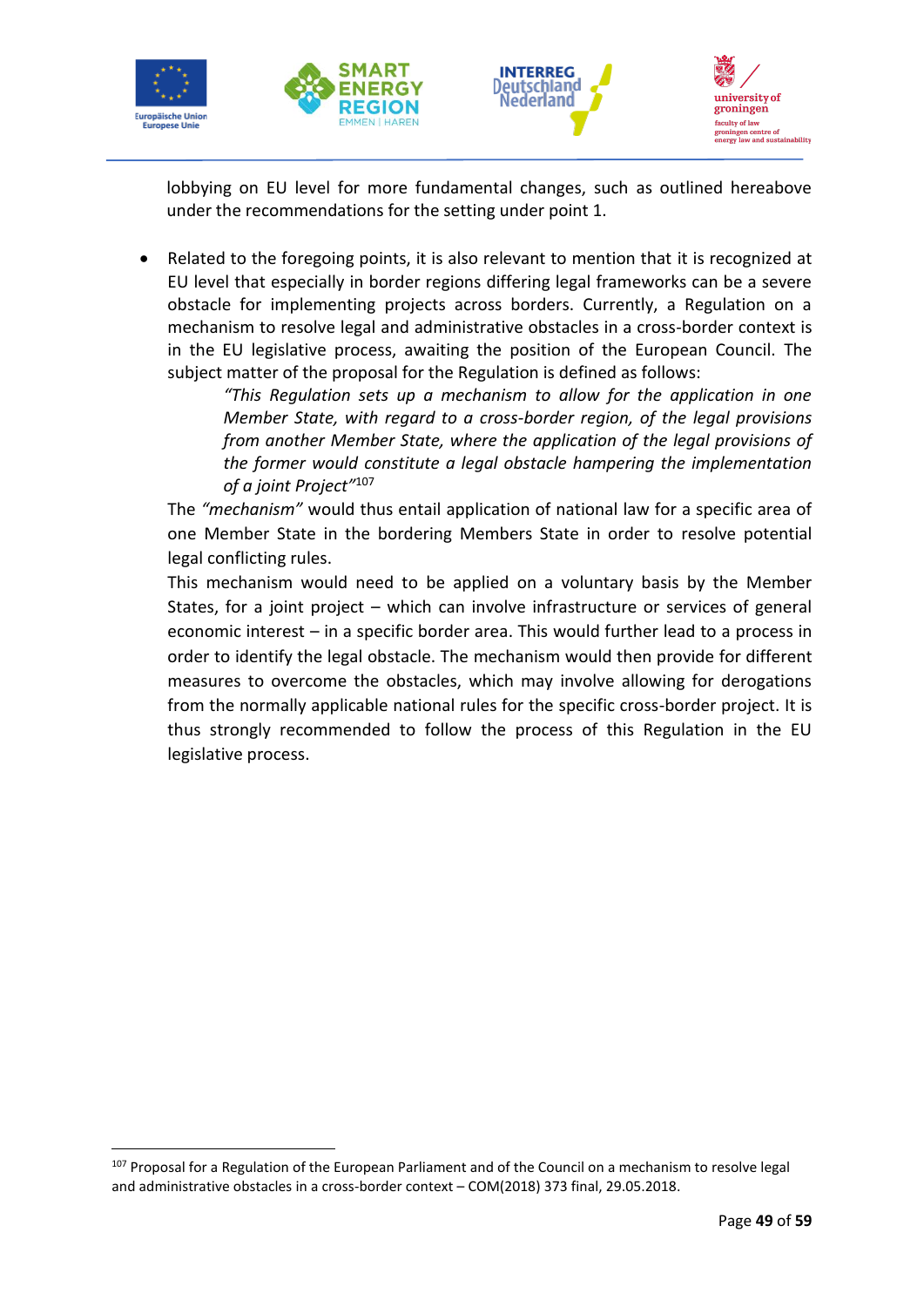lobbying on EU level for more fundamental changes, such as outlined hereabove under the recommendations for the setting under point 1.

- Related to the foregoing points, it is also relevant to mention that it is recognized at EU level that especially in border regions differing legal frameworks can be a severe obstacle for implementing projects across borders. Currently, a Regulation on a mechanism to resolve legal and administrative obstacles in a cross-border context is in the EU legislative process, awaiting the position of the European Council. The subject matter of the proposal for the Regulation is defined as follows:

  > *"This Regulation sets up a mechanism to allow for the application in one Member State, with regard to a cross-border region, of the legal provisions from another Member State, where the application of the legal provisions of the former would constitute a legal obstacle hampering the implementation of a joint Project"*[107]

  The *"mechanism"* would thus entail application of national law for a specific area of one Member State in the bordering Members State in order to resolve potential legal conflicting rules.

  This mechanism would need to be applied on a voluntary basis by the Member States, for a joint project – which can involve infrastructure or services of general economic interest – in a specific border area. This would further lead to a process in order to identify the legal obstacle. The mechanism would then provide for different measures to overcome the obstacles, which may involve allowing for derogations from the normally applicable national rules for the specific cross-border project. It is thus strongly recommended to follow the process of this Regulation in the EU legislative process.

[107] Proposal for a Regulation of the European Parliament and of the Council on a mechanism to resolve legal and administrative obstacles in a cross-border context – COM(2018) 373 final, 29.05.2018.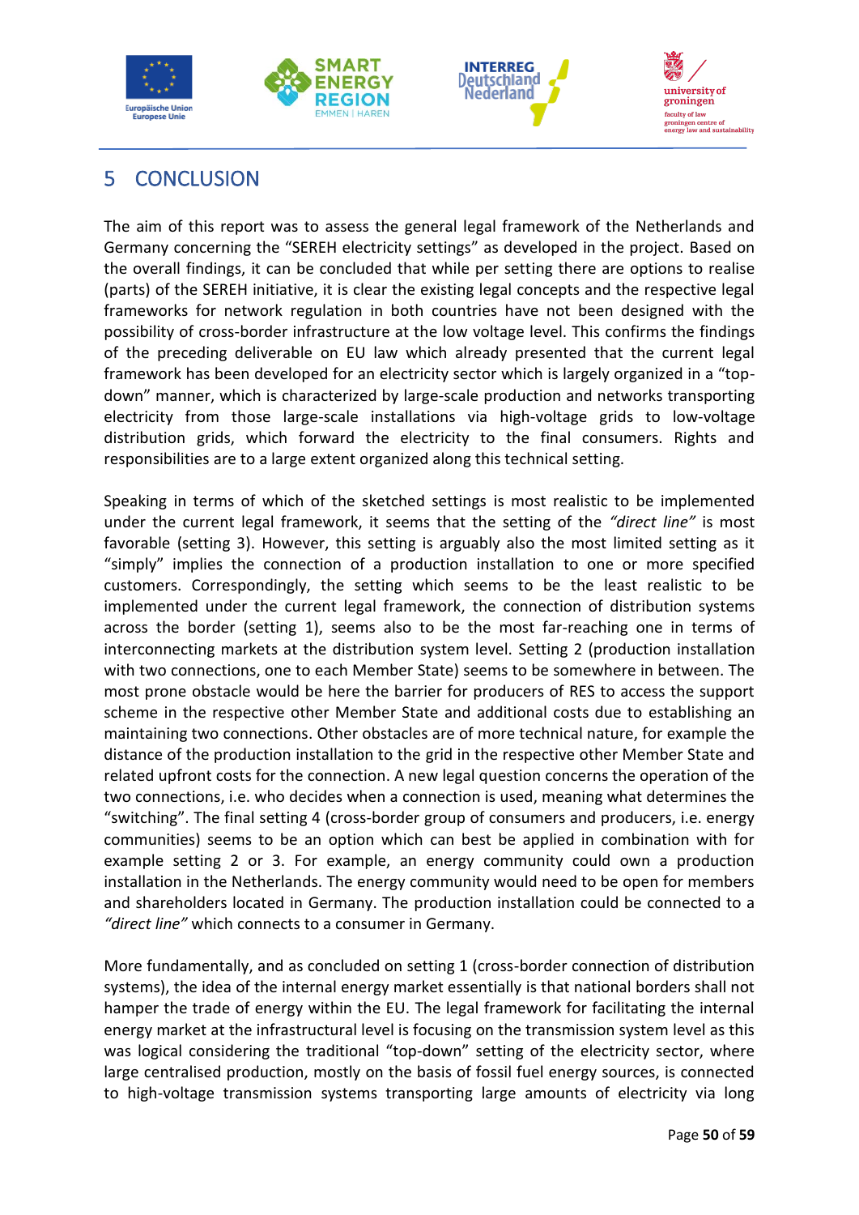# 5 CONCLUSION

The aim of this report was to assess the general legal framework of the Netherlands and Germany concerning the "SEREH electricity settings" as developed in the project. Based on the overall findings, it can be concluded that while per setting there are options to realise (parts) of the SEREH initiative, it is clear the existing legal concepts and the respective legal frameworks for network regulation in both countries have not been designed with the possibility of cross-border infrastructure at the low voltage level. This confirms the findings of the preceding deliverable on EU law which already presented that the current legal framework has been developed for an electricity sector which is largely organized in a "top-down" manner, which is characterized by large-scale production and networks transporting electricity from those large-scale installations via high-voltage grids to low-voltage distribution grids, which forward the electricity to the final consumers. Rights and responsibilities are to a large extent organized along this technical setting.

Speaking in terms of which of the sketched settings is most realistic to be implemented under the current legal framework, it seems that the setting of the *"direct line"* is most favorable (setting 3). However, this setting is arguably also the most limited setting as it "simply" implies the connection of a production installation to one or more specified customers. Correspondingly, the setting which seems to be the least realistic to be implemented under the current legal framework, the connection of distribution systems across the border (setting 1), seems also to be the most far-reaching one in terms of interconnecting markets at the distribution system level. Setting 2 (production installation with two connections, one to each Member State) seems to be somewhere in between. The most prone obstacle would be here the barrier for producers of RES to access the support scheme in the respective other Member State and additional costs due to establishing an maintaining two connections. Other obstacles are of more technical nature, for example the distance of the production installation to the grid in the respective other Member State and related upfront costs for the connection. A new legal question concerns the operation of the two connections, i.e. who decides when a connection is used, meaning what determines the "switching". The final setting 4 (cross-border group of consumers and producers, i.e. energy communities) seems to be an option which can best be applied in combination with for example setting 2 or 3. For example, an energy community could own a production installation in the Netherlands. The energy community would need to be open for members and shareholders located in Germany. The production installation could be connected to a *"direct line"* which connects to a consumer in Germany.

More fundamentally, and as concluded on setting 1 (cross-border connection of distribution systems), the idea of the internal energy market essentially is that national borders shall not hamper the trade of energy within the EU. The legal framework for facilitating the internal energy market at the infrastructural level is focusing on the transmission system level as this was logical considering the traditional "top-down" setting of the electricity sector, where large centralised production, mostly on the basis of fossil fuel energy sources, is connected to high-voltage transmission systems transporting large amounts of electricity via long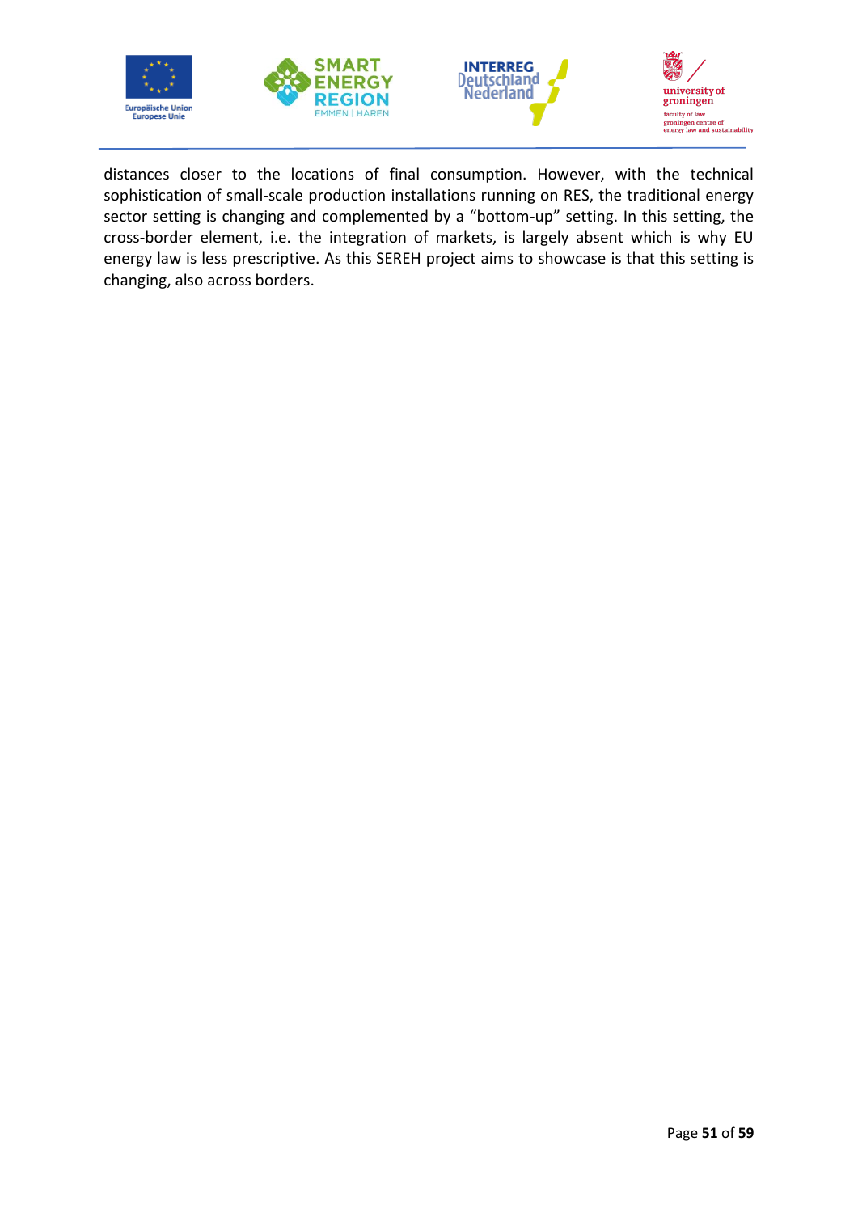distances closer to the locations of final consumption. However, with the technical sophistication of small-scale production installations running on RES, the traditional energy sector setting is changing and complemented by a “bottom-up” setting. In this setting, the cross-border element, i.e. the integration of markets, is largely absent which is why EU energy law is less prescriptive. As this SEREH project aims to showcase is that this setting is changing, also across borders.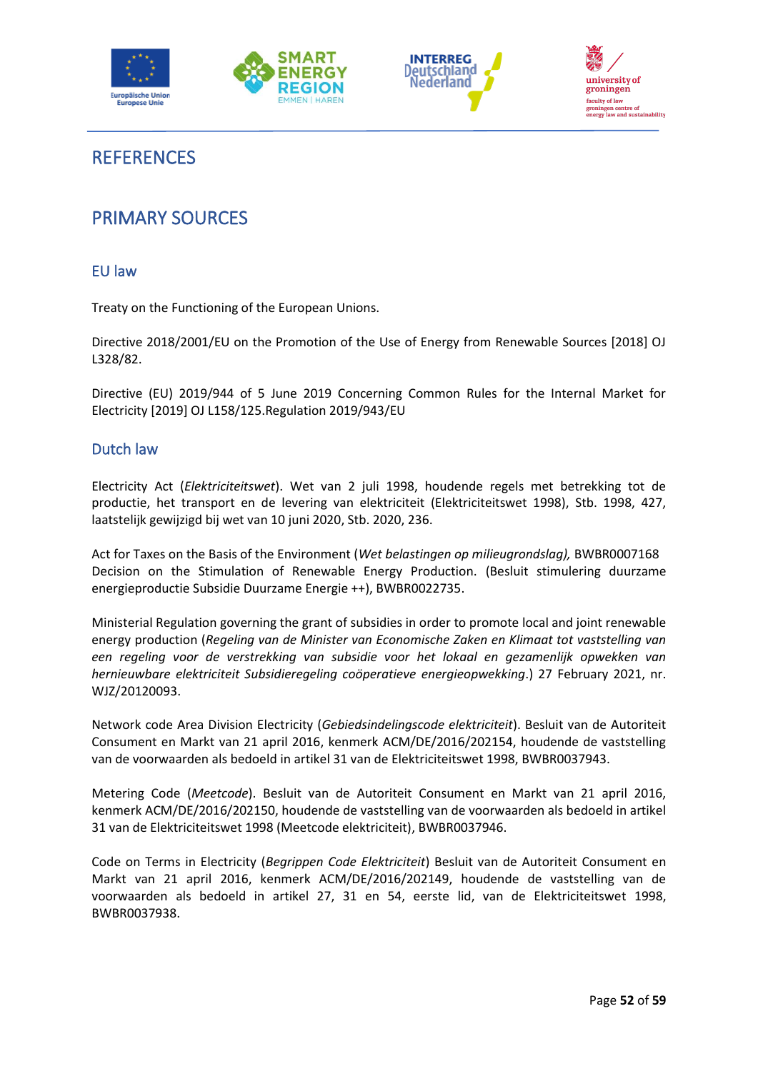# REFERENCES

## PRIMARY SOURCES

### EU law

Treaty on the Functioning of the European Unions.

Directive 2018/2001/EU on the Promotion of the Use of Energy from Renewable Sources [2018] OJ L328/82.

Directive (EU) 2019/944 of 5 June 2019 Concerning Common Rules for the Internal Market for Electricity [2019] OJ L158/125.Regulation 2019/943/EU

### Dutch law

Electricity Act (*Elektriciteitswet*). Wet van 2 juli 1998, houdende regels met betrekking tot de productie, het transport en de levering van elektriciteit (Elektriciteitswet 1998), Stb. 1998, 427, laatstelijk gewijzigd bij wet van 10 juni 2020, Stb. 2020, 236.

Act for Taxes on the Basis of the Environment (*Wet belastingen op milieugrondslag),* BWBR0007168 Decision on the Stimulation of Renewable Energy Production. (Besluit stimulering duurzame energieproductie Subsidie Duurzame Energie ++), BWBR0022735.

Ministerial Regulation governing the grant of subsidies in order to promote local and joint renewable energy production (*Regeling van de Minister van Economische Zaken en Klimaat tot vaststelling van een regeling voor de verstrekking van subsidie voor het lokaal en gezamenlijk opwekken van hernieuwbare elektriciteit Subsidieregeling coöperatieve energieopwekking*.) 27 February 2021, nr. WJZ/20120093.

Network code Area Division Electricity (*Gebiedsindelingscode elektriciteit*). Besluit van de Autoriteit Consument en Markt van 21 april 2016, kenmerk ACM/DE/2016/202154, houdende de vaststelling van de voorwaarden als bedoeld in artikel 31 van de Elektriciteitswet 1998, BWBR0037943.

Metering Code (*Meetcode*). Besluit van de Autoriteit Consument en Markt van 21 april 2016, kenmerk ACM/DE/2016/202150, houdende de vaststelling van de voorwaarden als bedoeld in artikel 31 van de Elektriciteitswet 1998 (Meetcode elektriciteit), BWBR0037946.

Code on Terms in Electricity (*Begrippen Code Elektriciteit*) Besluit van de Autoriteit Consument en Markt van 21 april 2016, kenmerk ACM/DE/2016/202149, houdende de vaststelling van de voorwaarden als bedoeld in artikel 27, 31 en 54, eerste lid, van de Elektriciteitswet 1998, BWBR0037938.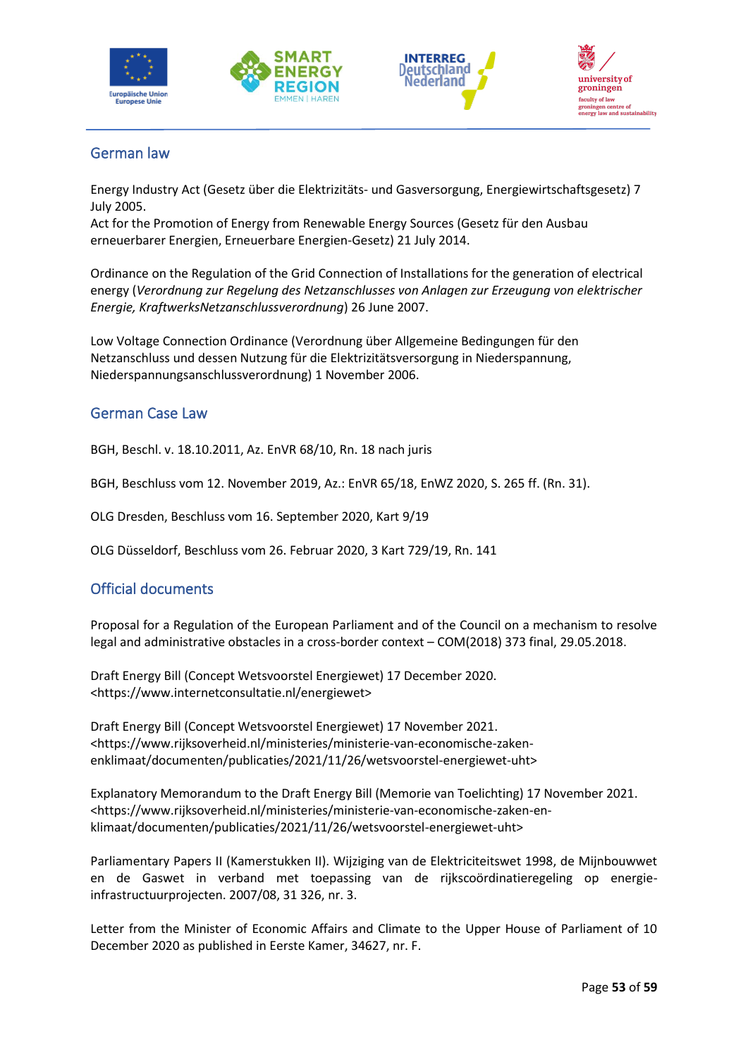## German law

Energy Industry Act (Gesetz über die Elektrizitäts- und Gasversorgung, Energiewirtschaftsgesetz) 7 July 2005.
Act for the Promotion of Energy from Renewable Energy Sources (Gesetz für den Ausbau erneuerbarer Energien, Erneuerbare Energien-Gesetz) 21 July 2014.

Ordinance on the Regulation of the Grid Connection of Installations for the generation of electrical energy (*Verordnung zur Regelung des Netzanschlusses von Anlagen zur Erzeugung von elektrischer Energie, KraftwerksNetzanschlussverordnung*) 26 June 2007.

Low Voltage Connection Ordinance (Verordnung über Allgemeine Bedingungen für den Netzanschluss und dessen Nutzung für die Elektrizitätsversorgung in Niederspannung, Niederspannungsanschlussverordnung) 1 November 2006.

## German Case Law

BGH, Beschl. v. 18.10.2011, Az. EnVR 68/10, Rn. 18 nach juris

BGH, Beschluss vom 12. November 2019, Az.: EnVR 65/18, EnWZ 2020, S. 265 ff. (Rn. 31).

OLG Dresden, Beschluss vom 16. September 2020, Kart 9/19

OLG Düsseldorf, Beschluss vom 26. Februar 2020, 3 Kart 729/19, Rn. 141

## Official documents

Proposal for a Regulation of the European Parliament and of the Council on a mechanism to resolve legal and administrative obstacles in a cross-border context – COM(2018) 373 final, 29.05.2018.

Draft Energy Bill (Concept Wetsvoorstel Energiewet) 17 December 2020. <https://www.internetconsultatie.nl/energiewet>

Draft Energy Bill (Concept Wetsvoorstel Energiewet) 17 November 2021. <https://www.rijksoverheid.nl/ministeries/ministerie-van-economische-zaken-enklimaat/documenten/publicaties/2021/11/26/wetsvoorstel-energiewet-uht>

Explanatory Memorandum to the Draft Energy Bill (Memorie van Toelichting) 17 November 2021. <https://www.rijksoverheid.nl/ministeries/ministerie-van-economische-zaken-en-klimaat/documenten/publicaties/2021/11/26/wetsvoorstel-energiewet-uht>

Parliamentary Papers II (Kamerstukken II). Wijziging van de Elektriciteitswet 1998, de Mijnbouwwet en de Gaswet in verband met toepassing van de rijkscoördinatieregeling op energie-infrastructuurprojecten. 2007/08, 31 326, nr. 3.

Letter from the Minister of Economic Affairs and Climate to the Upper House of Parliament of 10 December 2020 as published in Eerste Kamer, 34627, nr. F.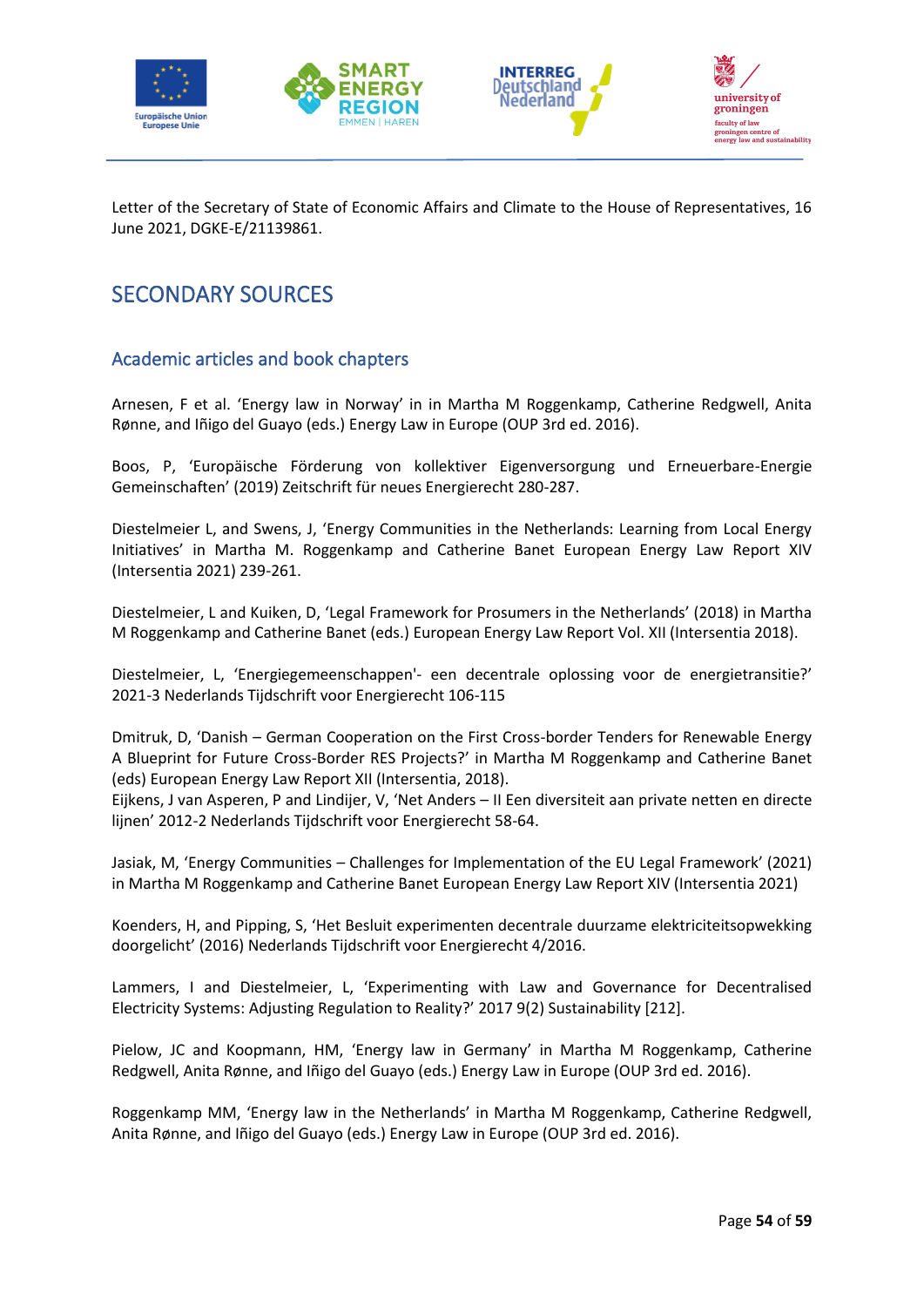Letter of the Secretary of State of Economic Affairs and Climate to the House of Representatives, 16 June 2021, DGKE-E/21139861.

# SECONDARY SOURCES

## Academic articles and book chapters

Arnesen, F et al. 'Energy law in Norway' in in Martha M Roggenkamp, Catherine Redgwell, Anita Rønne, and Iñigo del Guayo (eds.) Energy Law in Europe (OUP 3rd ed. 2016).

Boos, P, 'Europäische Förderung von kollektiver Eigenversorgung und Erneuerbare-Energie Gemeinschaften' (2019) Zeitschrift für neues Energierecht 280-287.

Diestelmeier L, and Swens, J, 'Energy Communities in the Netherlands: Learning from Local Energy Initiatives' in Martha M. Roggenkamp and Catherine Banet European Energy Law Report XIV (Intersentia 2021) 239-261.

Diestelmeier, L and Kuiken, D, 'Legal Framework for Prosumers in the Netherlands' (2018) in Martha M Roggenkamp and Catherine Banet (eds.) European Energy Law Report Vol. XII (Intersentia 2018).

Diestelmeier, L, 'Energiegemeenschappen'- een decentrale oplossing voor de energietransitie?' 2021-3 Nederlands Tijdschrift voor Energierecht 106-115

Dmitruk, D, 'Danish – German Cooperation on the First Cross-border Tenders for Renewable Energy A Blueprint for Future Cross-Border RES Projects?' in Martha M Roggenkamp and Catherine Banet (eds) European Energy Law Report XII (Intersentia, 2018).

Eijkens, J van Asperen, P and Lindijer, V, 'Net Anders – II Een diversiteit aan private netten en directe lijnen' 2012-2 Nederlands Tijdschrift voor Energierecht 58-64.

Jasiak, M, 'Energy Communities – Challenges for Implementation of the EU Legal Framework' (2021) in Martha M Roggenkamp and Catherine Banet European Energy Law Report XIV (Intersentia 2021)

Koenders, H, and Pipping, S, 'Het Besluit experimenten decentrale duurzame elektriciteitsopwekking doorgelicht' (2016) Nederlands Tijdschrift voor Energierecht 4/2016.

Lammers, I and Diestelmeier, L, 'Experimenting with Law and Governance for Decentralised Electricity Systems: Adjusting Regulation to Reality?' 2017 9(2) Sustainability [212].

Pielow, JC and Koopmann, HM, 'Energy law in Germany' in Martha M Roggenkamp, Catherine Redgwell, Anita Rønne, and Iñigo del Guayo (eds.) Energy Law in Europe (OUP 3rd ed. 2016).

Roggenkamp MM, 'Energy law in the Netherlands' in Martha M Roggenkamp, Catherine Redgwell, Anita Rønne, and Iñigo del Guayo (eds.) Energy Law in Europe (OUP 3rd ed. 2016).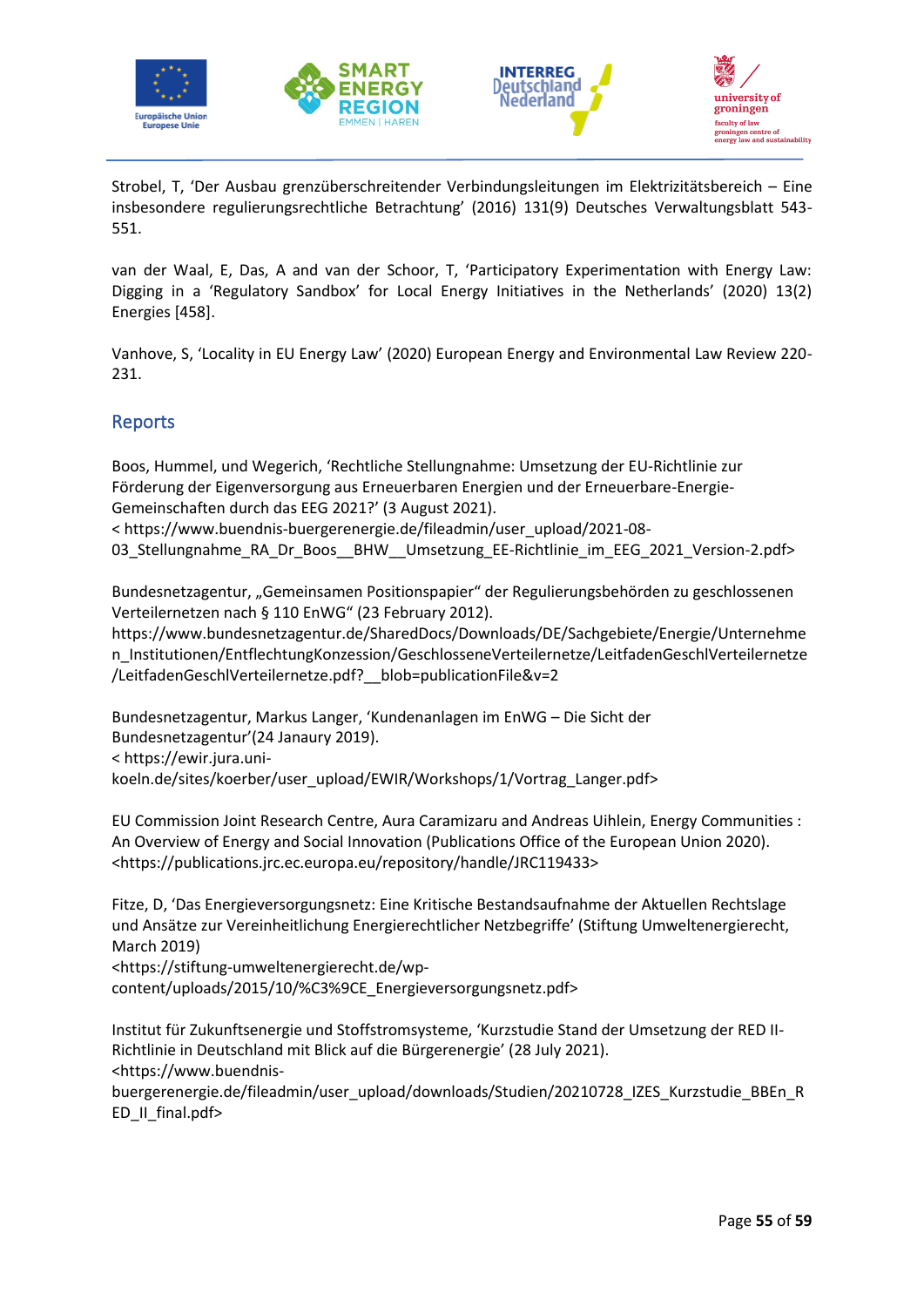Strobel, T, 'Der Ausbau grenzüberschreitender Verbindungsleitungen im Elektrizitätsbereich – Eine insbesondere regulierungsrechtliche Betrachtung' (2016) 131(9) Deutsches Verwaltungsblatt 543-551.

van der Waal, E, Das, A and van der Schoor, T, 'Participatory Experimentation with Energy Law: Digging in a 'Regulatory Sandbox' for Local Energy Initiatives in the Netherlands' (2020) 13(2) Energies [458].

Vanhove, S, 'Locality in EU Energy Law' (2020) European Energy and Environmental Law Review 220-231.

## Reports

Boos, Hummel, und Wegerich, 'Rechtliche Stellungnahme: Umsetzung der EU-Richtlinie zur Förderung der Eigenversorgung aus Erneuerbaren Energien und der Erneuerbare-Energie-Gemeinschaften durch das EEG 2021?' (3 August 2021).
< https://www.buendnis-buergerenergie.de/fileadmin/user_upload/2021-08-03_Stellungnahme_RA_Dr_Boos__BHW__Umsetzung_EE-Richtlinie_im_EEG_2021_Version-2.pdf>

Bundesnetzagentur, „Gemeinsamen Positionspapier" der Regulierungsbehörden zu geschlossenen Verteilernetzen nach § 110 EnWG" (23 February 2012).
https://www.bundesnetzagentur.de/SharedDocs/Downloads/DE/Sachgebiete/Energie/Unternehmen_Institutionen/EntflechtungKonzession/GeschlosseneVerteilernetze/LeitfadenGeschlVerteilernetze/LeitfadenGeschlVerteilernetze.pdf?__blob=publicationFile&v=2

Bundesnetzagentur, Markus Langer, 'Kundenanlagen im EnWG – Die Sicht der Bundesnetzagentur'(24 Janaury 2019).
< https://ewir.jura.uni-koeln.de/sites/koerber/user_upload/EWIR/Workshops/1/Vortrag_Langer.pdf>

EU Commission Joint Research Centre, Aura Caramizaru and Andreas Uihlein, Energy Communities : An Overview of Energy and Social Innovation (Publications Office of the European Union 2020).
<https://publications.jrc.ec.europa.eu/repository/handle/JRC119433>

Fitze, D, 'Das Energieversorgungsnetz: Eine Kritische Bestandsaufnahme der Aktuellen Rechtslage und Ansätze zur Vereinheitlichung Energierechtlicher Netzbegriffe' (Stiftung Umweltenergierecht, March 2019)
<https://stiftung-umweltenergierecht.de/wp-content/uploads/2015/10/%C3%9CE_Energieversorgungsnetz.pdf>

Institut für Zukunftsenergie und Stoffstromsysteme, 'Kurzstudie Stand der Umsetzung der RED II-Richtlinie in Deutschland mit Blick auf die Bürgerenergie' (28 July 2021).
<https://www.buendnis-buergerenergie.de/fileadmin/user_upload/downloads/Studien/20210728_IZES_Kurzstudie_BBEn_RED_II_final.pdf>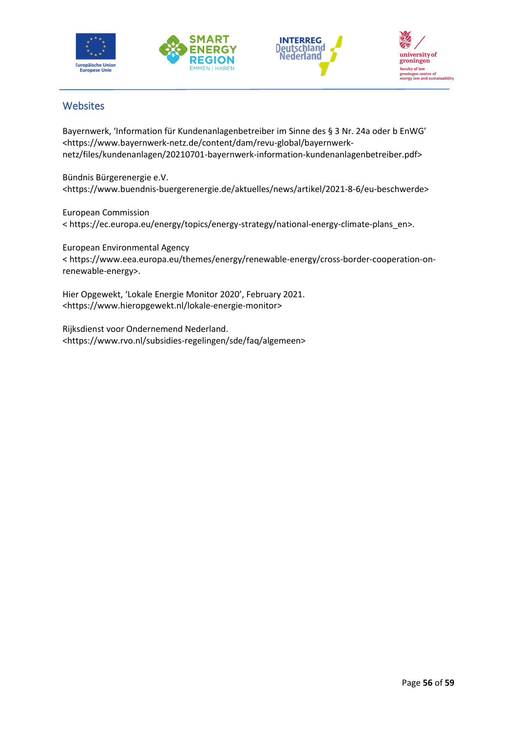## Websites

Bayernwerk, 'Information für Kundenanlagenbetreiber im Sinne des § 3 Nr. 24a oder b EnWG' <https://www.bayernwerk-netz.de/content/dam/revu-global/bayernwerk-netz/files/kundenanlagen/20210701-bayernwerk-information-kundenanlagenbetreiber.pdf>

Bündnis Bürgerenergie e.V.
<https://www.buendnis-buergerenergie.de/aktuelles/news/artikel/2021-8-6/eu-beschwerde>

European Commission
< https://ec.europa.eu/energy/topics/energy-strategy/national-energy-climate-plans_en>.

European Environmental Agency
< https://www.eea.europa.eu/themes/energy/renewable-energy/cross-border-cooperation-on-renewable-energy>.

Hier Opgewekt, 'Lokale Energie Monitor 2020', February 2021.
<https://www.hieropgewekt.nl/lokale-energie-monitor>

Rijksdienst voor Ondernemend Nederland.
<https://www.rvo.nl/subsidies-regelingen/sde/faq/algemeen>